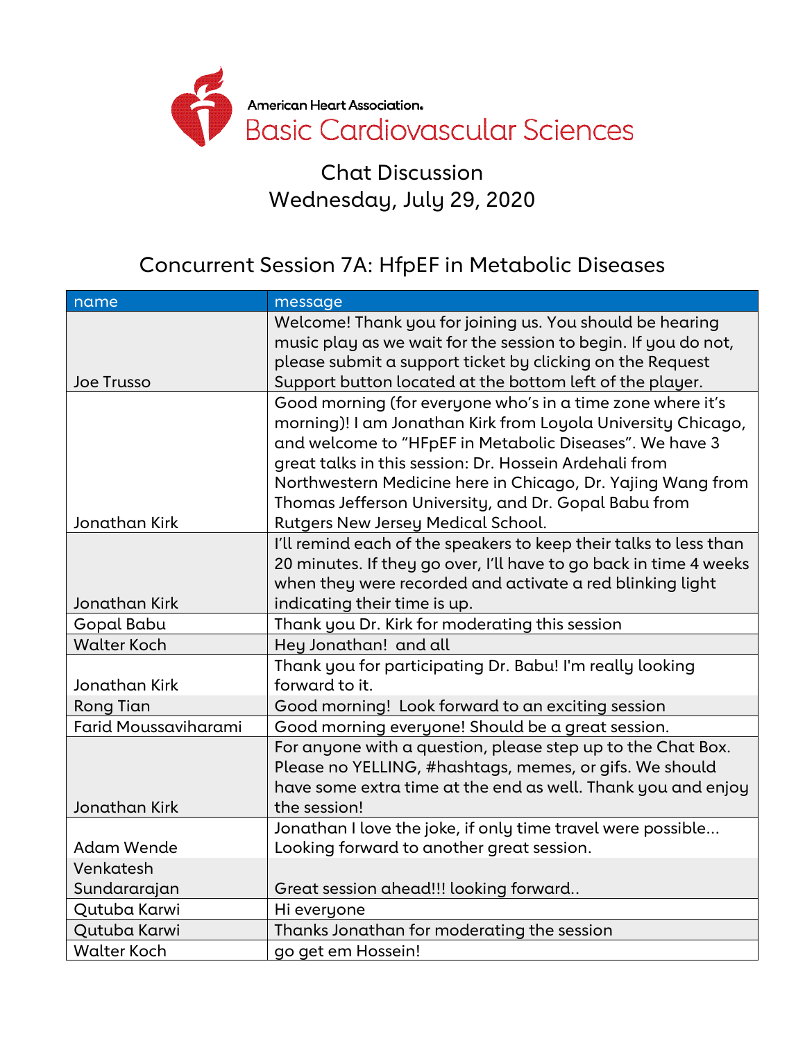American Heart Association.

# Basic Cardiovascular Sciences

## Chat Discussion
## Wednesday, July 29, 2020

## Concurrent Session 7A: HfpEF in Metabolic Diseases

| name | message |
| --- | --- |
| Joe Trusso | Welcome! Thank you for joining us. You should be hearing music play as we wait for the session to begin. If you do not, please submit a support ticket by clicking on the Request Support button located at the bottom left of the player. |
| Jonathan Kirk | Good morning (for everyone who's in a time zone where it's morning)! I am Jonathan Kirk from Loyola University Chicago, and welcome to "HFpEF in Metabolic Diseases". We have 3 great talks in this session: Dr. Hossein Ardehali from Northwestern Medicine here in Chicago, Dr. Yajing Wang from Thomas Jefferson University, and Dr. Gopal Babu from Rutgers New Jersey Medical School. |
| Jonathan Kirk | I'll remind each of the speakers to keep their talks to less than 20 minutes. If they go over, I'll have to go back in time 4 weeks when they were recorded and activate a red blinking light indicating their time is up. |
| Gopal Babu | Thank you Dr. Kirk for moderating this session |
| Walter Koch | Hey Jonathan! and all |
| Jonathan Kirk | Thank you for participating Dr. Babu! I'm really looking forward to it. |
| Rong Tian | Good morning! Look forward to an exciting session |
| Farid Moussaviharami | Good morning everyone! Should be a great session. |
| Jonathan Kirk | For anyone with a question, please step up to the Chat Box. Please no YELLING, #hashtags, memes, or gifs. We should have some extra time at the end as well. Thank you and enjoy the session! |
| Adam Wende | Jonathan I love the joke, if only time travel were possible... Looking forward to another great session. |
| Venkatesh Sundararajan | Great session ahead!!! looking forward.. |
| Qutuba Karwi | Hi everyone |
| Qutuba Karwi | Thanks Jonathan for moderating the session |
| Walter Koch | go get em Hossein! |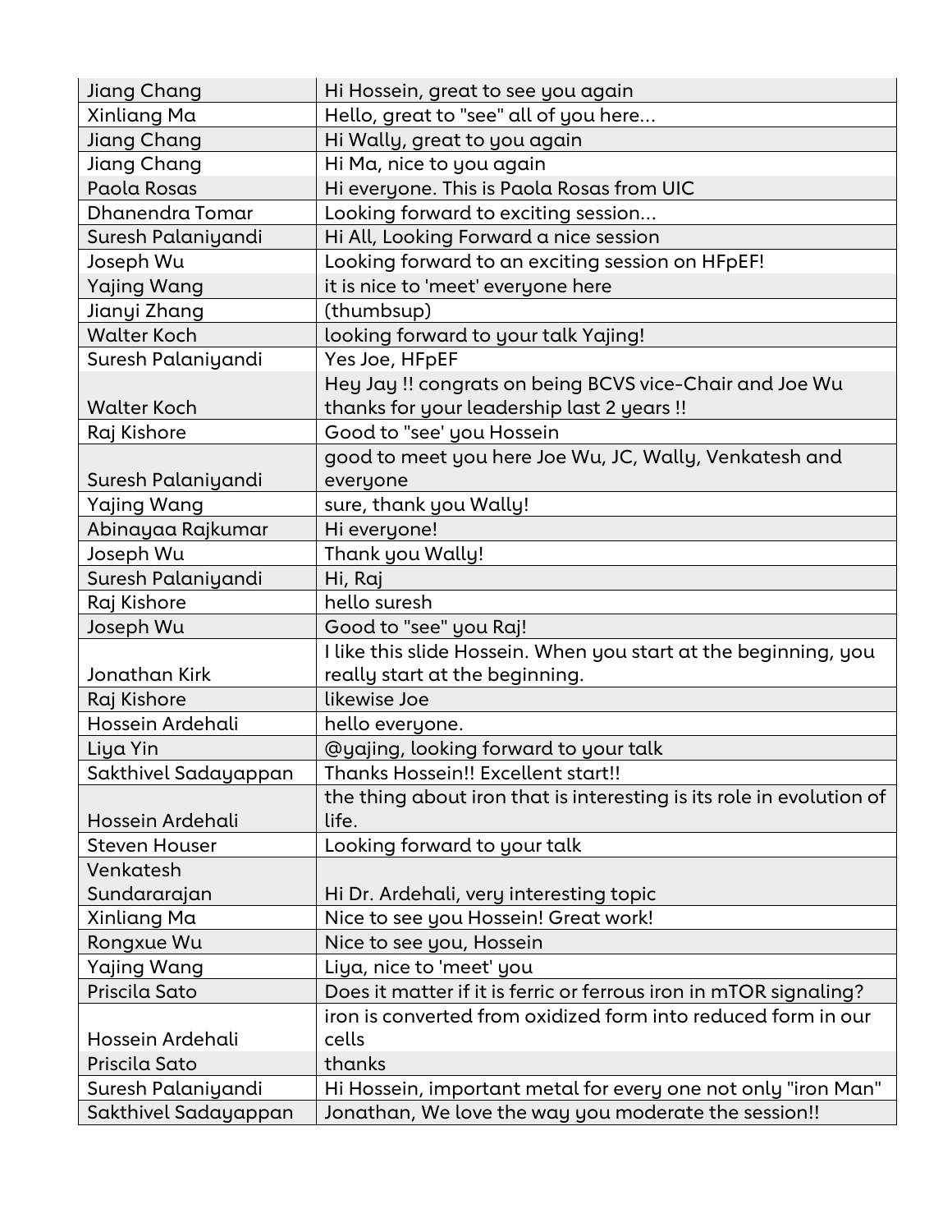| Jiang Chang | Hi Hossein, great to see you again |
|---|---|
| Xinliang Ma | Hello, great to "see" all of you here... |
| Jiang Chang | Hi Wally, great to you again |
| Jiang Chang | Hi Ma, nice to you again |
| Paola Rosas | Hi everyone. This is Paola Rosas from UIC |
| Dhanendra Tomar | Looking forward to exciting session... |
| Suresh Palaniyandi | Hi All, Looking Forward a nice session |
| Joseph Wu | Looking forward to an exciting session on HFpEF! |
| Yajing Wang | it is nice to 'meet' everyone here |
| Jianyi Zhang | (thumbsup) |
| Walter Koch | looking forward to your talk Yajing! |
| Suresh Palaniyandi | Yes Joe, HFpEF |
| Walter Koch | Hey Jay !! congrats on being BCVS vice-Chair and Joe Wu thanks for your leadership last 2 years !! |
| Raj Kishore | Good to "see' you Hossein |
| Suresh Palaniyandi | good to meet you here Joe Wu, JC, Wally, Venkatesh and everyone |
| Yajing Wang | sure, thank you Wally! |
| Abinayaa Rajkumar | Hi everyone! |
| Joseph Wu | Thank you Wally! |
| Suresh Palaniyandi | Hi, Raj |
| Raj Kishore | hello suresh |
| Joseph Wu | Good to "see" you Raj! |
| Jonathan Kirk | I like this slide Hossein. When you start at the beginning, you really start at the beginning. |
| Raj Kishore | likewise Joe |
| Hossein Ardehali | hello everyone. |
| Liya Yin | @yajing, looking forward to your talk |
| Sakthivel Sadayappan | Thanks Hossein!! Excellent start!! |
| Hossein Ardehali | the thing about iron that is interesting is its role in evolution of life. |
| Steven Houser | Looking forward to your talk |
| Venkatesh Sundararajan | Hi Dr. Ardehali, very interesting topic |
| Xinliang Ma | Nice to see you Hossein! Great work! |
| Rongxue Wu | Nice to see you, Hossein |
| Yajing Wang | Liya, nice to 'meet' you |
| Priscila Sato | Does it matter if it is ferric or ferrous iron in mTOR signaling? |
| Hossein Ardehali | iron is converted from oxidized form into reduced form in our cells |
| Priscila Sato | thanks |
| Suresh Palaniyandi | Hi Hossein, important metal for every one not only "iron Man" |
| Sakthivel Sadayappan | Jonathan, We love the way you moderate the session!! |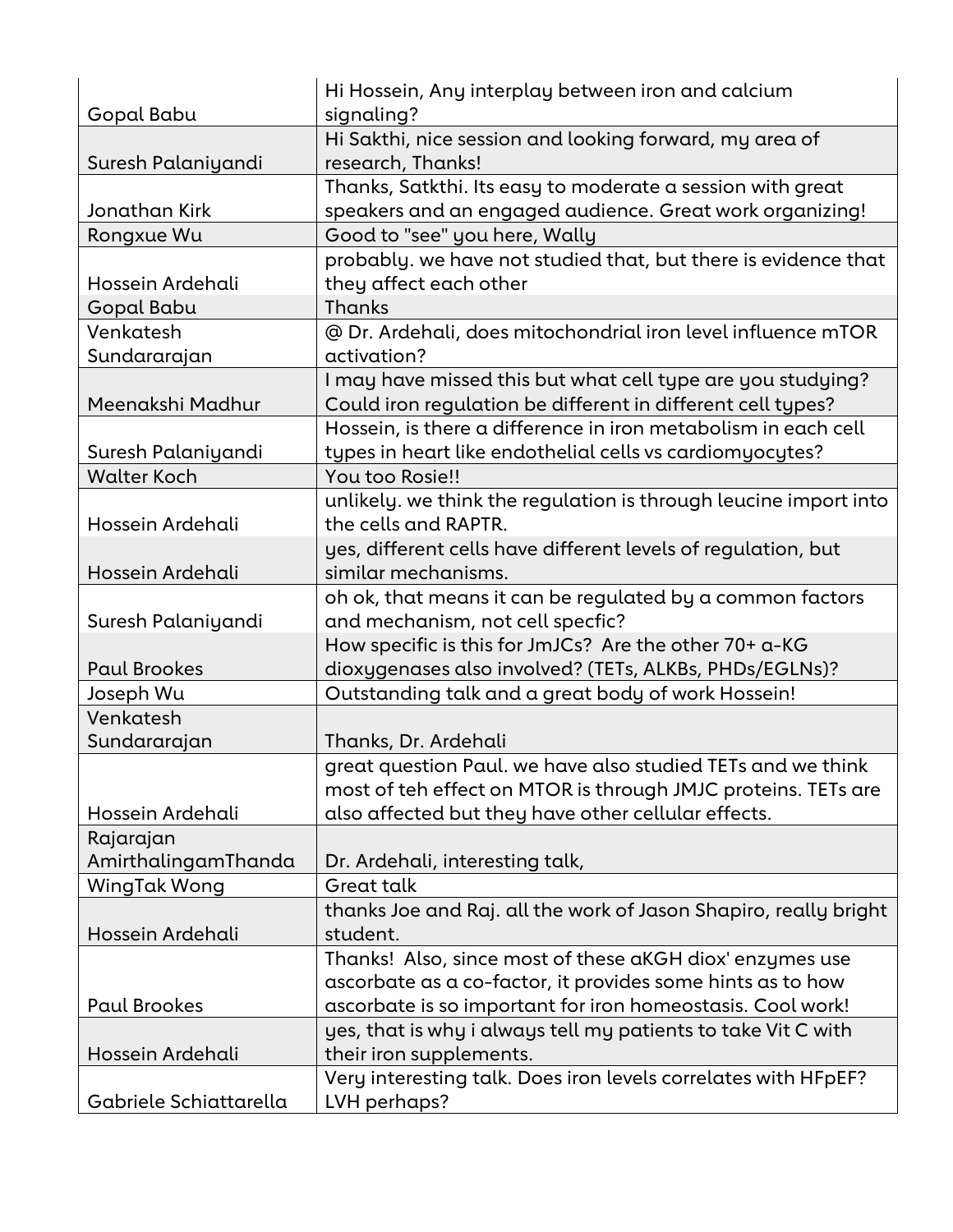| | |
|---|---|
| Gopal Babu | Hi Hossein, Any interplay between iron and calcium signaling? |
| Suresh Palaniyandi | Hi Sakthi, nice session and looking forward, my area of research, Thanks! |
| Jonathan Kirk | Thanks, Satkthi. Its easy to moderate a session with great speakers and an engaged audience. Great work organizing! |
| Rongxue Wu | Good to "see" you here, Wally |
| Hossein Ardehali | probably. we have not studied that, but there is evidence that they affect each other |
| Gopal Babu | Thanks |
| Venkatesh Sundararajan | @ Dr. Ardehali, does mitochondrial iron level influence mTOR activation? |
| Meenakshi Madhur | I may have missed this but what cell type are you studying? Could iron regulation be different in different cell types? |
| Suresh Palaniyandi | Hossein, is there a difference in iron metabolism in each cell types in heart like endothelial cells vs cardiomyocytes? |
| Walter Koch | You too Rosie!! |
| Hossein Ardehali | unlikely. we think the regulation is through leucine import into the cells and RAPTR. |
| Hossein Ardehali | yes, different cells have different levels of regulation, but similar mechanisms. |
| Suresh Palaniyandi | oh ok, that means it can be regulated by a common factors and mechanism, not cell specfic? |
| Paul Brookes | How specific is this for JmJCs? Are the other 70+ α-KG dioxygenases also involved? (TETs, ALKBs, PHDs/EGLNs)? |
| Joseph Wu | Outstanding talk and a great body of work Hossein! |
| Venkatesh Sundararajan | Thanks, Dr. Ardehali |
| Hossein Ardehali | great question Paul. we have also studied TETs and we think most of teh effect on MTOR is through JMJC proteins. TETs are also affected but they have other cellular effects. |
| Rajarajan AmirthalingamThanda | Dr. Ardehali, interesting talk, |
| WingTak Wong | Great talk |
| Hossein Ardehali | thanks Joe and Raj. all the work of Jason Shapiro, really bright student. |
| Paul Brookes | Thanks! Also, since most of these aKGH diox' enzymes use ascorbate as a co-factor, it provides some hints as to how ascorbate is so important for iron homeostasis. Cool work! |
| Hossein Ardehali | yes, that is why i always tell my patients to take Vit C with their iron supplements. |
| Gabriele Schiattarella | Very interesting talk. Does iron levels correlates with HFpEF? LVH perhaps? |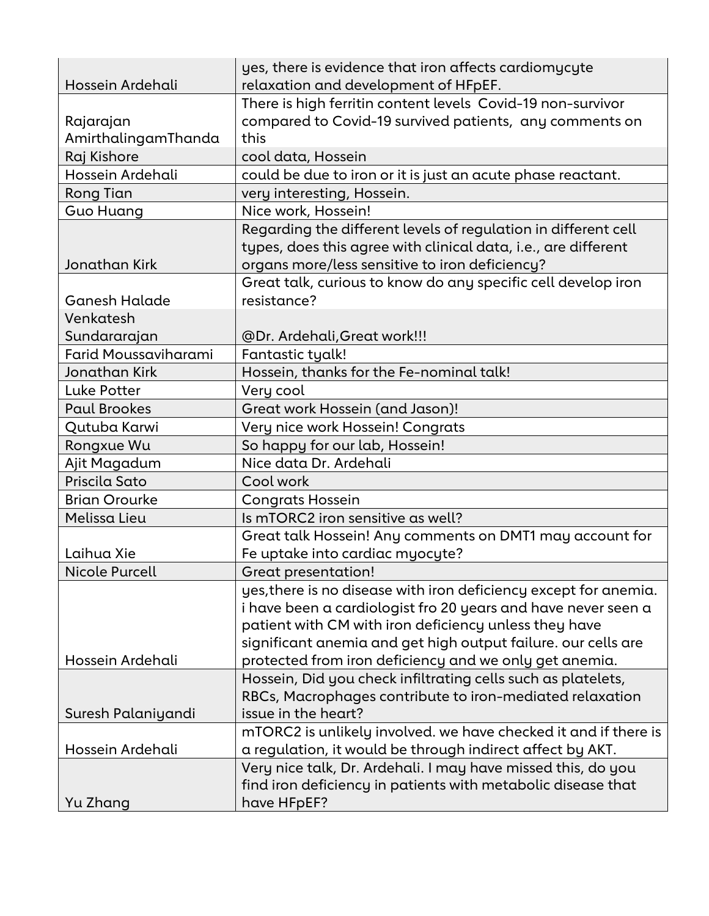| | |
|---|---|
| Hossein Ardehali | yes, there is evidence that iron affects cardiomycyte relaxation and development of HFpEF. |
| Rajarajan AmirthalingamThanda | There is high ferritin content levels Covid-19 non-survivor compared to Covid-19 survived patients, any comments on this |
| Raj Kishore | cool data, Hossein |
| Hossein Ardehali | could be due to iron or it is just an acute phase reactant. |
| Rong Tian | very interesting, Hossein. |
| Guo Huang | Nice work, Hossein! |
| Jonathan Kirk | Regarding the different levels of regulation in different cell types, does this agree with clinical data, i.e., are different organs more/less sensitive to iron deficiency? |
| Ganesh Halade | Great talk, curious to know do any specific cell develop iron resistance? |
| Venkatesh Sundararajan | @Dr. Ardehali,Great work!!! |
| Farid Moussaviharami | Fantastic tyalk! |
| Jonathan Kirk | Hossein, thanks for the Fe-nominal talk! |
| Luke Potter | Very cool |
| Paul Brookes | Great work Hossein (and Jason)! |
| Qutuba Karwi | Very nice work Hossein! Congrats |
| Rongxue Wu | So happy for our lab, Hossein! |
| Ajit Magadum | Nice data Dr. Ardehali |
| Priscila Sato | Cool work |
| Brian Orourke | Congrats Hossein |
| Melissa Lieu | Is mTORC2 iron sensitive as well? |
| Laihua Xie | Great talk Hossein! Any comments on DMT1 may account for Fe uptake into cardiac myocyte? |
| Nicole Purcell | Great presentation! |
| Hossein Ardehali | yes,there is no disease with iron deficiency except for anemia. i have been a cardiologist fro 20 years and have never seen a patient with CM with iron deficiency unless they have significant anemia and get high output failure. our cells are protected from iron deficiency and we only get anemia. |
| Suresh Palaniyandi | Hossein, Did you check infiltrating cells such as platelets, RBCs, Macrophages contribute to iron-mediated relaxation issue in the heart? |
| Hossein Ardehali | mTORC2 is unlikely involved. we have checked it and if there is a regulation, it would be through indirect affect by AKT. |
| Yu Zhang | Very nice talk, Dr. Ardehali. I may have missed this, do you find iron deficiency in patients with metabolic disease that have HFpEF? |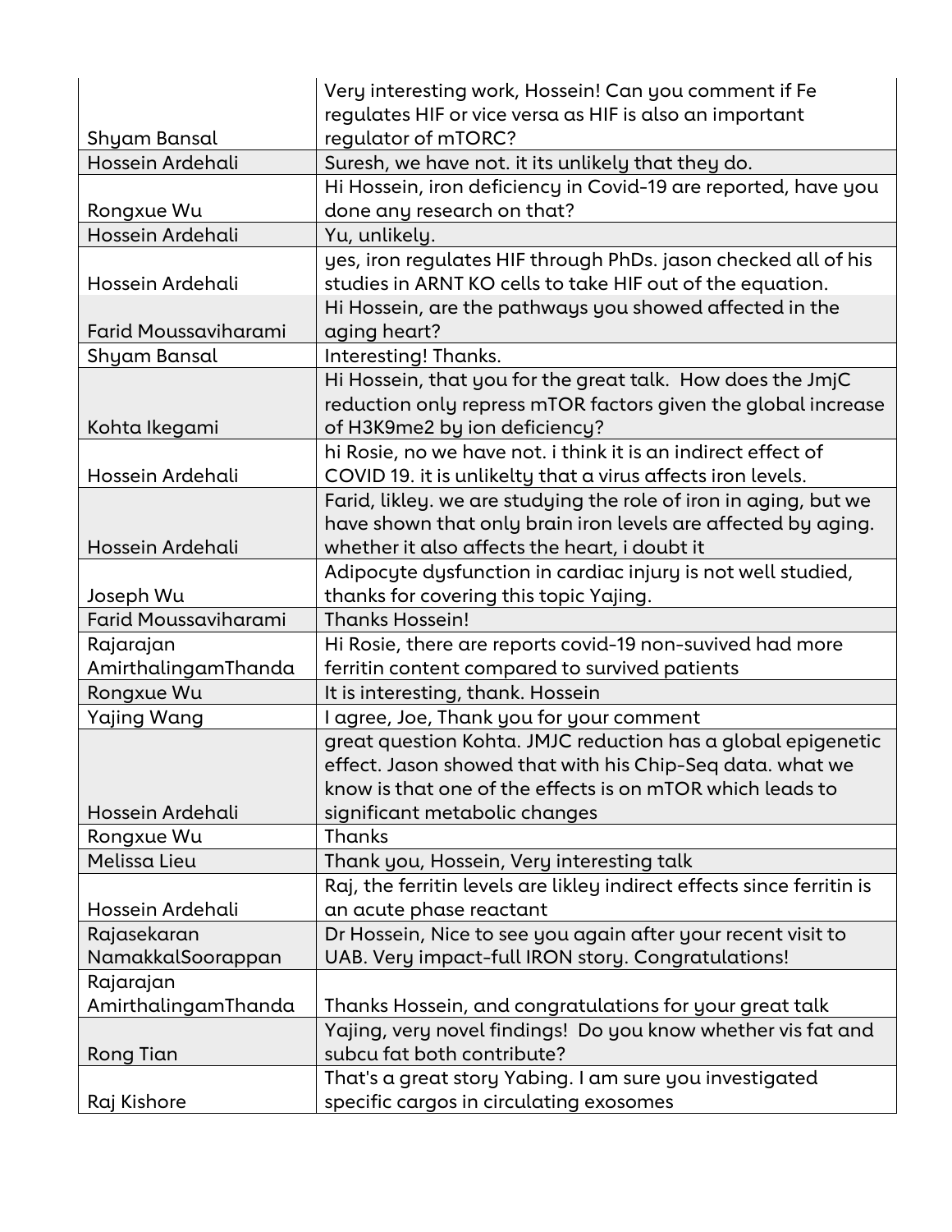| | |
|---|---|
| Shyam Bansal | Very interesting work, Hossein! Can you comment if Fe regulates HIF or vice versa as HIF is also an important regulator of mTORC? |
| Hossein Ardehali | Suresh, we have not. it its unlikely that they do. |
| Rongxue Wu | Hi Hossein, iron deficiency in Covid-19 are reported, have you done any research on that? |
| Hossein Ardehali | Yu, unlikely. |
| Hossein Ardehali | yes, iron regulates HIF through PhDs. jason checked all of his studies in ARNT KO cells to take HIF out of the equation. |
| Farid Moussaviharami | Hi Hossein, are the pathways you showed affected in the aging heart? |
| Shyam Bansal | Interesting! Thanks. |
| Kohta Ikegami | Hi Hossein, that you for the great talk. How does the JmjC reduction only repress mTOR factors given the global increase of H3K9me2 by ion deficiency? |
| Hossein Ardehali | hi Rosie, no we have not. i think it is an indirect effect of COVID 19. it is unlikelty that a virus affects iron levels. |
| Hossein Ardehali | Farid, likley. we are studying the role of iron in aging, but we have shown that only brain iron levels are affected by aging. whether it also affects the heart, i doubt it |
| Joseph Wu | Adipocyte dysfunction in cardiac injury is not well studied, thanks for covering this topic Yajing. |
| Farid Moussaviharami | Thanks Hossein! |
| Rajarajan AmirthalingamThanda | Hi Rosie, there are reports covid-19 non-suvived had more ferritin content compared to survived patients |
| Rongxue Wu | It is interesting, thank. Hossein |
| Yajing Wang | I agree, Joe, Thank you for your comment |
| Hossein Ardehali | great question Kohta. JMJC reduction has a global epigenetic effect. Jason showed that with his Chip-Seq data. what we know is that one of the effects is on mTOR which leads to significant metabolic changes |
| Rongxue Wu | Thanks |
| Melissa Lieu | Thank you, Hossein, Very interesting talk |
| Hossein Ardehali | Raj, the ferritin levels are likley indirect effects since ferritin is an acute phase reactant |
| Rajasekaran NamakkalSoorappan | Dr Hossein, Nice to see you again after your recent visit to UAB. Very impact-full IRON story. Congratulations! |
| Rajarajan AmirthalingamThanda | Thanks Hossein, and congratulations for your great talk |
| Rong Tian | Yajing, very novel findings! Do you know whether vis fat and subcu fat both contribute? |
| Raj Kishore | That's a great story Yabing. I am sure you investigated specific cargos in circulating exosomes |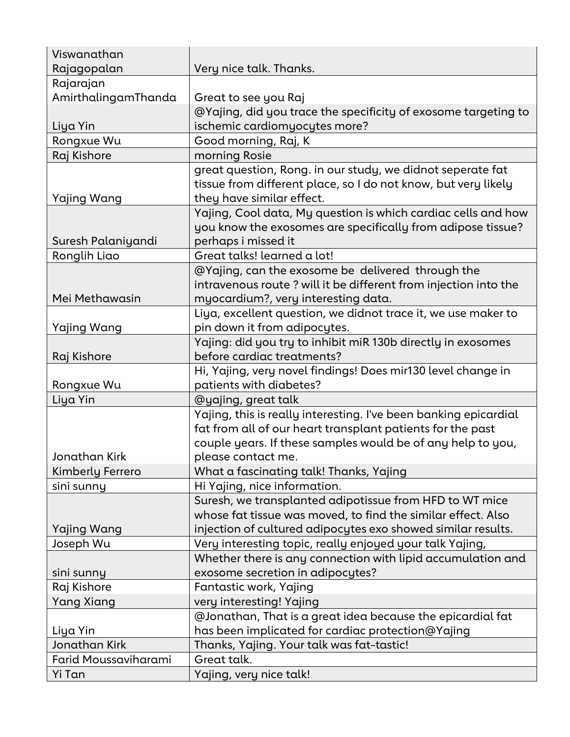| | |
|---|---|
| Viswanathan Rajagopalan | Very nice talk. Thanks. |
| Rajarajan AmirthalingamThanda | Great to see you Raj |
| Liya Yin | @Yajing, did you trace the specificity of exosome targeting to ischemic cardiomyocytes more? |
| Rongxue Wu | Good morning, Raj, K |
| Raj Kishore | morning Rosie |
| Yajing Wang | great question, Rong. in our study, we didnot seperate fat tissue from different place, so I do not know, but very likely they have similar effect. |
| Suresh Palaniyandi | Yajing, Cool data, My question is which cardiac cells and how you know the exosomes are specifically from adipose tissue? perhaps i missed it |
| Ronglih Liao | Great talks! learned a lot! |
| Mei Methawasin | @Yajing, can the exosome be delivered through the intravenous route ? will it be different from injection into the myocardium?, very interesting data. |
| Yajing Wang | Liya, excellent question, we didnot trace it, we use maker to pin down it from adipocytes. |
| Raj Kishore | Yajing: did you try to inhibit miR 130b directly in exosomes before cardiac treatments? |
| Rongxue Wu | Hi, Yajing, very novel findings! Does mir130 level change in patients with diabetes? |
| Liya Yin | @yajing, great talk |
| Jonathan Kirk | Yajing, this is really interesting. I've been banking epicardial fat from all of our heart transplant patients for the past couple years. If these samples would be of any help to you, please contact me. |
| Kimberly Ferrero | What a fascinating talk! Thanks, Yajing |
| sini sunny | Hi Yajing, nice information. |
| Yajing Wang | Suresh, we transplanted adipotissue from HFD to WT mice whose fat tissue was moved, to find the similar effect. Also injection of cultured adipocytes exo showed similar results. |
| Joseph Wu | Very interesting topic, really enjoyed your talk Yajing, |
| sini sunny | Whether there is any connection with lipid accumulation and exosome secretion in adipocytes? |
| Raj Kishore | Fantastic work, Yajing |
| Yang Xiang | very interesting! Yajing |
| Liya Yin | @Jonathan, That is a great idea because the epicardial fat has been implicated for cardiac protection@Yajing |
| Jonathan Kirk | Thanks, Yajing. Your talk was fat-tastic! |
| Farid Moussaviharami | Great talk. |
| Yi Tan | Yajing, very nice talk! |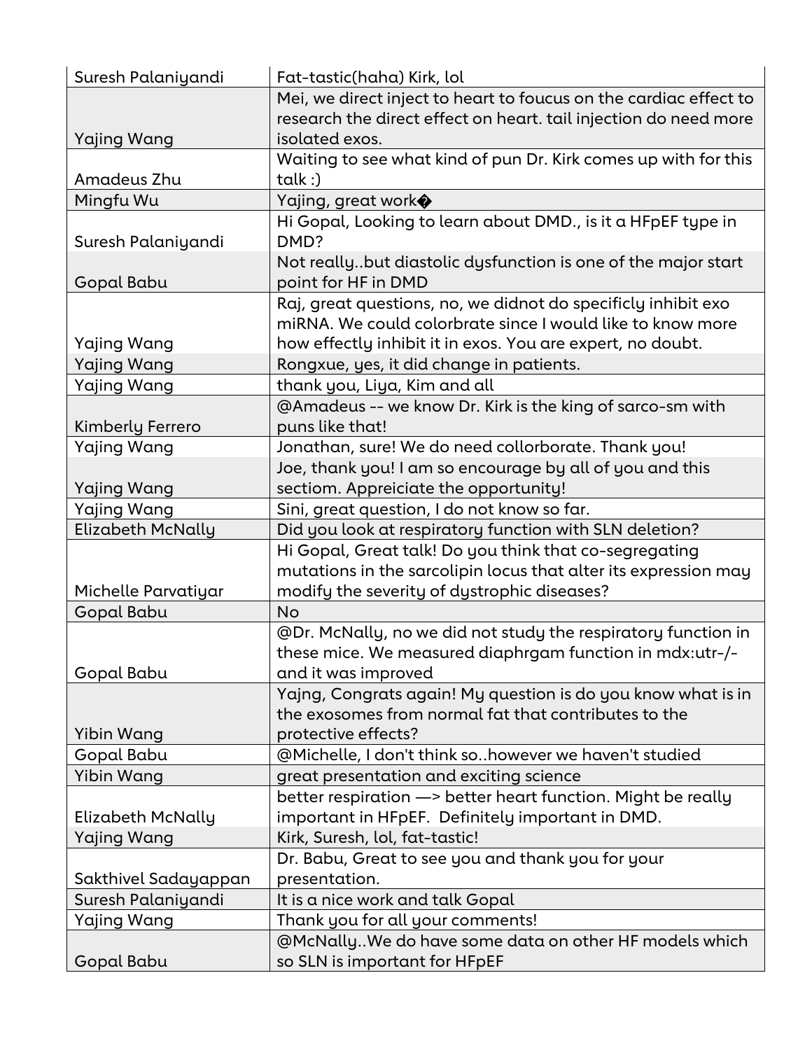| Suresh Palaniyandi | Fat-tastic(haha) Kirk, lol |
|---|---|
| Yajing Wang | Mei, we direct inject to heart to foucus on the cardiac effect to research the direct effect on heart. tail injection do need more isolated exos. |
| Amadeus Zhu | Waiting to see what kind of pun Dr. Kirk comes up with for this talk :) |
| Mingfu Wu | Yajing, great work� |
| Suresh Palaniyandi | Hi Gopal, Looking to learn about DMD., is it a HFpEF type in DMD? |
| Gopal Babu | Not really..but diastolic dysfunction is one of the major start point for HF in DMD |
| Yajing Wang | Raj, great questions, no, we didnot do specificly inhibit exo miRNA. We could colorbrate since I would like to know more how effectly inhibit it in exos. You are expert, no doubt. |
| Yajing Wang | Rongxue, yes, it did change in patients. |
| Yajing Wang | thank you, Liya, Kim and all |
| Kimberly Ferrero | @Amadeus -- we know Dr. Kirk is the king of sarco-sm with puns like that! |
| Yajing Wang | Jonathan, sure! We do need collorborate. Thank you! |
| Yajing Wang | Joe, thank you! I am so encourage by all of you and this sectiom. Appreiciate the opportunity! |
| Yajing Wang | Sini, great question, I do not know so far. |
| Elizabeth McNally | Did you look at respiratory function with SLN deletion? |
| Michelle Parvatiyar | Hi Gopal, Great talk! Do you think that co-segregating mutations in the sarcolipin locus that alter its expression may modify the severity of dystrophic diseases? |
| Gopal Babu | No |
| Gopal Babu | @Dr. McNally, no we did not study the respiratory function in these mice. We measured diaphrgam function in mdx:utr-/- and it was improved |
| Yibin Wang | Yajng, Congrats again! My question is do you know what is in the exosomes from normal fat that contributes to the protective effects? |
| Gopal Babu | @Michelle, I don't think so..however we haven't studied |
| Yibin Wang | great presentation and exciting science |
| Elizabeth McNally | better respiration —> better heart function. Might be really important in HFpEF. Definitely important in DMD. |
| Yajing Wang | Kirk, Suresh, lol, fat-tastic! |
| Sakthivel Sadayappan | Dr. Babu, Great to see you and thank you for your presentation. |
| Suresh Palaniyandi | It is a nice work and talk Gopal |
| Yajing Wang | Thank you for all your comments! |
| Gopal Babu | @McNally..We do have some data on other HF models which so SLN is important for HFpEF |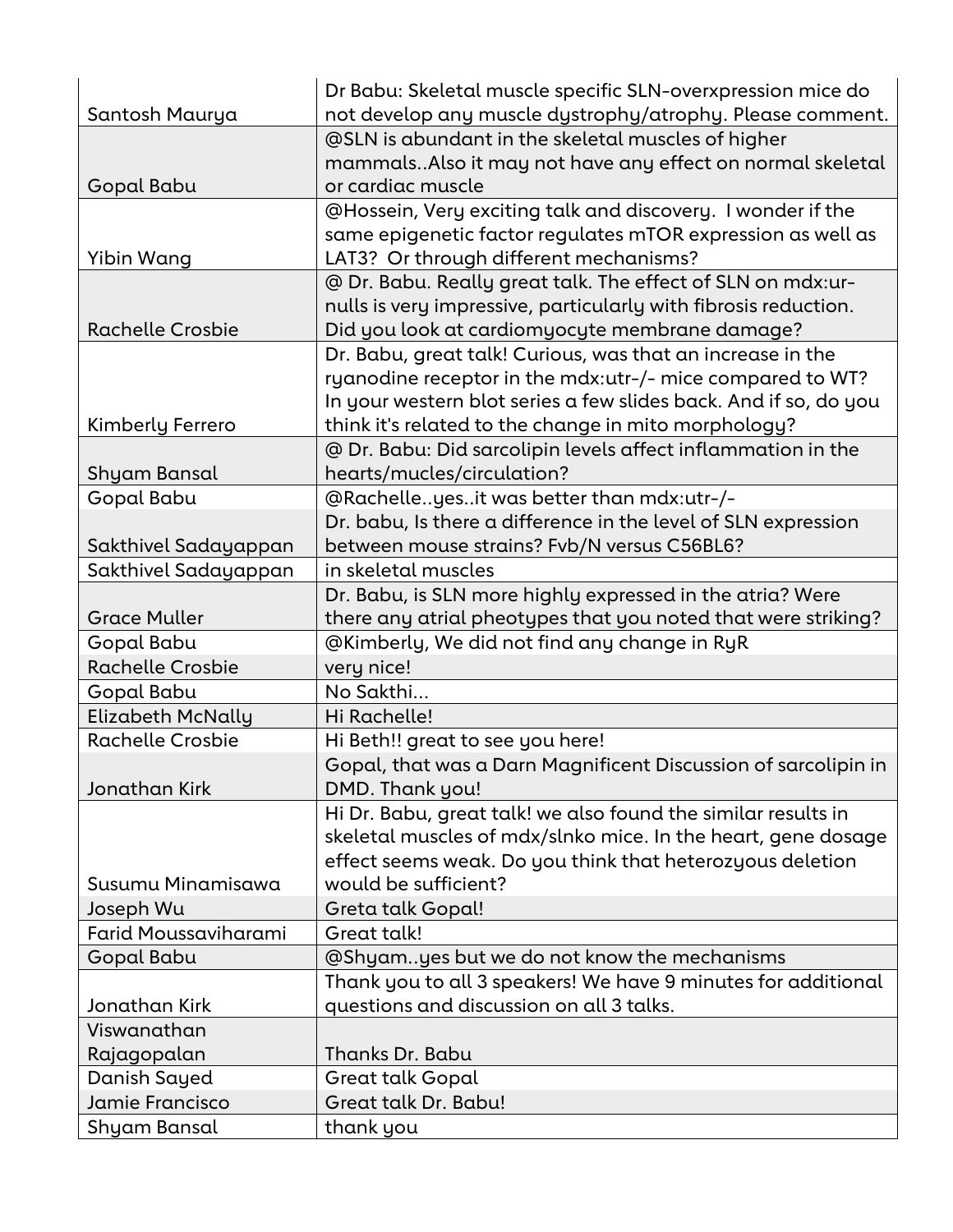| | |
|---|---|
| Santosh Maurya | Dr Babu: Skeletal muscle specific SLN-overxpression mice do not develop any muscle dystrophy/atrophy. Please comment. |
| Gopal Babu | @SLN is abundant in the skeletal muscles of higher mammals..Also it may not have any effect on normal skeletal or cardiac muscle |
| Yibin Wang | @Hossein, Very exciting talk and discovery. I wonder if the same epigenetic factor regulates mTOR expression as well as LAT3? Or through different mechanisms? |
| Rachelle Crosbie | @ Dr. Babu. Really great talk. The effect of SLN on mdx:ur-nulls is very impressive, particularly with fibrosis reduction. Did you look at cardiomyocyte membrane damage? |
| Kimberly Ferrero | Dr. Babu, great talk! Curious, was that an increase in the ryanodine receptor in the mdx:utr-/- mice compared to WT? In your western blot series a few slides back. And if so, do you think it's related to the change in mito morphology? |
| Shyam Bansal | @ Dr. Babu: Did sarcolipin levels affect inflammation in the hearts/mucles/circulation? |
| Gopal Babu | @Rachelle..yes..it was better than mdx:utr-/- |
| Sakthivel Sadayappan | Dr. babu, Is there a difference in the level of SLN expression between mouse strains? Fvb/N versus C56BL6? |
| Sakthivel Sadayappan | in skeletal muscles |
| Grace Muller | Dr. Babu, is SLN more highly expressed in the atria? Were there any atrial pheotypes that you noted that were striking? |
| Gopal Babu | @Kimberly, We did not find any change in RyR |
| Rachelle Crosbie | very nice! |
| Gopal Babu | No Sakthi... |
| Elizabeth McNally | Hi Rachelle! |
| Rachelle Crosbie | Hi Beth!! great to see you here! |
| Jonathan Kirk | Gopal, that was a Darn Magnificent Discussion of sarcolipin in DMD. Thank you! |
| Susumu Minamisawa | Hi Dr. Babu, great talk! we also found the similar results in skeletal muscles of mdx/slnko mice. In the heart, gene dosage effect seems weak. Do you think that heterozyous deletion would be sufficient? |
| Joseph Wu | Greta talk Gopal! |
| Farid Moussaviharami | Great talk! |
| Gopal Babu | @Shyam..yes but we do not know the mechanisms |
| Jonathan Kirk | Thank you to all 3 speakers! We have 9 minutes for additional questions and discussion on all 3 talks. |
| Viswanathan Rajagopalan | Thanks Dr. Babu |
| Danish Sayed | Great talk Gopal |
| Jamie Francisco | Great talk Dr. Babu! |
| Shyam Bansal | thank you |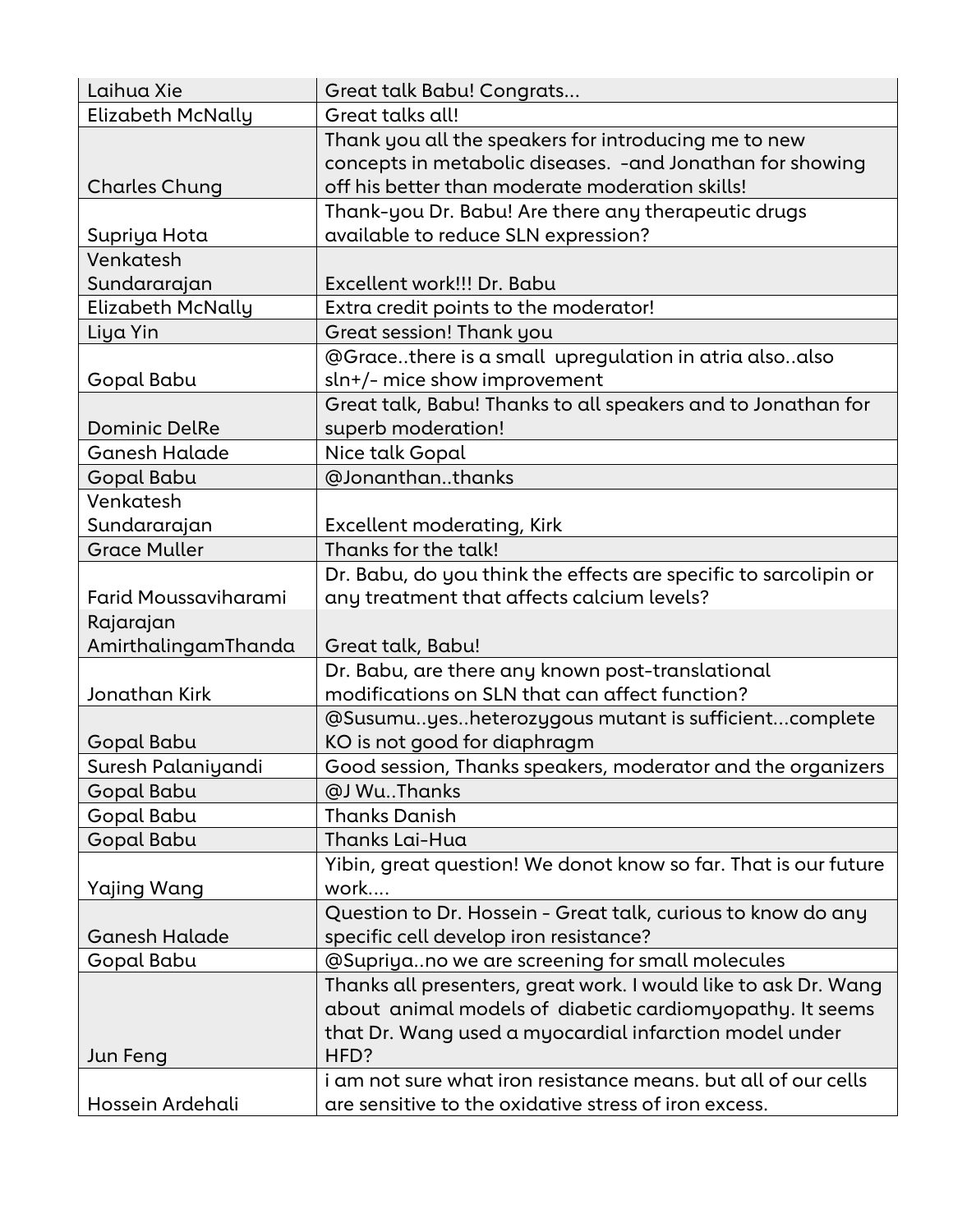| Laihua Xie | Great talk Babu! Congrats... |
|---|---|
| Elizabeth McNally | Great talks all! |
| Charles Chung | Thank you all the speakers for introducing me to new concepts in metabolic diseases. -and Jonathan for showing off his better than moderate moderation skills! |
| Supriya Hota | Thank-you Dr. Babu! Are there any therapeutic drugs available to reduce SLN expression? |
| Venkatesh Sundararajan | Excellent work!!! Dr. Babu |
| Elizabeth McNally | Extra credit points to the moderator! |
| Liya Yin | Great session! Thank you |
| Gopal Babu | @Grace..there is a small upregulation in atria also..also sln+/- mice show improvement |
| Dominic DelRe | Great talk, Babu! Thanks to all speakers and to Jonathan for superb moderation! |
| Ganesh Halade | Nice talk Gopal |
| Gopal Babu | @Jonanthan..thanks |
| Venkatesh Sundararajan | Excellent moderating, Kirk |
| Grace Muller | Thanks for the talk! |
| Farid Moussaviharami | Dr. Babu, do you think the effects are specific to sarcolipin or any treatment that affects calcium levels? |
| Rajarajan AmirthalingamThanda | Great talk, Babu! |
| Jonathan Kirk | Dr. Babu, are there any known post-translational modifications on SLN that can affect function? |
| Gopal Babu | @Susumu..yes..heterozygous mutant is sufficient...complete KO is not good for diaphragm |
| Suresh Palaniyandi | Good session, Thanks speakers, moderator and the organizers |
| Gopal Babu | @J Wu..Thanks |
| Gopal Babu | Thanks Danish |
| Gopal Babu | Thanks Lai-Hua |
| Yajing Wang | Yibin, great question! We donot know so far. That is our future work.... |
| Ganesh Halade | Question to Dr. Hossein - Great talk, curious to know do any specific cell develop iron resistance? |
| Gopal Babu | @Supriya..no we are screening for small molecules |
| Jun Feng | Thanks all presenters, great work. I would like to ask Dr. Wang about animal models of diabetic cardiomyopathy. It seems that Dr. Wang used a myocardial infarction model under HFD? |
| Hossein Ardehali | i am not sure what iron resistance means. but all of our cells are sensitive to the oxidative stress of iron excess. |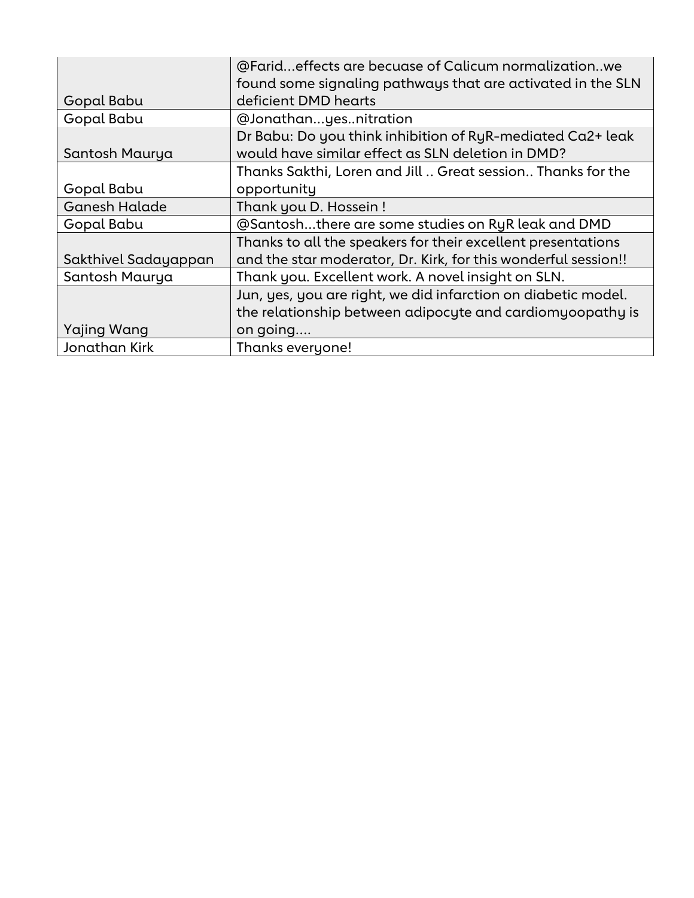| | |
|---|---|
| Gopal Babu | @Farid...effects are becuase of Calicum normalization..we found some signaling pathways that are activated in the SLN deficient DMD hearts |
| Gopal Babu | @Jonathan...yes..nitration |
| Santosh Maurya | Dr Babu: Do you think inhibition of RyR-mediated Ca2+ leak would have similar effect as SLN deletion in DMD? |
| Gopal Babu | Thanks Sakthi, Loren and Jill .. Great session.. Thanks for the opportunity |
| Ganesh Halade | Thank you D. Hossein ! |
| Gopal Babu | @Santosh...there are some studies on RyR leak and DMD |
| Sakthivel Sadayappan | Thanks to all the speakers for their excellent presentations and the star moderator, Dr. Kirk, for this wonderful session!! |
| Santosh Maurya | Thank you. Excellent work. A novel insight on SLN. |
| Yajing Wang | Jun, yes, you are right, we did infarction on diabetic model. the relationship between adipocyte and cardiomyoopathy is on going.... |
| Jonathan Kirk | Thanks everyone! |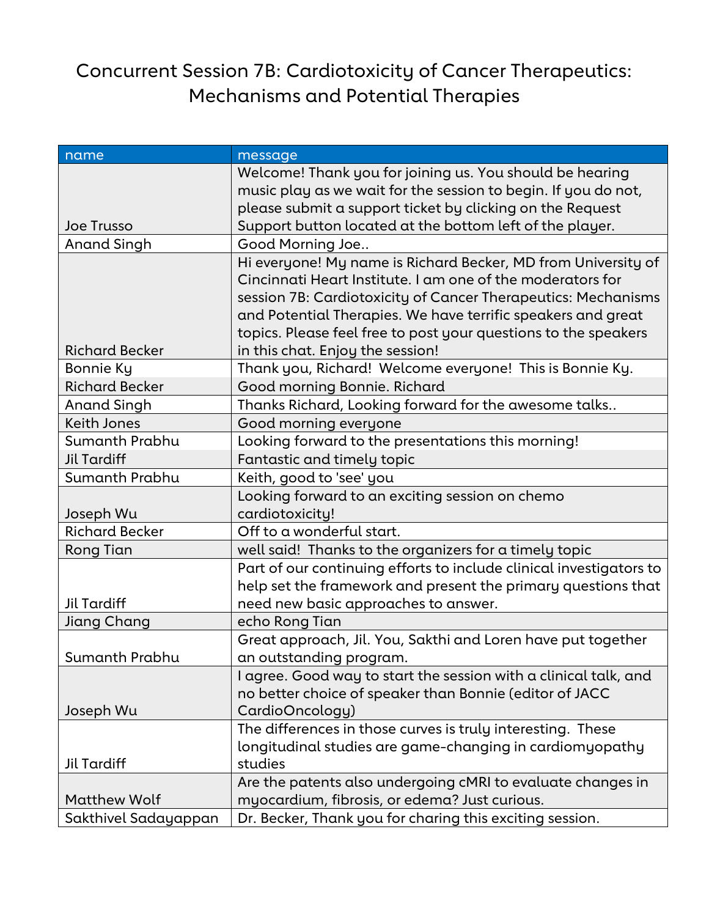# Concurrent Session 7B: Cardiotoxicity of Cancer Therapeutics: Mechanisms and Potential Therapies

| name | message |
|---|---|
| Joe Trusso | Welcome! Thank you for joining us. You should be hearing music play as we wait for the session to begin. If you do not, please submit a support ticket by clicking on the Request Support button located at the bottom left of the player. |
| Anand Singh | Good Morning Joe.. |
| Richard Becker | Hi everyone! My name is Richard Becker, MD from University of Cincinnati Heart Institute. I am one of the moderators for session 7B: Cardiotoxicity of Cancer Therapeutics: Mechanisms and Potential Therapies. We have terrific speakers and great topics. Please feel free to post your questions to the speakers in this chat. Enjoy the session! |
| Bonnie Ky | Thank you, Richard! Welcome everyone! This is Bonnie Ky. |
| Richard Becker | Good morning Bonnie. Richard |
| Anand Singh | Thanks Richard, Looking forward for the awesome talks.. |
| Keith Jones | Good morning everyone |
| Sumanth Prabhu | Looking forward to the presentations this morning! |
| Jil Tardiff | Fantastic and timely topic |
| Sumanth Prabhu | Keith, good to 'see' you |
| Joseph Wu | Looking forward to an exciting session on chemo cardiotoxicity! |
| Richard Becker | Off to a wonderful start. |
| Rong Tian | well said! Thanks to the organizers for a timely topic |
| Jil Tardiff | Part of our continuing efforts to include clinical investigators to help set the framework and present the primary questions that need new basic approaches to answer. |
| Jiang Chang | echo Rong Tian |
| Sumanth Prabhu | Great approach, Jil. You, Sakthi and Loren have put together an outstanding program. |
| Joseph Wu | I agree. Good way to start the session with a clinical talk, and no better choice of speaker than Bonnie (editor of JACC CardioOncology) |
| Jil Tardiff | The differences in those curves is truly interesting. These longitudinal studies are game-changing in cardiomyopathy studies |
| Matthew Wolf | Are the patents also undergoing cMRI to evaluate changes in myocardium, fibrosis, or edema? Just curious. |
| Sakthivel Sadayappan | Dr. Becker, Thank you for charing this exciting session. |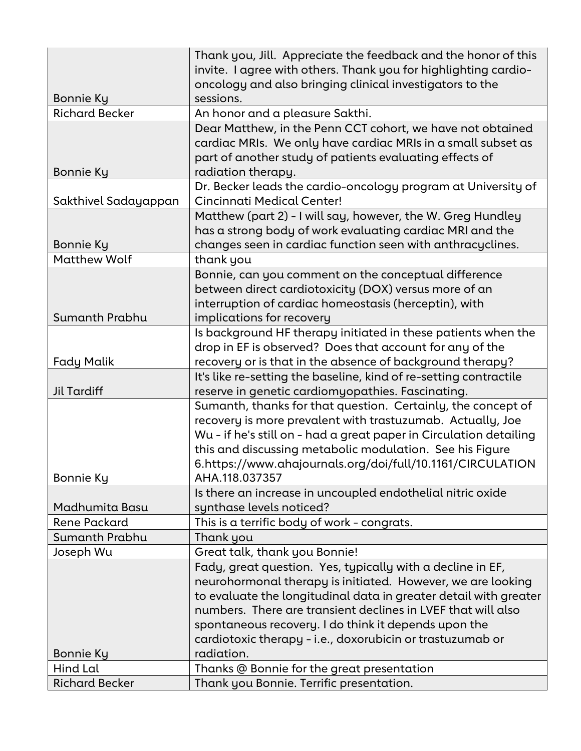| | |
|---|---|
| Bonnie Ky | Thank you, Jill. Appreciate the feedback and the honor of this invite. I agree with others. Thank you for highlighting cardio-oncology and also bringing clinical investigators to the sessions. |
| Richard Becker | An honor and a pleasure Sakthi. |
| Bonnie Ky | Dear Matthew, in the Penn CCT cohort, we have not obtained cardiac MRIs. We only have cardiac MRIs in a small subset as part of another study of patients evaluating effects of radiation therapy. |
| Sakthivel Sadayappan | Dr. Becker leads the cardio-oncology program at University of Cincinnati Medical Center! |
| Bonnie Ky | Matthew (part 2) - I will say, however, the W. Greg Hundley has a strong body of work evaluating cardiac MRI and the changes seen in cardiac function seen with anthracyclines. |
| Matthew Wolf | thank you |
| Sumanth Prabhu | Bonnie, can you comment on the conceptual difference between direct cardiotoxicity (DOX) versus more of an interruption of cardiac homeostasis (herceptin), with implications for recovery |
| Fady Malik | Is background HF therapy initiated in these patients when the drop in EF is observed? Does that account for any of the recovery or is that in the absence of background therapy? |
| Jil Tardiff | It's like re-setting the baseline, kind of re-setting contractile reserve in genetic cardiomyopathies. Fascinating. |
| Bonnie Ky | Sumanth, thanks for that question. Certainly, the concept of recovery is more prevalent with trastuzumab. Actually, Joe Wu - if he's still on - had a great paper in Circulation detailing this and discussing metabolic modulation. See his Figure 6.https://www.ahajournals.org/doi/full/10.1161/CIRCULATIONAHA.118.037357 |
| Madhumita Basu | Is there an increase in uncoupled endothelial nitric oxide synthase levels noticed? |
| Rene Packard | This is a terrific body of work - congrats. |
| Sumanth Prabhu | Thank you |
| Joseph Wu | Great talk, thank you Bonnie! |
| Bonnie Ky | Fady, great question. Yes, typically with a decline in EF, neurohormonal therapy is initiated. However, we are looking to evaluate the longitudinal data in greater detail with greater numbers. There are transient declines in LVEF that will also spontaneous recovery. I do think it depends upon the cardiotoxic therapy - i.e., doxorubicin or trastuzumab or radiation. |
| Hind Lal | Thanks @ Bonnie for the great presentation |
| Richard Becker | Thank you Bonnie. Terrific presentation. |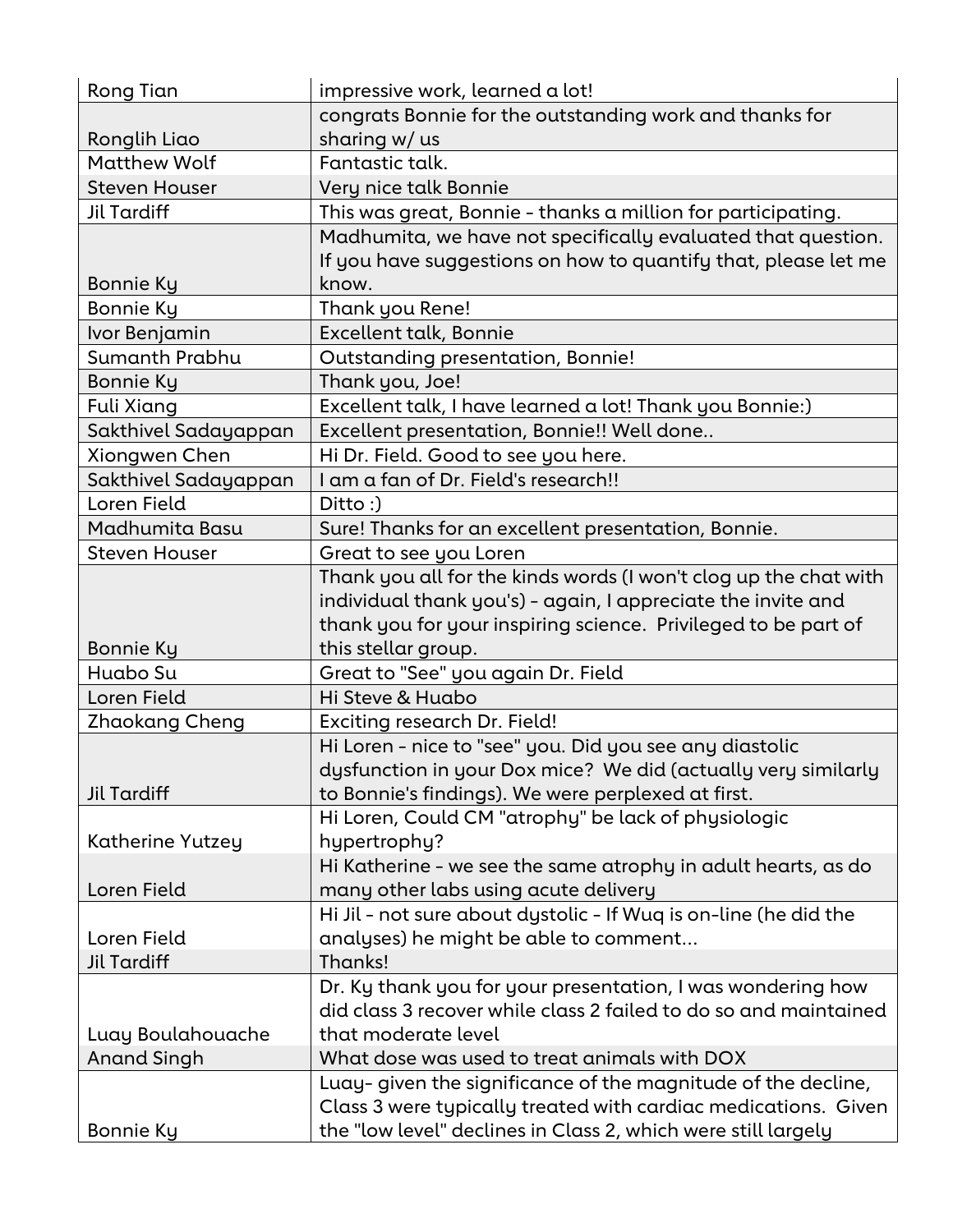| Rong Tian | impressive work, learned a lot! |
|---|---|
| Ronglih Liao | congrats Bonnie for the outstanding work and thanks for sharing w/ us |
| Matthew Wolf | Fantastic talk. |
| Steven Houser | Very nice talk Bonnie |
| Jil Tardiff | This was great, Bonnie - thanks a million for participating. |
| Bonnie Ky | Madhumita, we have not specifically evaluated that question. If you have suggestions on how to quantify that, please let me know. |
| Bonnie Ky | Thank you Rene! |
| Ivor Benjamin | Excellent talk, Bonnie |
| Sumanth Prabhu | Outstanding presentation, Bonnie! |
| Bonnie Ky | Thank you, Joe! |
| Fuli Xiang | Excellent talk, I have learned a lot! Thank you Bonnie:) |
| Sakthivel Sadayappan | Excellent presentation, Bonnie!! Well done.. |
| Xiongwen Chen | Hi Dr. Field. Good to see you here. |
| Sakthivel Sadayappan | I am a fan of Dr. Field's research!! |
| Loren Field | Ditto :) |
| Madhumita Basu | Sure! Thanks for an excellent presentation, Bonnie. |
| Steven Houser | Great to see you Loren |
| Bonnie Ky | Thank you all for the kinds words (I won't clog up the chat with individual thank you's) - again, I appreciate the invite and thank you for your inspiring science. Privileged to be part of this stellar group. |
| Huabo Su | Great to "See" you again Dr. Field |
| Loren Field | Hi Steve & Huabo |
| Zhaokang Cheng | Exciting research Dr. Field! |
| Jil Tardiff | Hi Loren - nice to "see" you. Did you see any diastolic dysfunction in your Dox mice? We did (actually very similarly to Bonnie's findings). We were perplexed at first. |
| Katherine Yutzey | Hi Loren, Could CM "atrophy" be lack of physiologic hypertrophy? |
| Loren Field | Hi Katherine - we see the same atrophy in adult hearts, as do many other labs using acute delivery |
| Loren Field | Hi Jil - not sure about dystolic - If Wuq is on-line (he did the analyses) he might be able to comment... |
| Jil Tardiff | Thanks! |
| Luay Boulahouache | Dr. Ky thank you for your presentation, I was wondering how did class 3 recover while class 2 failed to do so and maintained that moderate level |
| Anand Singh | What dose was used to treat animals with DOX |
| Bonnie Ky | Luay- given the significance of the magnitude of the decline, Class 3 were typically treated with cardiac medications. Given the "low level" declines in Class 2, which were still largely |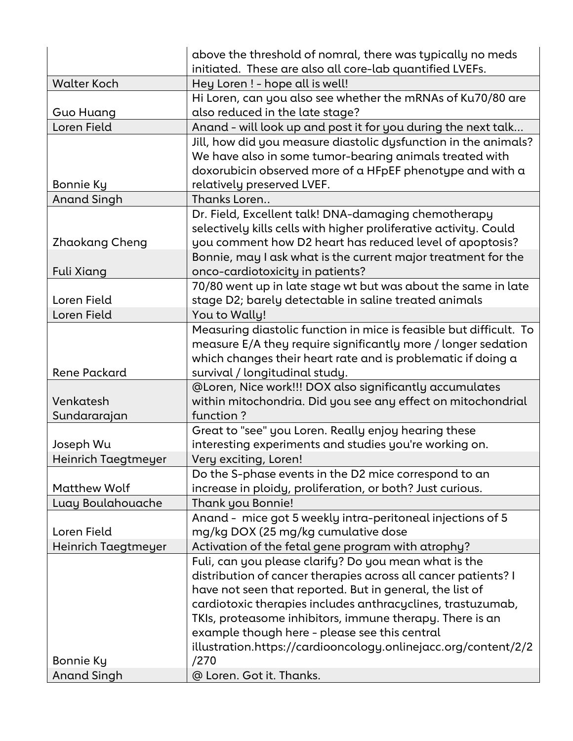| | |
|---|---|
| | above the threshold of nomral, there was typically no meds initiated. These are also all core-lab quantified LVEFs. |
| Walter Koch | Hey Loren ! - hope all is well! |
| Guo Huang | Hi Loren, can you also see whether the mRNAs of Ku70/80 are also reduced in the late stage? |
| Loren Field | Anand - will look up and post it for you during the next talk... |
| Bonnie Ky | Jill, how did you measure diastolic dysfunction in the animals? We have also in some tumor-bearing animals treated with doxorubicin observed more of a HFpEF phenotype and with a relatively preserved LVEF. |
| Anand Singh | Thanks Loren.. |
| Zhaokang Cheng | Dr. Field, Excellent talk! DNA-damaging chemotherapy selectively kills cells with higher proliferative activity. Could you comment how D2 heart has reduced level of apoptosis? |
| Fuli Xiang | Bonnie, may I ask what is the current major treatment for the onco-cardiotoxicity in patients? |
| Loren Field | 70/80 went up in late stage wt but was about the same in late stage D2; barely detectable in saline treated animals |
| Loren Field | You to Wally! |
| Rene Packard | Measuring diastolic function in mice is feasible but difficult. To measure E/A they require significantly more / longer sedation which changes their heart rate and is problematic if doing a survival / longitudinal study. |
| Venkatesh Sundararajan | @Loren, Nice work!!! DOX also significantly accumulates within mitochondria. Did you see any effect on mitochondrial function ? |
| Joseph Wu | Great to "see" you Loren. Really enjoy hearing these interesting experiments and studies you're working on. |
| Heinrich Taegtmeyer | Very exciting, Loren! |
| Matthew Wolf | Do the S-phase events in the D2 mice correspond to an increase in ploidy, proliferation, or both? Just curious. |
| Luay Boulahouache | Thank you Bonnie! |
| Loren Field | Anand - mice got 5 weekly intra-peritoneal injections of 5 mg/kg DOX (25 mg/kg cumulative dose |
| Heinrich Taegtmeyer | Activation of the fetal gene program with atrophy? |
| Bonnie Ky | Fuli, can you please clarify? Do you mean what is the distribution of cancer therapies across all cancer patients? I have not seen that reported. But in general, the list of cardiotoxic therapies includes anthracyclines, trastuzumab, TKIs, proteasome inhibitors, immune therapy. There is an example though here - please see this central illustration.https://cardiooncology.onlinejacc.org/content/2/2/270 |
| Anand Singh | @ Loren. Got it. Thanks. |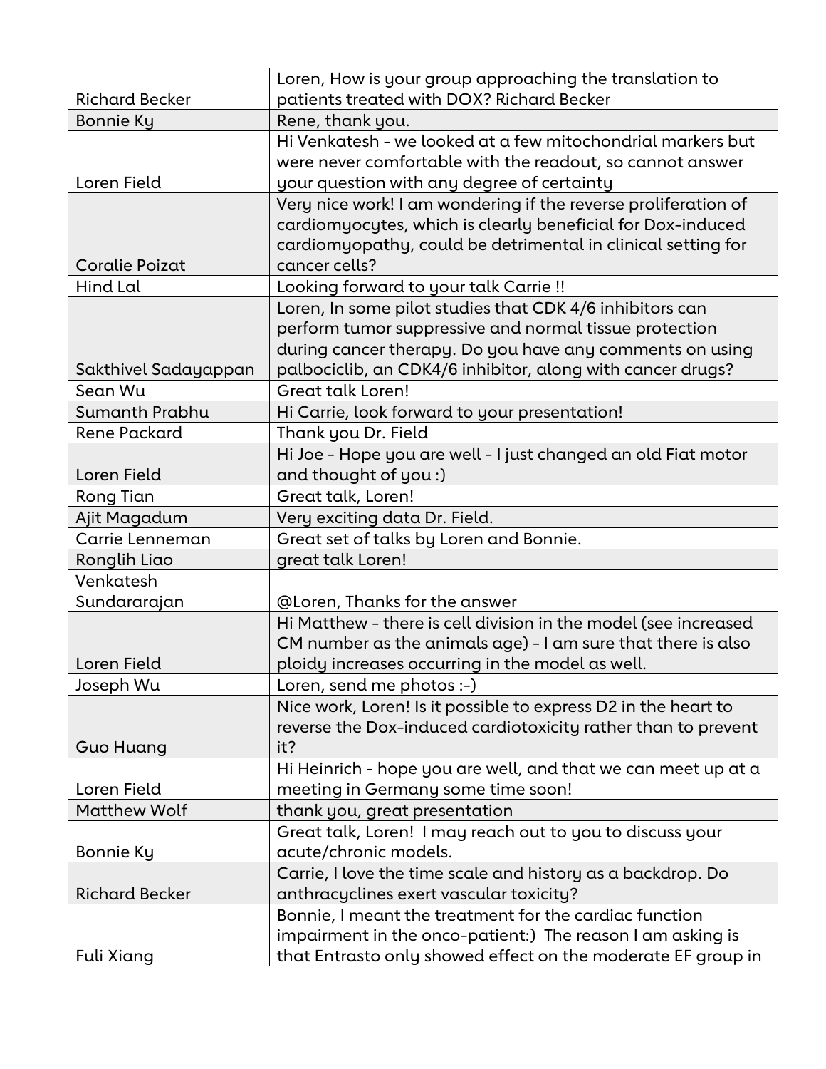| | |
|---|---|
| Richard Becker | Loren, How is your group approaching the translation to patients treated with DOX? Richard Becker |
| Bonnie Ky | Rene, thank you. |
| Loren Field | Hi Venkatesh - we looked at a few mitochondrial markers but were never comfortable with the readout, so cannot answer your question with any degree of certainty |
| Coralie Poizat | Very nice work! I am wondering if the reverse proliferation of cardiomyocytes, which is clearly beneficial for Dox-induced cardiomyopathy, could be detrimental in clinical setting for cancer cells? |
| Hind Lal | Looking forward to your talk Carrie !! |
| Sakthivel Sadayappan | Loren, In some pilot studies that CDK 4/6 inhibitors can perform tumor suppressive and normal tissue protection during cancer therapy. Do you have any comments on using palbociclib, an CDK4/6 inhibitor, along with cancer drugs? |
| Sean Wu | Great talk Loren! |
| Sumanth Prabhu | Hi Carrie, look forward to your presentation! |
| Rene Packard | Thank you Dr. Field |
| Loren Field | Hi Joe - Hope you are well - I just changed an old Fiat motor and thought of you :) |
| Rong Tian | Great talk, Loren! |
| Ajit Magadum | Very exciting data Dr. Field. |
| Carrie Lenneman | Great set of talks by Loren and Bonnie. |
| Ronglih Liao | great talk Loren! |
| Venkatesh Sundararajan | @Loren, Thanks for the answer |
| Loren Field | Hi Matthew - there is cell division in the model (see increased CM number as the animals age) - I am sure that there is also ploidy increases occurring in the model as well. |
| Joseph Wu | Loren, send me photos :-) |
| Guo Huang | Nice work, Loren! Is it possible to express D2 in the heart to reverse the Dox-induced cardiotoxicity rather than to prevent it? |
| Loren Field | Hi Heinrich - hope you are well, and that we can meet up at a meeting in Germany some time soon! |
| Matthew Wolf | thank you, great presentation |
| Bonnie Ky | Great talk, Loren! I may reach out to you to discuss your acute/chronic models. |
| Richard Becker | Carrie, I love the time scale and history as a backdrop. Do anthracyclines exert vascular toxicity? |
| Fuli Xiang | Bonnie, I meant the treatment for the cardiac function impairment in the onco-patient:) The reason I am asking is that Entrasto only showed effect on the moderate EF group in |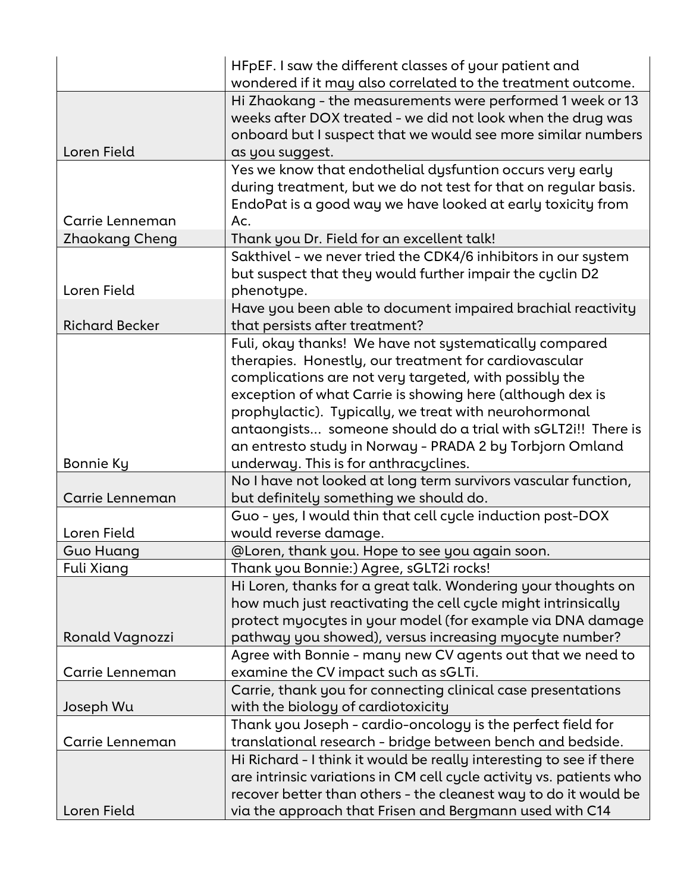| | |
|---|---|
| | HFpEF. I saw the different classes of your patient and wondered if it may also correlated to the treatment outcome. |
| Loren Field | Hi Zhaokang - the measurements were performed 1 week or 13 weeks after DOX treated - we did not look when the drug was onboard but I suspect that we would see more similar numbers as you suggest. |
| Carrie Lenneman | Yes we know that endothelial dysfuntion occurs very early during treatment, but we do not test for that on regular basis. EndoPat is a good way we have looked at early toxicity from Ac. |
| Zhaokang Cheng | Thank you Dr. Field for an excellent talk! |
| Loren Field | Sakthivel - we never tried the CDK4/6 inhibitors in our system but suspect that they would further impair the cyclin D2 phenotype. |
| Richard Becker | Have you been able to document impaired brachial reactivity that persists after treatment? |
| Bonnie Ky | Fuli, okay thanks! We have not systematically compared therapies. Honestly, our treatment for cardiovascular complications are not very targeted, with possibly the exception of what Carrie is showing here (although dex is prophylactic). Typically, we treat with neurohormonal antaongists... someone should do a trial with sGLT2i!! There is an entresto study in Norway - PRADA 2 by Torbjorn Omland underway. This is for anthracyclines. |
| Carrie Lenneman | No I have not looked at long term survivors vascular function, but definitely something we should do. |
| Loren Field | Guo - yes, I would thin that cell cycle induction post-DOX would reverse damage. |
| Guo Huang | @Loren, thank you. Hope to see you again soon. |
| Fuli Xiang | Thank you Bonnie:) Agree, sGLT2i rocks! |
| Ronald Vagnozzi | Hi Loren, thanks for a great talk. Wondering your thoughts on how much just reactivating the cell cycle might intrinsically protect myocytes in your model (for example via DNA damage pathway you showed), versus increasing myocyte number? |
| Carrie Lenneman | Agree with Bonnie - many new CV agents out that we need to examine the CV impact such as sGLTi. |
| Joseph Wu | Carrie, thank you for connecting clinical case presentations with the biology of cardiotoxicity |
| Carrie Lenneman | Thank you Joseph - cardio-oncology is the perfect field for translational research - bridge between bench and bedside. |
| Loren Field | Hi Richard - I think it would be really interesting to see if there are intrinsic variations in CM cell cycle activity vs. patients who recover better than others - the cleanest way to do it would be via the approach that Frisen and Bergmann used with C14 |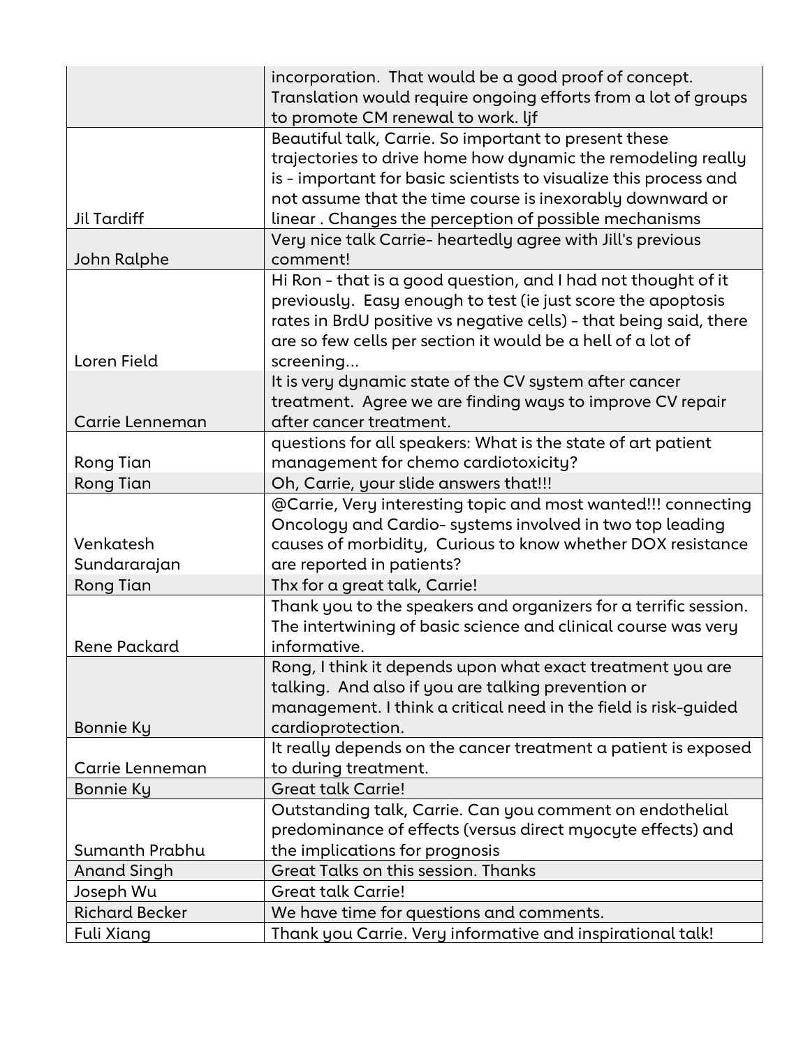| | |
|---|---|
| | incorporation. That would be a good proof of concept. Translation would require ongoing efforts from a lot of groups to promote CM renewal to work. ljf |
| Jil Tardiff | Beautiful talk, Carrie. So important to present these trajectories to drive home how dynamic the remodeling really is - important for basic scientists to visualize this process and not assume that the time course is inexorably downward or linear . Changes the perception of possible mechanisms |
| John Ralphe | Very nice talk Carrie- heartedly agree with Jill's previous comment! |
| Loren Field | Hi Ron - that is a good question, and I had not thought of it previously. Easy enough to test (ie just score the apoptosis rates in BrdU positive vs negative cells) - that being said, there are so few cells per section it would be a hell of a lot of screening... |
| Carrie Lenneman | It is very dynamic state of the CV system after cancer treatment. Agree we are finding ways to improve CV repair after cancer treatment. |
| Rong Tian | questions for all speakers: What is the state of art patient management for chemo cardiotoxicity? |
| Rong Tian | Oh, Carrie, your slide answers that!!! |
| Venkatesh Sundararajan | @Carrie, Very interesting topic and most wanted!!! connecting Oncology and Cardio- systems involved in two top leading causes of morbidity, Curious to know whether DOX resistance are reported in patients? |
| Rong Tian | Thx for a great talk, Carrie! |
| Rene Packard | Thank you to the speakers and organizers for a terrific session. The intertwining of basic science and clinical course was very informative. |
| Bonnie Ky | Rong, I think it depends upon what exact treatment you are talking. And also if you are talking prevention or management. I think a critical need in the field is risk-guided cardioprotection. |
| Carrie Lenneman | It really depends on the cancer treatment a patient is exposed to during treatment. |
| Bonnie Ky | Great talk Carrie! |
| Sumanth Prabhu | Outstanding talk, Carrie. Can you comment on endothelial predominance of effects (versus direct myocyte effects) and the implications for prognosis |
| Anand Singh | Great Talks on this session. Thanks |
| Joseph Wu | Great talk Carrie! |
| Richard Becker | We have time for questions and comments. |
| Fuli Xiang | Thank you Carrie. Very informative and inspirational talk! |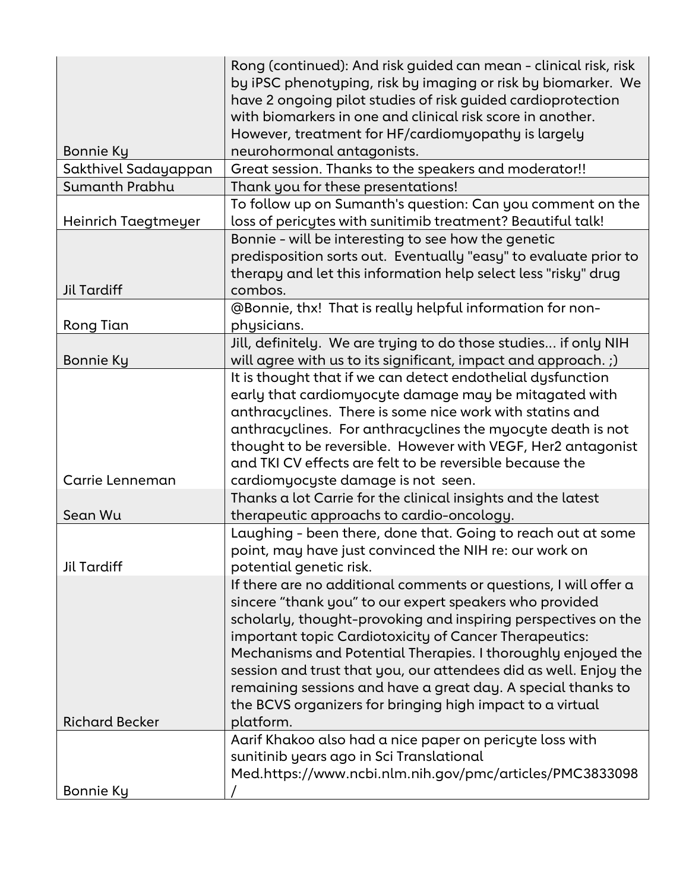| | |
|---|---|
| Bonnie Ky | Rong (continued): And risk guided can mean - clinical risk, risk by iPSC phenotyping, risk by imaging or risk by biomarker. We have 2 ongoing pilot studies of risk guided cardioprotection with biomarkers in one and clinical risk score in another. However, treatment for HF/cardiomyopathy is largely neurohormonal antagonists. |
| Sakthivel Sadayappan | Great session. Thanks to the speakers and moderator!! |
| Sumanth Prabhu | Thank you for these presentations! |
| Heinrich Taegtmeyer | To follow up on Sumanth's question: Can you comment on the loss of pericytes with sunitimib treatment? Beautiful talk! |
| Jil Tardiff | Bonnie - will be interesting to see how the genetic predisposition sorts out. Eventually "easy" to evaluate prior to therapy and let this information help select less "risky" drug combos. |
| Rong Tian | @Bonnie, thx! That is really helpful information for non-physicians. |
| Bonnie Ky | Jill, definitely. We are trying to do those studies... if only NIH will agree with us to its significant, impact and approach. ;) |
| Carrie Lenneman | It is thought that if we can detect endothelial dysfunction early that cardiomyocyte damage may be mitagated with anthracyclines. There is some nice work with statins and anthracyclines. For anthracyclines the myocyte death is not thought to be reversible. However with VEGF, Her2 antagonist and TKI CV effects are felt to be reversible because the cardiomyocyste damage is not seen. |
| Sean Wu | Thanks a lot Carrie for the clinical insights and the latest therapeutic approachs to cardio-oncology. |
| Jil Tardiff | Laughing - been there, done that. Going to reach out at some point, may have just convinced the NIH re: our work on potential genetic risk. |
| Richard Becker | If there are no additional comments or questions, I will offer a sincere "thank you" to our expert speakers who provided scholarly, thought-provoking and inspiring perspectives on the important topic Cardiotoxicity of Cancer Therapeutics: Mechanisms and Potential Therapies. I thoroughly enjoyed the session and trust that you, our attendees did as well. Enjoy the remaining sessions and have a great day. A special thanks to the BCVS organizers for bringing high impact to a virtual platform. |
| Bonnie Ky | Aarif Khakoo also had a nice paper on pericyte loss with sunitinib years ago in Sci Translational Med.https://www.ncbi.nlm.nih.gov/pmc/articles/PMC3833098/ |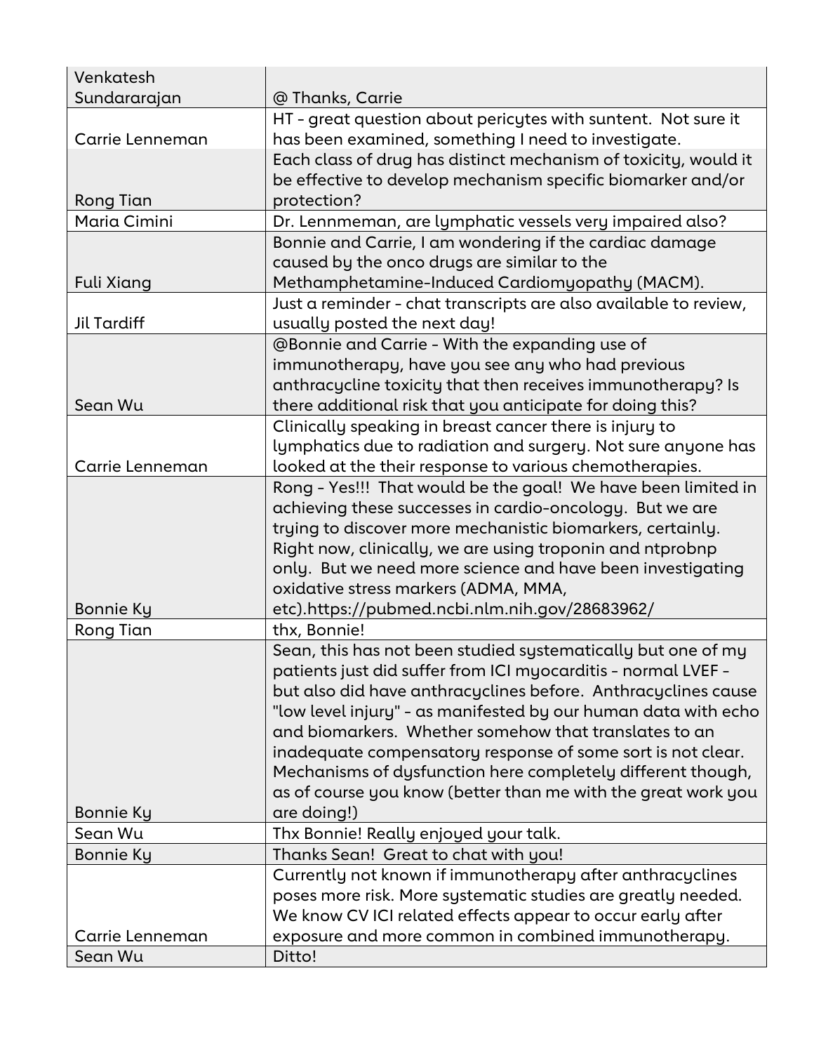| Venkatesh Sundararajan | @ Thanks, Carrie |
|---|---|
| Carrie Lenneman | HT - great question about pericytes with suntent. Not sure it has been examined, something I need to investigate. |
| Rong Tian | Each class of drug has distinct mechanism of toxicity, would it be effective to develop mechanism specific biomarker and/or protection? |
| Maria Cimini | Dr. Lennmeman, are lymphatic vessels very impaired also? |
| Fuli Xiang | Bonnie and Carrie, I am wondering if the cardiac damage caused by the onco drugs are similar to the Methamphetamine-Induced Cardiomyopathy (MACM). |
| Jil Tardiff | Just a reminder - chat transcripts are also available to review, usually posted the next day! |
| Sean Wu | @Bonnie and Carrie - With the expanding use of immunotherapy, have you see any who had previous anthracycline toxicity that then receives immunotherapy? Is there additional risk that you anticipate for doing this? |
| Carrie Lenneman | Clinically speaking in breast cancer there is injury to lymphatics due to radiation and surgery. Not sure anyone has looked at the their response to various chemotherapies. |
| Bonnie Ky | Rong - Yes!!! That would be the goal! We have been limited in achieving these successes in cardio-oncology. But we are trying to discover more mechanistic biomarkers, certainly. Right now, clinically, we are using troponin and ntprobnp only. But we need more science and have been investigating oxidative stress markers (ADMA, MMA, etc).https://pubmed.ncbi.nlm.nih.gov/28683962/ |
| Rong Tian | thx, Bonnie! |
| Bonnie Ky | Sean, this has not been studied systematically but one of my patients just did suffer from ICI myocarditis - normal LVEF - but also did have anthracyclines before. Anthracyclines cause "low level injury" - as manifested by our human data with echo and biomarkers. Whether somehow that translates to an inadequate compensatory response of some sort is not clear. Mechanisms of dysfunction here completely different though, as of course you know (better than me with the great work you are doing!) |
| Sean Wu | Thx Bonnie! Really enjoyed your talk. |
| Bonnie Ky | Thanks Sean! Great to chat with you! |
| Carrie Lenneman | Currently not known if immunotherapy after anthracyclines poses more risk. More systematic studies are greatly needed. We know CV ICI related effects appear to occur early after exposure and more common in combined immunotherapy. |
| Sean Wu | Ditto! |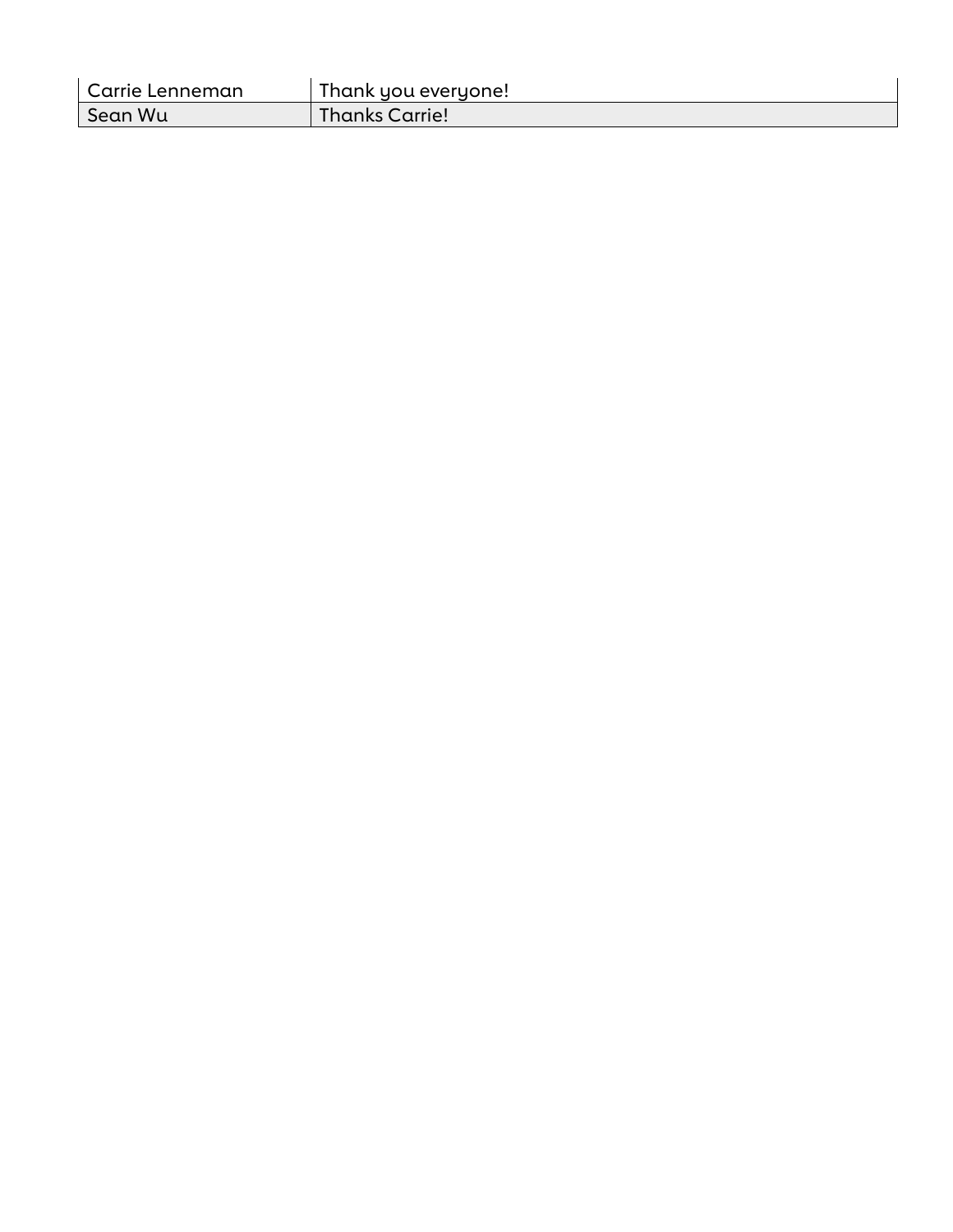| | |
|---|---|
| Carrie Lenneman | Thank you everyone! |
| Sean Wu | Thanks Carrie! |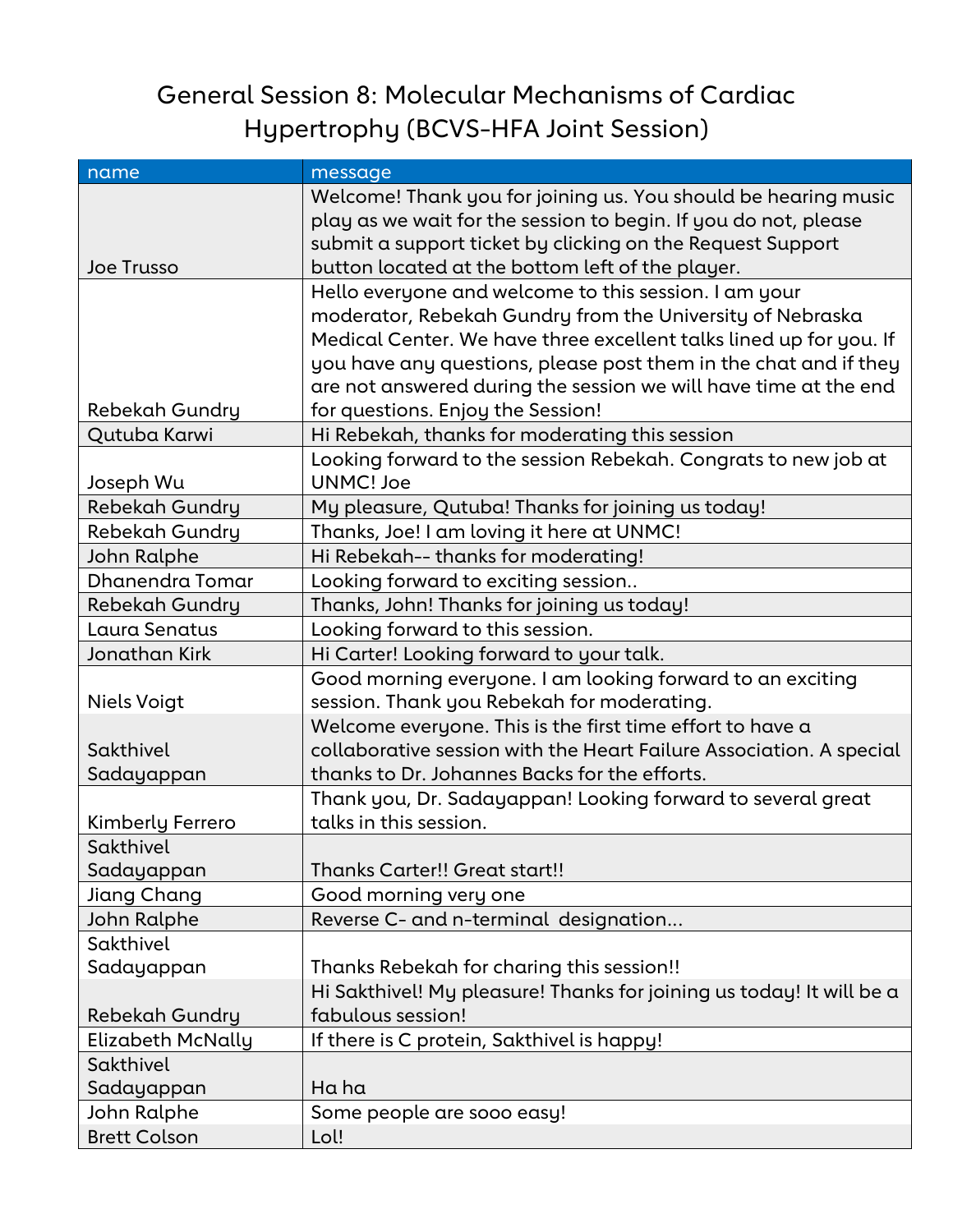# General Session 8: Molecular Mechanisms of Cardiac Hypertrophy (BCVS-HFA Joint Session)

| name | message |
|---|---|
| Joe Trusso | Welcome! Thank you for joining us. You should be hearing music play as we wait for the session to begin. If you do not, please submit a support ticket by clicking on the Request Support button located at the bottom left of the player. |
| Rebekah Gundry | Hello everyone and welcome to this session. I am your moderator, Rebekah Gundry from the University of Nebraska Medical Center. We have three excellent talks lined up for you. If you have any questions, please post them in the chat and if they are not answered during the session we will have time at the end for questions. Enjoy the Session! |
| Qutuba Karwi | Hi Rebekah, thanks for moderating this session |
| Joseph Wu | Looking forward to the session Rebekah. Congrats to new job at UNMC! Joe |
| Rebekah Gundry | My pleasure, Qutuba! Thanks for joining us today! |
| Rebekah Gundry | Thanks, Joe! I am loving it here at UNMC! |
| John Ralphe | Hi Rebekah-- thanks for moderating! |
| Dhanendra Tomar | Looking forward to exciting session.. |
| Rebekah Gundry | Thanks, John! Thanks for joining us today! |
| Laura Senatus | Looking forward to this session. |
| Jonathan Kirk | Hi Carter! Looking forward to your talk. |
| Niels Voigt | Good morning everyone. I am looking forward to an exciting session. Thank you Rebekah for moderating. |
| Sakthivel Sadayappan | Welcome everyone. This is the first time effort to have a collaborative session with the Heart Failure Association. A special thanks to Dr. Johannes Backs for the efforts. |
| Kimberly Ferrero | Thank you, Dr. Sadayappan! Looking forward to several great talks in this session. |
| Sakthivel Sadayappan | Thanks Carter!! Great start!! |
| Jiang Chang | Good morning very one |
| John Ralphe | Reverse C- and n-terminal designation... |
| Sakthivel Sadayappan | Thanks Rebekah for charing this session!! |
| Rebekah Gundry | Hi Sakthivel! My pleasure! Thanks for joining us today! It will be a fabulous session! |
| Elizabeth McNally | If there is C protein, Sakthivel is happy! |
| Sakthivel Sadayappan | Ha ha |
| John Ralphe | Some people are sooo easy! |
| Brett Colson | Lol! |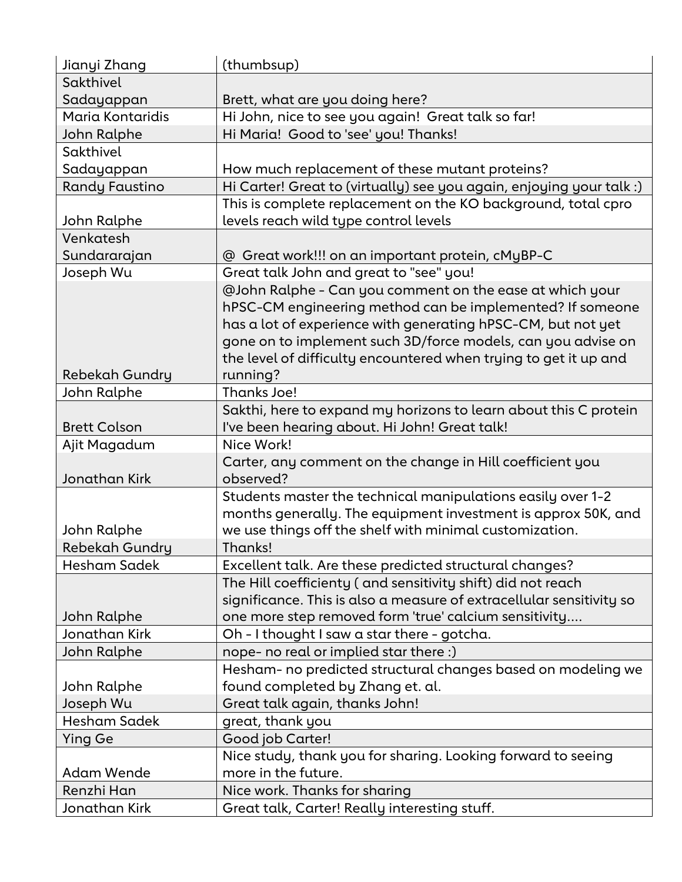| Jianyi Zhang | (thumbsup) |
|---|---|
| Sakthivel Sadayappan | Brett, what are you doing here? |
| Maria Kontaridis | Hi John, nice to see you again!  Great talk so far! |
| John Ralphe | Hi Maria!  Good to 'see' you! Thanks! |
| Sakthivel Sadayappan | How much replacement of these mutant proteins? |
| Randy Faustino | Hi Carter! Great to (virtually) see you again, enjoying your talk :) |
| John Ralphe | This is complete replacement on the KO background, total cpro levels reach wild type control levels |
| Venkatesh Sundararajan | @  Great work!!! on an important protein, cMyBP-C |
| Joseph Wu | Great talk John and great to "see" you! |
| Rebekah Gundry | @John Ralphe - Can you comment on the ease at which your hPSC-CM engineering method can be implemented? If someone has a lot of experience with generating hPSC-CM, but not yet gone on to implement such 3D/force models, can you advise on the level of difficulty encountered when trying to get it up and running? |
| John Ralphe | Thanks Joe! |
| Brett Colson | Sakthi, here to expand my horizons to learn about this C protein I've been hearing about. Hi John! Great talk! |
| Ajit Magadum | Nice Work! |
| Jonathan Kirk | Carter, any comment on the change in Hill coefficient you observed? |
| John Ralphe | Students master the technical manipulations easily over 1-2 months generally. The equipment investment is approx 50K, and we use things off the shelf with minimal customization. |
| Rebekah Gundry | Thanks! |
| Hesham Sadek | Excellent talk. Are these predicted structural changes? |
| John Ralphe | The Hill coefficienty ( and sensitivity shift) did not reach significance. This is also a measure of extracellular sensitivity so one more step removed form 'true' calcium sensitivity.... |
| Jonathan Kirk | Oh - I thought I saw a star there - gotcha. |
| John Ralphe | nope- no real or implied star there :) |
| John Ralphe | Hesham- no predicted structural changes based on modeling we found completed by Zhang et. al. |
| Joseph Wu | Great talk again, thanks John! |
| Hesham Sadek | great, thank you |
| Ying Ge | Good job Carter! |
| Adam Wende | Nice study, thank you for sharing. Looking forward to seeing more in the future. |
| Renzhi Han | Nice work. Thanks for sharing |
| Jonathan Kirk | Great talk, Carter! Really interesting stuff. |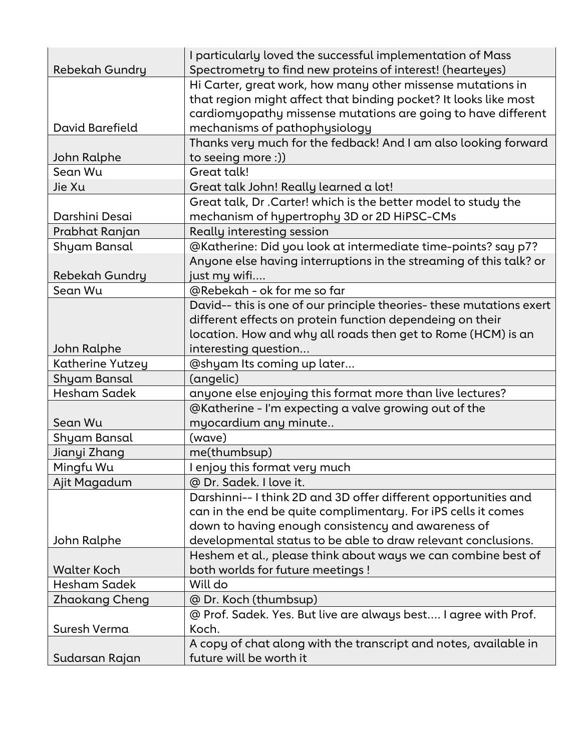| | |
|---|---|
| Rebekah Gundry | I particularly loved the successful implementation of Mass Spectrometry to find new proteins of interest! (hearteyes) |
| David Barefield | Hi Carter, great work, how many other missense mutations in that region might affect that binding pocket? It looks like most cardiomyopathy missense mutations are going to have different mechanisms of pathophysiology |
| John Ralphe | Thanks very much for the fedback! And I am also looking forward to seeing more :)) |
| Sean Wu | Great talk! |
| Jie Xu | Great talk John! Really learned a lot! |
| Darshini Desai | Great talk, Dr .Carter! which is the better model to study the mechanism of hypertrophy 3D or 2D HiPSC-CMs |
| Prabhat Ranjan | Really interesting session |
| Shyam Bansal | @Katherine: Did you look at intermediate time-points? say p7? |
| Rebekah Gundry | Anyone else having interruptions in the streaming of this talk? or just my wifi.... |
| Sean Wu | @Rebekah - ok for me so far |
| John Ralphe | David-- this is one of our principle theories- these mutations exert different effects on protein function dependeing on their location. How and why all roads then get to Rome (HCM) is an interesting question... |
| Katherine Yutzey | @shyam Its coming up later... |
| Shyam Bansal | (angelic) |
| Hesham Sadek | anyone else enjoying this format more than live lectures? |
| Sean Wu | @Katherine - I'm expecting a valve growing out of the myocardium any minute.. |
| Shyam Bansal | (wave) |
| Jianyi Zhang | me(thumbsup) |
| Mingfu Wu | I enjoy this format very much |
| Ajit Magadum | @ Dr. Sadek. I love it. |
| John Ralphe | Darshinni-- I think 2D and 3D offer different opportunities and can in the end be quite complimentary. For iPS cells it comes down to having enough consistency and awareness of developmental status to be able to draw relevant conclusions. |
| Walter Koch | Heshem et al., please think about ways we can combine best of both worlds for future meetings ! |
| Hesham Sadek | Will do |
| Zhaokang Cheng | @ Dr. Koch (thumbsup) |
| Suresh Verma | @ Prof. Sadek. Yes. But live are always best.... I agree with Prof. Koch. |
| Sudarsan Rajan | A copy of chat along with the transcript and notes, available in future will be worth it |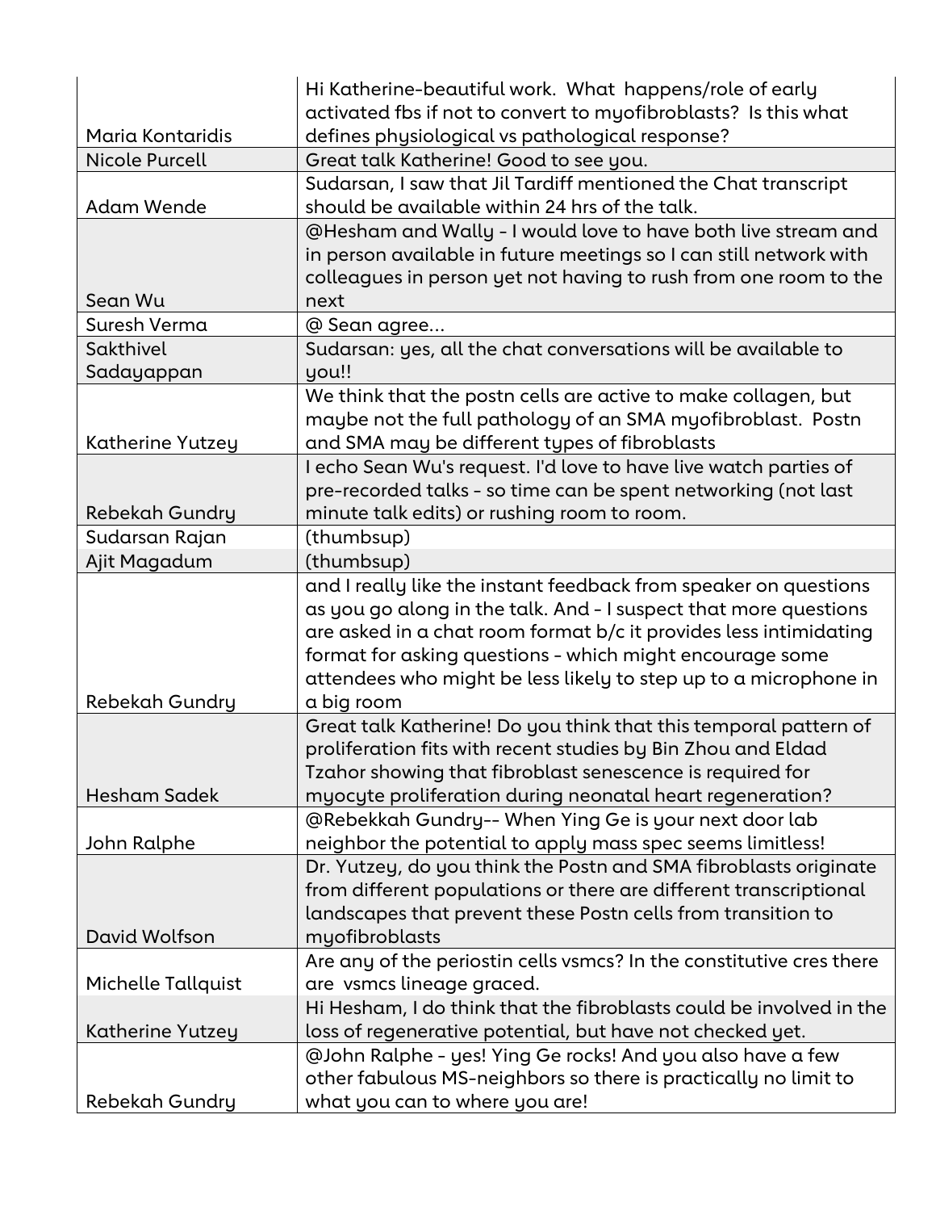| | |
|---|---|
| Maria Kontaridis | Hi Katherine-beautiful work. What happens/role of early activated fbs if not to convert to myofibroblasts? Is this what defines physiological vs pathological response? |
| Nicole Purcell | Great talk Katherine! Good to see you. |
| Adam Wende | Sudarsan, I saw that Jil Tardiff mentioned the Chat transcript should be available within 24 hrs of the talk. |
| Sean Wu | @Hesham and Wally - I would love to have both live stream and in person available in future meetings so I can still network with colleagues in person yet not having to rush from one room to the next |
| Suresh Verma | @ Sean agree... |
| Sakthivel Sadayappan | Sudarsan: yes, all the chat conversations will be available to you!! |
| Katherine Yutzey | We think that the postn cells are active to make collagen, but maybe not the full pathology of an SMA myofibroblast. Postn and SMA may be different types of fibroblasts |
| Rebekah Gundry | I echo Sean Wu's request. I'd love to have live watch parties of pre-recorded talks - so time can be spent networking (not last minute talk edits) or rushing room to room. |
| Sudarsan Rajan | (thumbsup) |
| Ajit Magadum | (thumbsup) |
| Rebekah Gundry | and I really like the instant feedback from speaker on questions as you go along in the talk. And - I suspect that more questions are asked in a chat room format b/c it provides less intimidating format for asking questions - which might encourage some attendees who might be less likely to step up to a microphone in a big room |
| Hesham Sadek | Great talk Katherine! Do you think that this temporal pattern of proliferation fits with recent studies by Bin Zhou and Eldad Tzahor showing that fibroblast senescence is required for myocyte proliferation during neonatal heart regeneration? |
| John Ralphe | @Rebekkah Gundry-- When Ying Ge is your next door lab neighbor the potential to apply mass spec seems limitless! |
| David Wolfson | Dr. Yutzey, do you think the Postn and SMA fibroblasts originate from different populations or there are different transcriptional landscapes that prevent these Postn cells from transition to myofibroblasts |
| Michelle Tallquist | Are any of the periostin cells vsmcs? In the constitutive cres there are vsmcs lineage graced. |
| Katherine Yutzey | Hi Hesham, I do think that the fibroblasts could be involved in the loss of regenerative potential, but have not checked yet. |
| Rebekah Gundry | @John Ralphe - yes! Ying Ge rocks! And you also have a few other fabulous MS-neighbors so there is practically no limit to what you can to where you are! |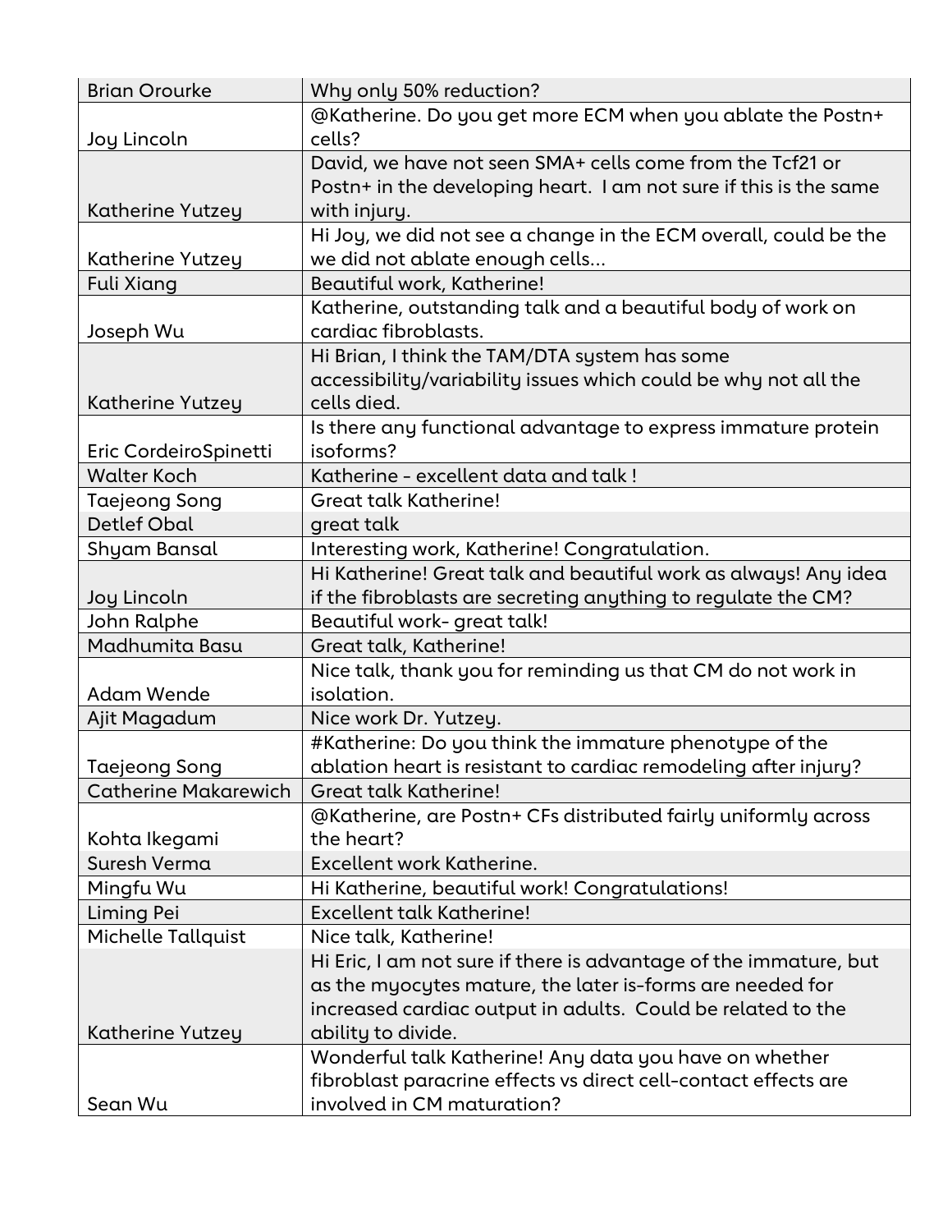| Brian Orourke | Why only 50% reduction? |
|---|---|
| Joy Lincoln | @Katherine. Do you get more ECM when you ablate the Postn+ cells? |
| Katherine Yutzey | David, we have not seen SMA+ cells come from the Tcf21 or Postn+ in the developing heart. I am not sure if this is the same with injury. |
| Katherine Yutzey | Hi Joy, we did not see a change in the ECM overall, could be the we did not ablate enough cells... |
| Fuli Xiang | Beautiful work, Katherine! |
| Joseph Wu | Katherine, outstanding talk and a beautiful body of work on cardiac fibroblasts. |
| Katherine Yutzey | Hi Brian, I think the TAM/DTA system has some accessibility/variability issues which could be why not all the cells died. |
| Eric CordeiroSpinetti | Is there any functional advantage to express immature protein isoforms? |
| Walter Koch | Katherine - excellent data and talk ! |
| Taejeong Song | Great talk Katherine! |
| Detlef Obal | great talk |
| Shyam Bansal | Interesting work, Katherine! Congratulation. |
| Joy Lincoln | Hi Katherine! Great talk and beautiful work as always! Any idea if the fibroblasts are secreting anything to regulate the CM? |
| John Ralphe | Beautiful work- great talk! |
| Madhumita Basu | Great talk, Katherine! |
| Adam Wende | Nice talk, thank you for reminding us that CM do not work in isolation. |
| Ajit Magadum | Nice work Dr. Yutzey. |
| Taejeong Song | #Katherine: Do you think the immature phenotype of the ablation heart is resistant to cardiac remodeling after injury? |
| Catherine Makarewich | Great talk Katherine! |
| Kohta Ikegami | @Katherine, are Postn+ CFs distributed fairly uniformly across the heart? |
| Suresh Verma | Excellent work Katherine. |
| Mingfu Wu | Hi Katherine, beautiful work! Congratulations! |
| Liming Pei | Excellent talk Katherine! |
| Michelle Tallquist | Nice talk, Katherine! |
| Katherine Yutzey | Hi Eric, I am not sure if there is advantage of the immature, but as the myocytes mature, the later is-forms are needed for increased cardiac output in adults. Could be related to the ability to divide. |
| Sean Wu | Wonderful talk Katherine! Any data you have on whether fibroblast paracrine effects vs direct cell-contact effects are involved in CM maturation? |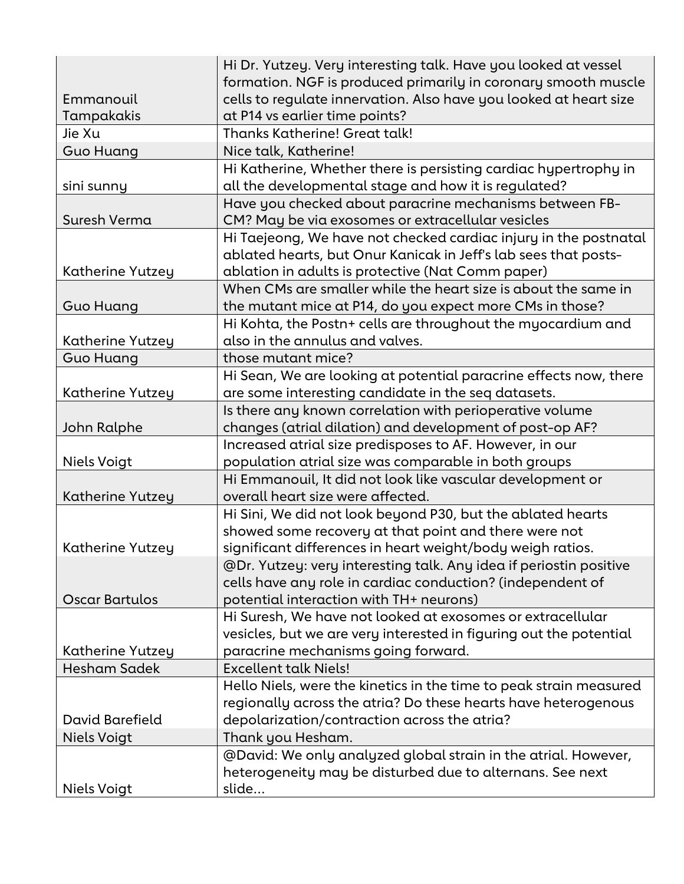| | |
|---|---|
| Emmanouil Tampakakis | Hi Dr. Yutzey. Very interesting talk. Have you looked at vessel formation. NGF is produced primarily in coronary smooth muscle cells to regulate innervation. Also have you looked at heart size at P14 vs earlier time points? |
| Jie Xu | Thanks Katherine! Great talk! |
| Guo Huang | Nice talk, Katherine! |
| sini sunny | Hi Katherine, Whether there is persisting cardiac hypertrophy in all the developmental stage and how it is regulated? |
| Suresh Verma | Have you checked about paracrine mechanisms between FB-CM? May be via exosomes or extracellular vesicles |
| Katherine Yutzey | Hi Taejeong, We have not checked cardiac injury in the postnatal ablated hearts, but Onur Kanicak in Jeff's lab sees posts-ablation in adults is protective (Nat Comm paper) |
| Guo Huang | When CMs are smaller while the heart size is about the same in the mutant mice at P14, do you expect more CMs in those? |
| Katherine Yutzey | Hi Kohta, the Postn+ cells are throughout the myocardium and also in the annulus and valves. |
| Guo Huang | those mutant mice? |
| Katherine Yutzey | Hi Sean, We are looking at potential paracrine effects now, there are some interesting candidate in the seq datasets. |
| John Ralphe | Is there any known correlation with perioperative volume changes (atrial dilation) and development of post-op AF? |
| Niels Voigt | Increased atrial size predisposes to AF. However, in our population atrial size was comparable in both groups |
| Katherine Yutzey | Hi Emmanouil, It did not look like vascular development or overall heart size were affected. |
| Katherine Yutzey | Hi Sini, We did not look beyond P30, but the ablated hearts showed some recovery at that point and there were not significant differences in heart weight/body weigh ratios. |
| Oscar Bartulos | @Dr. Yutzey: very interesting talk. Any idea if periostin positive cells have any role in cardiac conduction? (independent of potential interaction with TH+ neurons) |
| Katherine Yutzey | Hi Suresh, We have not looked at exosomes or extracellular vesicles, but we are very interested in figuring out the potential paracrine mechanisms going forward. |
| Hesham Sadek | Excellent talk Niels! |
| David Barefield | Hello Niels, were the kinetics in the time to peak strain measured regionally across the atria? Do these hearts have heterogenous depolarization/contraction across the atria? |
| Niels Voigt | Thank you Hesham. |
| Niels Voigt | @David: We only analyzed global strain in the atrial. However, heterogeneity may be disturbed due to alternans. See next slide... |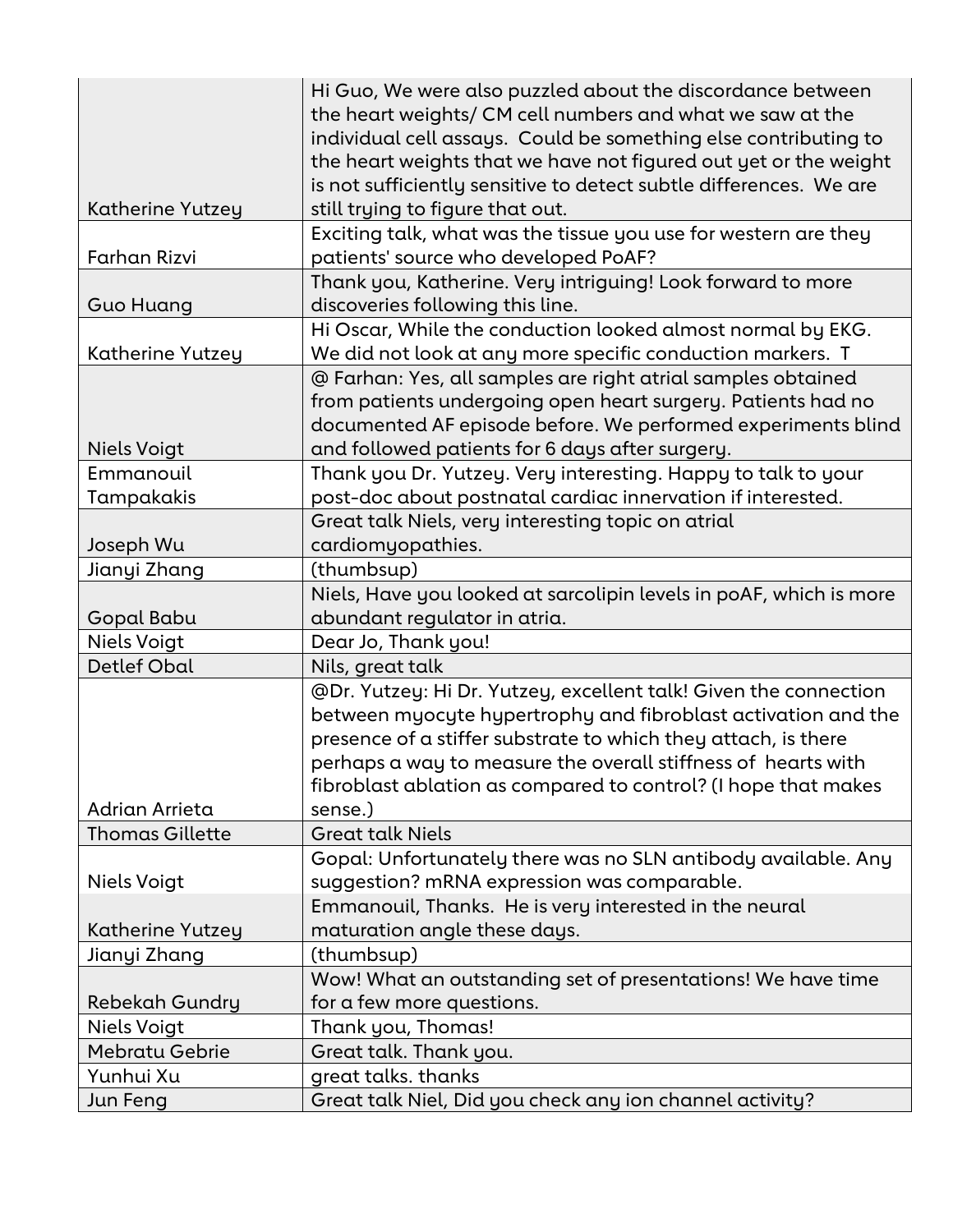| | |
|---|---|
| Katherine Yutzey | Hi Guo, We were also puzzled about the discordance between the heart weights/ CM cell numbers and what we saw at the individual cell assays. Could be something else contributing to the heart weights that we have not figured out yet or the weight is not sufficiently sensitive to detect subtle differences. We are still trying to figure that out. |
| Farhan Rizvi | Exciting talk, what was the tissue you use for western are they patients' source who developed PoAF? |
| Guo Huang | Thank you, Katherine. Very intriguing! Look forward to more discoveries following this line. |
| Katherine Yutzey | Hi Oscar, While the conduction looked almost normal by EKG. We did not look at any more specific conduction markers. T |
| Niels Voigt | @ Farhan: Yes, all samples are right atrial samples obtained from patients undergoing open heart surgery. Patients had no documented AF episode before. We performed experiments blind and followed patients for 6 days after surgery. |
| Emmanouil Tampakakis | Thank you Dr. Yutzey. Very interesting. Happy to talk to your post-doc about postnatal cardiac innervation if interested. |
| Joseph Wu | Great talk Niels, very interesting topic on atrial cardiomyopathies. |
| Jianyi Zhang | (thumbsup) |
| Gopal Babu | Niels, Have you looked at sarcolipin levels in poAF, which is more abundant regulator in atria. |
| Niels Voigt | Dear Jo, Thank you! |
| Detlef Obal | Nils, great talk |
| Adrian Arrieta | @Dr. Yutzey: Hi Dr. Yutzey, excellent talk! Given the connection between myocyte hypertrophy and fibroblast activation and the presence of a stiffer substrate to which they attach, is there perhaps a way to measure the overall stiffness of hearts with fibroblast ablation as compared to control? (I hope that makes sense.) |
| Thomas Gillette | Great talk Niels |
| Niels Voigt | Gopal: Unfortunately there was no SLN antibody available. Any suggestion? mRNA expression was comparable. |
| Katherine Yutzey | Emmanouil, Thanks. He is very interested in the neural maturation angle these days. |
| Jianyi Zhang | (thumbsup) |
| Rebekah Gundry | Wow! What an outstanding set of presentations! We have time for a few more questions. |
| Niels Voigt | Thank you, Thomas! |
| Mebratu Gebrie | Great talk. Thank you. |
| Yunhui Xu | great talks. thanks |
| Jun Feng | Great talk Niel, Did you check any ion channel activity? |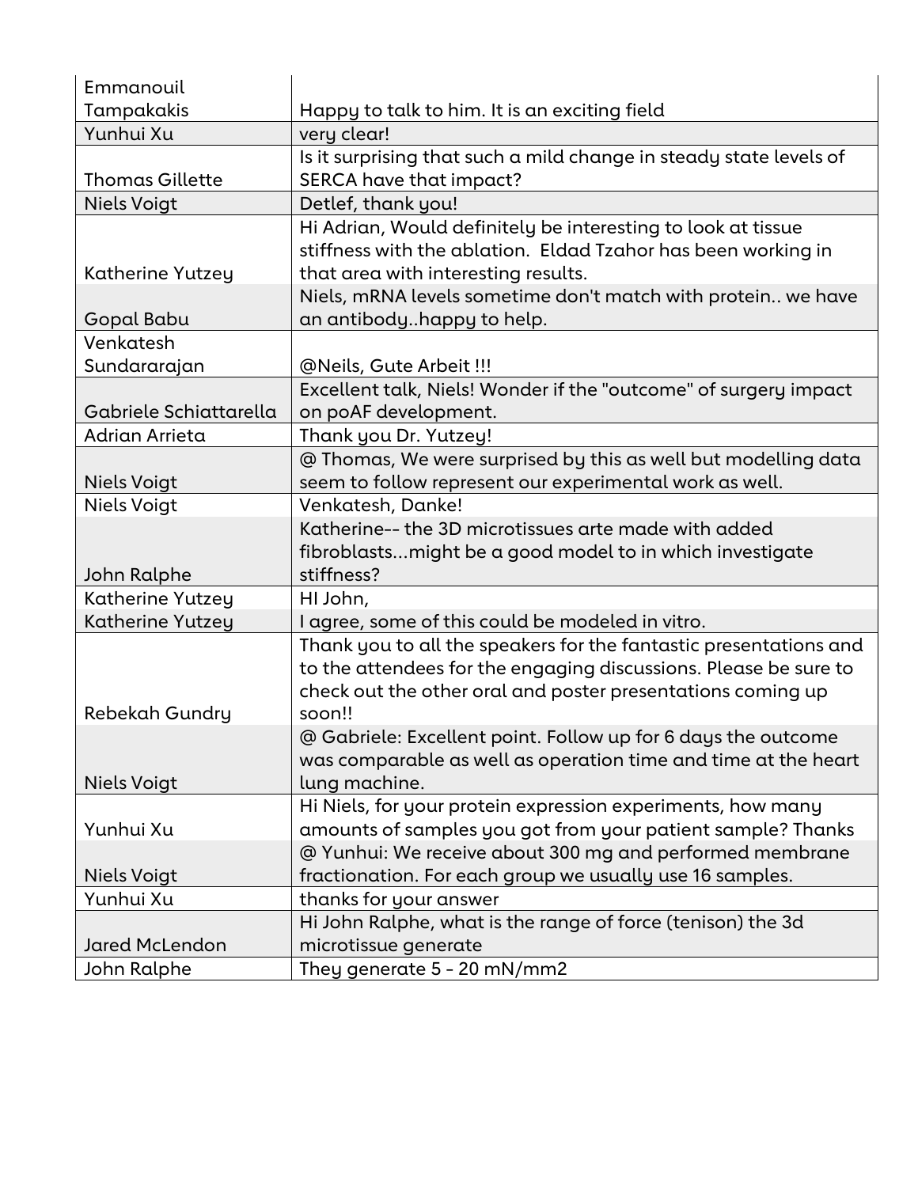| | |
|---|---|
| Emmanouil Tampakakis | Happy to talk to him. It is an exciting field |
| Yunhui Xu | very clear! |
| Thomas Gillette | Is it surprising that such a mild change in steady state levels of SERCA have that impact? |
| Niels Voigt | Detlef, thank you! |
| Katherine Yutzey | Hi Adrian, Would definitely be interesting to look at tissue stiffness with the ablation. Eldad Tzahor has been working in that area with interesting results. |
| Gopal Babu | Niels, mRNA levels sometime don't match with protein.. we have an antibody..happy to help. |
| Venkatesh Sundararajan | @Neils, Gute Arbeit !!! |
| Gabriele Schiattarella | Excellent talk, Niels! Wonder if the "outcome" of surgery impact on poAF development. |
| Adrian Arrieta | Thank you Dr. Yutzey! |
| Niels Voigt | @ Thomas, We were surprised by this as well but modelling data seem to follow represent our experimental work as well. |
| Niels Voigt | Venkatesh, Danke! |
| John Ralphe | Katherine-- the 3D microtissues arte made with added fibroblasts...might be a good model to in which investigate stiffness? |
| Katherine Yutzey | HI John, |
| Katherine Yutzey | I agree, some of this could be modeled in vitro. |
| Rebekah Gundry | Thank you to all the speakers for the fantastic presentations and to the attendees for the engaging discussions. Please be sure to check out the other oral and poster presentations coming up soon!! |
| Niels Voigt | @ Gabriele: Excellent point. Follow up for 6 days the outcome was comparable as well as operation time and time at the heart lung machine. |
| Yunhui Xu | Hi Niels, for your protein expression experiments, how many amounts of samples you got from your patient sample? Thanks |
| Niels Voigt | @ Yunhui: We receive about 300 mg and performed membrane fractionation. For each group we usually use 16 samples. |
| Yunhui Xu | thanks for your answer |
| Jared McLendon | Hi John Ralphe, what is the range of force (tenison) the 3d microtissue generate |
| John Ralphe | They generate 5 - 20 mN/mm2 |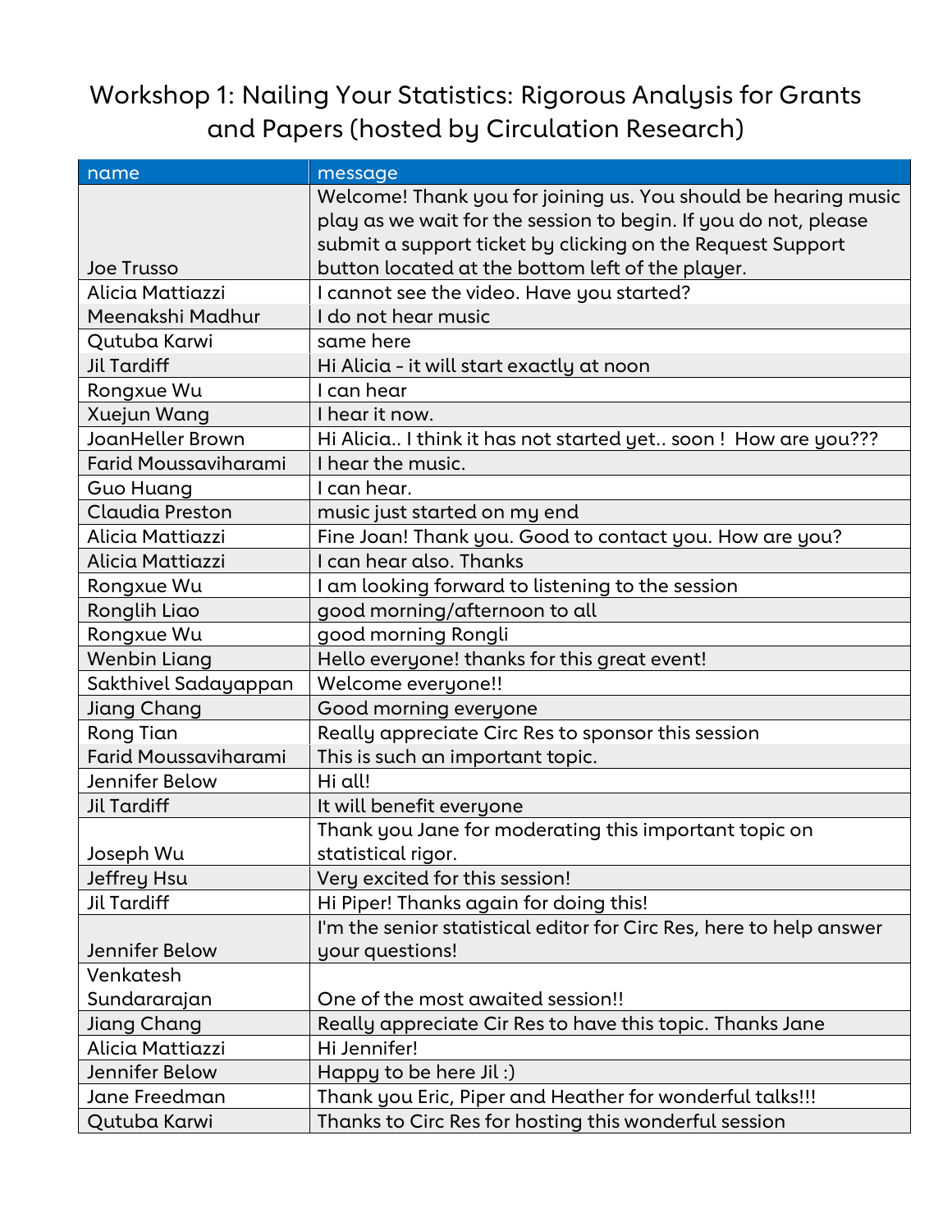# Workshop 1: Nailing Your Statistics: Rigorous Analysis for Grants and Papers (hosted by Circulation Research)

| name | message |
|---|---|
| Joe Trusso | Welcome! Thank you for joining us. You should be hearing music play as we wait for the session to begin. If you do not, please submit a support ticket by clicking on the Request Support button located at the bottom left of the player. |
| Alicia Mattiazzi | I cannot see the video. Have you started? |
| Meenakshi Madhur | I do not hear music |
| Qutuba Karwi | same here |
| Jil Tardiff | Hi Alicia - it will start exactly at noon |
| Rongxue Wu | I can hear |
| Xuejun Wang | I hear it now. |
| JoanHeller Brown | Hi Alicia.. I think it has not started yet.. soon ! How are you??? |
| Farid Moussaviharami | I hear the music. |
| Guo Huang | I can hear. |
| Claudia Preston | music just started on my end |
| Alicia Mattiazzi | Fine Joan! Thank you. Good to contact you. How are you? |
| Alicia Mattiazzi | I can hear also. Thanks |
| Rongxue Wu | I am looking forward to listening to the session |
| Ronglih Liao | good morning/afternoon to all |
| Rongxue Wu | good morning Rongli |
| Wenbin Liang | Hello everyone! thanks for this great event! |
| Sakthivel Sadayappan | Welcome everyone!! |
| Jiang Chang | Good morning everyone |
| Rong Tian | Really appreciate Circ Res to sponsor this session |
| Farid Moussaviharami | This is such an important topic. |
| Jennifer Below | Hi all! |
| Jil Tardiff | It will benefit everyone |
| Joseph Wu | Thank you Jane for moderating this important topic on statistical rigor. |
| Jeffrey Hsu | Very excited for this session! |
| Jil Tardiff | Hi Piper! Thanks again for doing this! |
| Jennifer Below | I'm the senior statistical editor for Circ Res, here to help answer your questions! |
| Venkatesh Sundararajan | One of the most awaited session!! |
| Jiang Chang | Really appreciate Cir Res to have this topic. Thanks Jane |
| Alicia Mattiazzi | Hi Jennifer! |
| Jennifer Below | Happy to be here Jil :) |
| Jane Freedman | Thank you Eric, Piper and Heather for wonderful talks!!! |
| Qutuba Karwi | Thanks to Circ Res for hosting this wonderful session |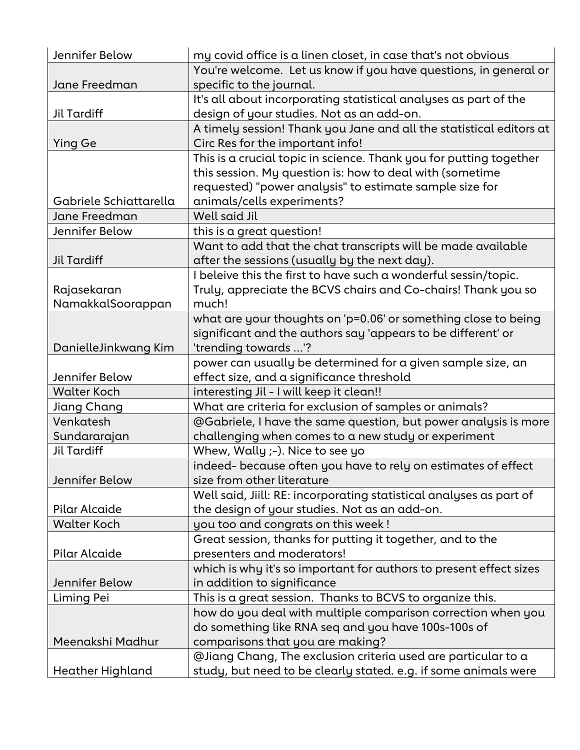| Jennifer Below | my covid office is a linen closet, in case that's not obvious |
|---|---|
| Jane Freedman | You're welcome.  Let us know if you have questions, in general or specific to the journal. |
| Jil Tardiff | It's all about incorporating statistical analyses as part of the design of your studies. Not as an add-on. |
| Ying Ge | A timely session! Thank you Jane and all the statistical editors at Circ Res for the important info! |
| Gabriele Schiattarella | This is a crucial topic in science. Thank you for putting together this session. My question is: how to deal with (sometime requested) "power analysis" to estimate sample size for animals/cells experiments? |
| Jane Freedman | Well said Jil |
| Jennifer Below | this is a great question! |
| Jil Tardiff | Want to add that the chat transcripts will be made available after the sessions (usually by the next day). |
| Rajasekaran NamakkalSoorappan | I beleive this the first to have such a wonderful sessin/topic. Truly, appreciate the BCVS chairs and Co-chairs! Thank you so much! |
| DanielleJinkwang Kim | what are your thoughts on 'p=0.06' or something close to being significant and the authors say 'appears to be different' or 'trending towards ...'? |
| Jennifer Below | power can usually be determined for a given sample size, an effect size, and a significance threshold |
| Walter Koch | interesting Jil - I will keep it clean!! |
| Jiang Chang | What are criteria for exclusion of samples or animals? |
| Venkatesh Sundararajan | @Gabriele, I have the same question, but power analysis is more challenging when comes to a new study or experiment |
| Jil Tardiff | Whew, Wally ;-). Nice to see yo |
| Jennifer Below | indeed- because often you have to rely on estimates of effect size from other literature |
| Pilar Alcaide | Well said, Jiill: RE: incorporating statistical analyses as part of the design of your studies. Not as an add-on. |
| Walter Koch | you too and congrats on this week ! |
| Pilar Alcaide | Great session, thanks for putting it together, and to the presenters and moderators! |
| Jennifer Below | which is why it's so important for authors to present effect sizes in addition to significance |
| Liming Pei | This is a great session.  Thanks to BCVS to organize this. |
| Meenakshi Madhur | how do you deal with multiple comparison correction when you do something like RNA seq and you have 100s-100s of comparisons that you are making? |
| Heather Highland | @Jiang Chang, The exclusion criteria used are particular to a study, but need to be clearly stated. e.g. if some animals were |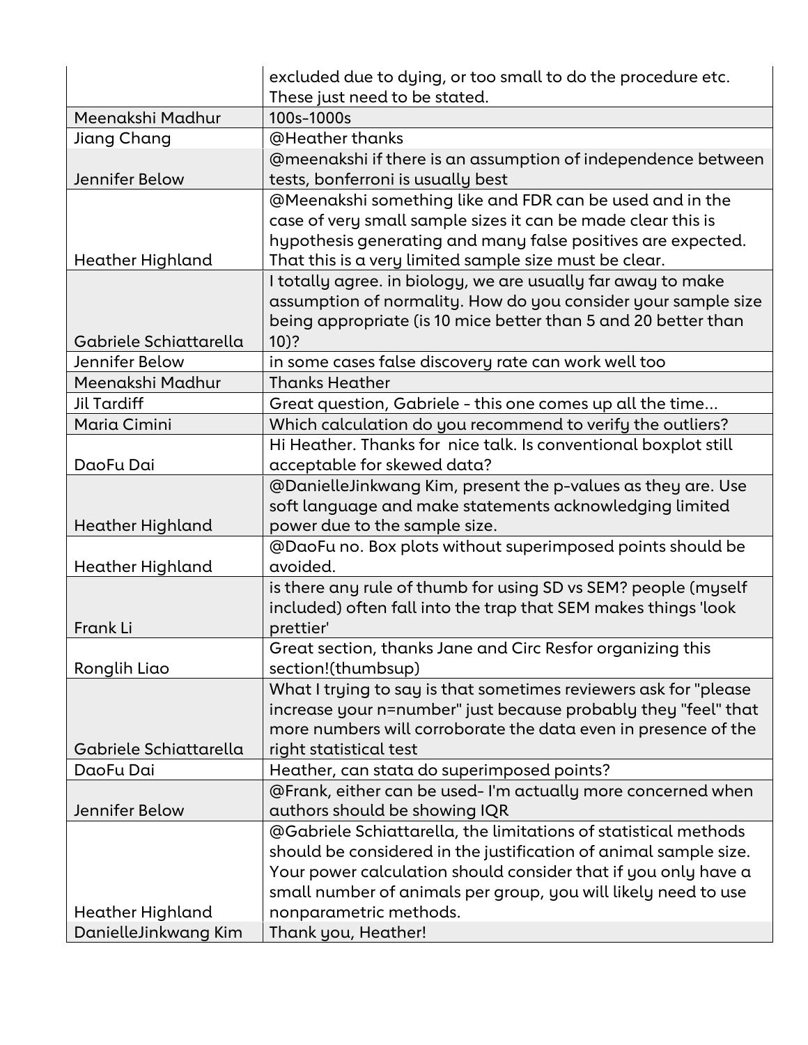| | |
|---|---|
| | excluded due to dying, or too small to do the procedure etc. These just need to be stated. |
| Meenakshi Madhur | 100s-1000s |
| Jiang Chang | @Heather thanks |
| Jennifer Below | @meenakshi if there is an assumption of independence between tests, bonferroni is usually best |
| Heather Highland | @Meenakshi something like and FDR can be used and in the case of very small sample sizes it can be made clear this is hypothesis generating and many false positives are expected. That this is a very limited sample size must be clear. |
| Gabriele Schiattarella | I totally agree. in biology, we are usually far away to make assumption of normality. How do you consider your sample size being appropriate (is 10 mice better than 5 and 20 better than 10)? |
| Jennifer Below | in some cases false discovery rate can work well too |
| Meenakshi Madhur | Thanks Heather |
| Jil Tardiff | Great question, Gabriele - this one comes up all the time... |
| Maria Cimini | Which calculation do you recommend to verify the outliers? |
| DaoFu Dai | Hi Heather. Thanks for nice talk. Is conventional boxplot still acceptable for skewed data? |
| Heather Highland | @DanielleJinkwang Kim, present the p-values as they are. Use soft language and make statements acknowledging limited power due to the sample size. |
| Heather Highland | @DaoFu no. Box plots without superimposed points should be avoided. |
| Frank Li | is there any rule of thumb for using SD vs SEM? people (myself included) often fall into the trap that SEM makes things 'look prettier' |
| Ronglih Liao | Great section, thanks Jane and Circ Resfor organizing this section!(thumbsup) |
| Gabriele Schiattarella | What I trying to say is that sometimes reviewers ask for "please increase your n=number" just because probably they "feel" that more numbers will corroborate the data even in presence of the right statistical test |
| DaoFu Dai | Heather, can stata do superimposed points? |
| Jennifer Below | @Frank, either can be used- I'm actually more concerned when authors should be showing IQR |
| Heather Highland | @Gabriele Schiattarella, the limitations of statistical methods should be considered in the justification of animal sample size. Your power calculation should consider that if you only have a small number of animals per group, you will likely need to use nonparametric methods. |
| DanielleJinkwang Kim | Thank you, Heather! |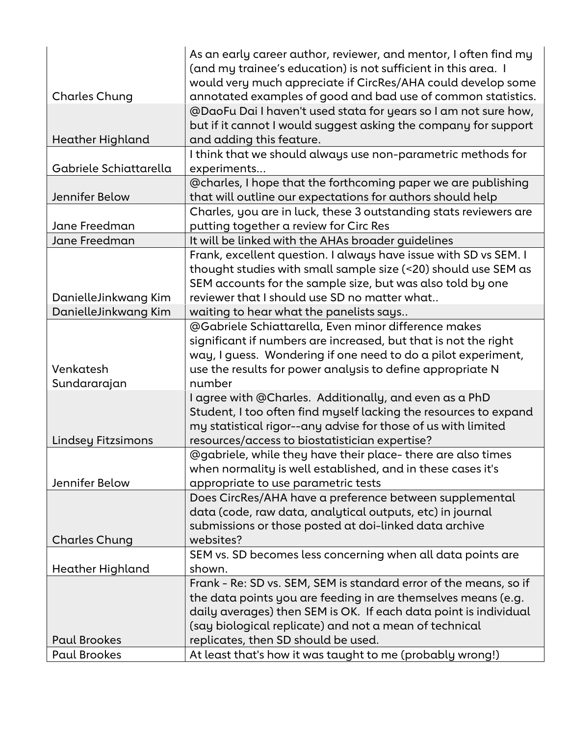| | |
|---|---|
| Charles Chung | As an early career author, reviewer, and mentor, I often find my (and my trainee's education) is not sufficient in this area. I would very much appreciate if CircRes/AHA could develop some annotated examples of good and bad use of common statistics. |
| Heather Highland | @DaoFu Dai I haven't used stata for years so I am not sure how, but if it cannot I would suggest asking the company for support and adding this feature. |
| Gabriele Schiattarella | I think that we should always use non-parametric methods for experiments... |
| Jennifer Below | @charles, I hope that the forthcoming paper we are publishing that will outline our expectations for authors should help |
| Jane Freedman | Charles, you are in luck, these 3 outstanding stats reviewers are putting together a review for Circ Res |
| Jane Freedman | It will be linked with the AHAs broader guidelines |
| DanielleJinkwang Kim | Frank, excellent question. I always have issue with SD vs SEM. I thought studies with small sample size (<20) should use SEM as SEM accounts for the sample size, but was also told by one reviewer that I should use SD no matter what.. |
| DanielleJinkwang Kim | waiting to hear what the panelists says.. |
| Venkatesh Sundararajan | @Gabriele Schiattarella, Even minor difference makes significant if numbers are increased, but that is not the right way, I guess. Wondering if one need to do a pilot experiment, use the results for power analysis to define appropriate N number |
| Lindsey Fitzsimons | I agree with @Charles. Additionally, and even as a PhD Student, I too often find myself lacking the resources to expand my statistical rigor--any advise for those of us with limited resources/access to biostatistician expertise? |
| Jennifer Below | @gabriele, while they have their place- there are also times when normality is well established, and in these cases it's appropriate to use parametric tests |
| Charles Chung | Does CircRes/AHA have a preference between supplemental data (code, raw data, analytical outputs, etc) in journal submissions or those posted at doi-linked data archive websites? |
| Heather Highland | SEM vs. SD becomes less concerning when all data points are shown. |
| Paul Brookes | Frank - Re: SD vs. SEM, SEM is standard error of the means, so if the data points you are feeding in are themselves means (e.g. daily averages) then SEM is OK. If each data point is individual (say biological replicate) and not a mean of technical replicates, then SD should be used. |
| Paul Brookes | At least that's how it was taught to me (probably wrong!) |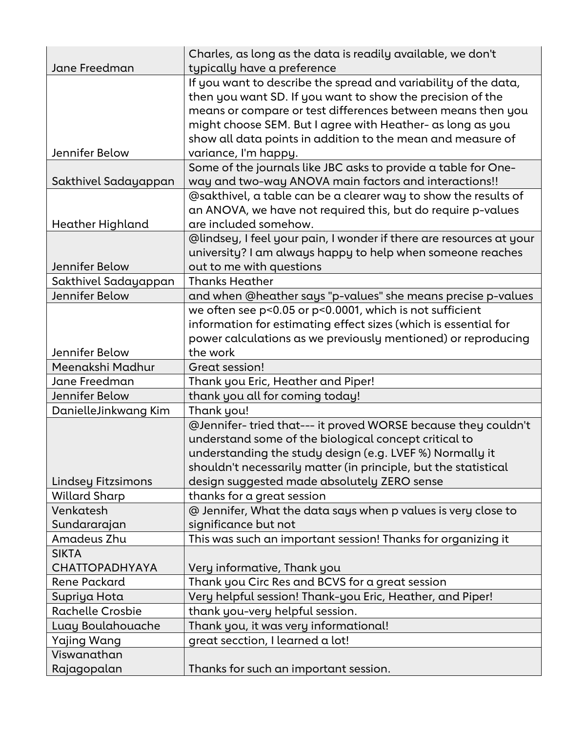| | |
|---|---|
| Jane Freedman | Charles, as long as the data is readily available, we don't typically have a preference |
| Jennifer Below | If you want to describe the spread and variability of the data, then you want SD. If you want to show the precision of the means or compare or test differences between means then you might choose SEM. But I agree with Heather- as long as you show all data points in addition to the mean and measure of variance, I'm happy. |
| Sakthivel Sadayappan | Some of the journals like JBC asks to provide a table for One-way and two-way ANOVA main factors and interactions!! |
| Heather Highland | @sakthivel, a table can be a clearer way to show the results of an ANOVA, we have not required this, but do require p-values are included somehow. |
| Jennifer Below | @lindsey, I feel your pain, I wonder if there are resources at your university? I am always happy to help when someone reaches out to me with questions |
| Sakthivel Sadayappan | Thanks Heather |
| Jennifer Below | and when @heather says "p-values" she means precise p-values |
| Jennifer Below | we often see p<0.05 or p<0.0001, which is not sufficient information for estimating effect sizes (which is essential for power calculations as we previously mentioned) or reproducing the work |
| Meenakshi Madhur | Great session! |
| Jane Freedman | Thank you Eric, Heather and Piper! |
| Jennifer Below | thank you all for coming today! |
| DanielleJinkwang Kim | Thank you! |
| Lindsey Fitzsimons | @Jennifer- tried that--- it proved WORSE because they couldn't understand some of the biological concept critical to understanding the study design (e.g. LVEF %) Normally it shouldn't necessarily matter (in principle, but the statistical design suggested made absolutely ZERO sense |
| Willard Sharp | thanks for a great session |
| Venkatesh Sundararajan | @ Jennifer, What the data says when p values is very close to significance but not |
| Amadeus Zhu | This was such an important session! Thanks for organizing it |
| SIKTA CHATTOPADHYAYA | Very informative, Thank you |
| Rene Packard | Thank you Circ Res and BCVS for a great session |
| Supriya Hota | Very helpful session! Thank-you Eric, Heather, and Piper! |
| Rachelle Crosbie | thank you-very helpful session. |
| Luay Boulahouache | Thank you, it was very informational! |
| Yajing Wang | great secction, I learned a lot! |
| Viswanathan Rajagopalan | Thanks for such an important session. |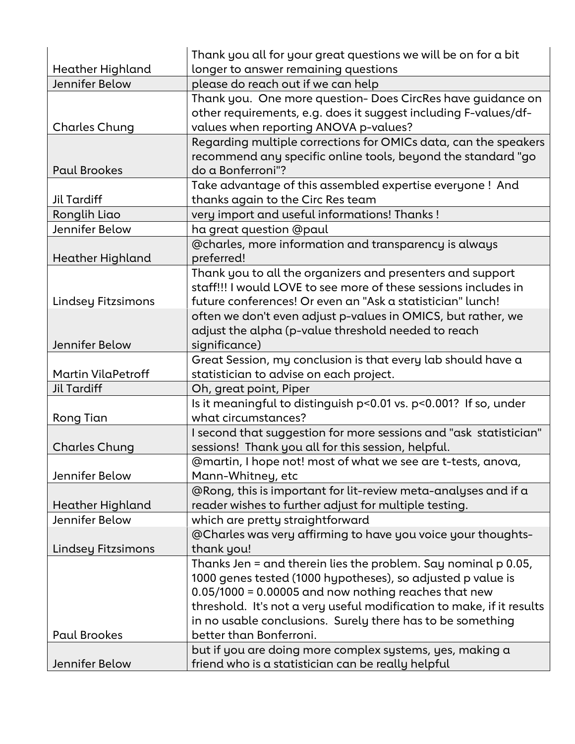| | |
|---|---|
| Heather Highland | Thank you all for your great questions we will be on for a bit longer to answer remaining questions |
| Jennifer Below | please do reach out if we can help |
| Charles Chung | Thank you. One more question- Does CircRes have guidance on other requirements, e.g. does it suggest including F-values/df-values when reporting ANOVA p-values? |
| Paul Brookes | Regarding multiple corrections for OMICs data, can the speakers recommend any specific online tools, beyond the standard "go do a Bonferroni"? |
| Jil Tardiff | Take advantage of this assembled expertise everyone ! And thanks again to the Circ Res team |
| Ronglih Liao | very import and useful informations! Thanks ! |
| Jennifer Below | ha great question @paul |
| Heather Highland | @charles, more information and transparency is always preferred! |
| Lindsey Fitzsimons | Thank you to all the organizers and presenters and support staff!!! I would LOVE to see more of these sessions includes in future conferences! Or even an "Ask a statistician" lunch! |
| Jennifer Below | often we don't even adjust p-values in OMICS, but rather, we adjust the alpha (p-value threshold needed to reach significance) |
| Martin VilaPetroff | Great Session, my conclusion is that every lab should have a statistician to advise on each project. |
| Jil Tardiff | Oh, great point, Piper |
| Rong Tian | Is it meaningful to distinguish p<0.01 vs. p<0.001? If so, under what circumstances? |
| Charles Chung | I second that suggestion for more sessions and "ask statistician" sessions! Thank you all for this session, helpful. |
| Jennifer Below | @martin, I hope not! most of what we see are t-tests, anova, Mann-Whitney, etc |
| Heather Highland | @Rong, this is important for lit-review meta-analyses and if a reader wishes to further adjust for multiple testing. |
| Jennifer Below | which are pretty straightforward |
| Lindsey Fitzsimons | @Charles was very affirming to have you voice your thoughts- thank you! |
| Paul Brookes | Thanks Jen = and therein lies the problem. Say nominal p 0.05, 1000 genes tested (1000 hypotheses), so adjusted p value is 0.05/1000 = 0.00005 and now nothing reaches that new threshold. It's not a very useful modification to make, if it results in no usable conclusions. Surely there has to be something better than Bonferroni. |
| Jennifer Below | but if you are doing more complex systems, yes, making a friend who is a statistician can be really helpful |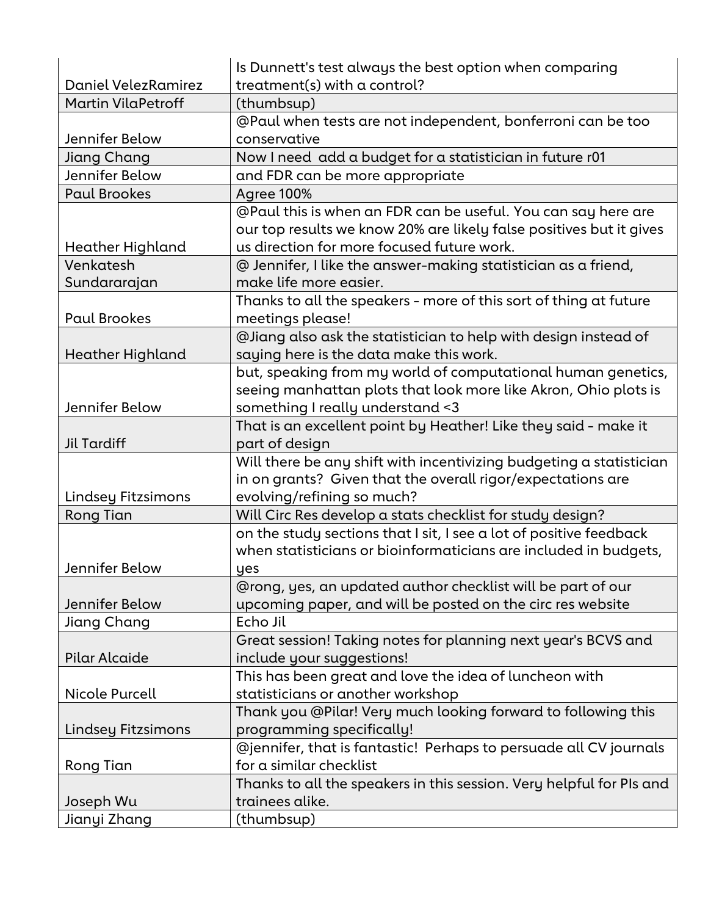| | |
|---|---|
| Daniel VelezRamirez | Is Dunnett's test always the best option when comparing treatment(s) with a control? |
| Martin VilaPetroff | (thumbsup) |
| Jennifer Below | @Paul when tests are not independent, bonferroni can be too conservative |
| Jiang Chang | Now I need add a budget for a statistician in future r01 |
| Jennifer Below | and FDR can be more appropriate |
| Paul Brookes | Agree 100% |
| Heather Highland | @Paul this is when an FDR can be useful. You can say here are our top results we know 20% are likely false positives but it gives us direction for more focused future work. |
| Venkatesh Sundararajan | @ Jennifer, I like the answer-making statistician as a friend, make life more easier. |
| Paul Brookes | Thanks to all the speakers - more of this sort of thing at future meetings please! |
| Heather Highland | @Jiang also ask the statistician to help with design instead of saying here is the data make this work. |
| Jennifer Below | but, speaking from my world of computational human genetics, seeing manhattan plots that look more like Akron, Ohio plots is something I really understand <3 |
| Jil Tardiff | That is an excellent point by Heather! Like they said - make it part of design |
| Lindsey Fitzsimons | Will there be any shift with incentivizing budgeting a statistician in on grants? Given that the overall rigor/expectations are evolving/refining so much? |
| Rong Tian | Will Circ Res develop a stats checklist for study design? |
| Jennifer Below | on the study sections that I sit, I see a lot of positive feedback when statisticians or bioinformaticians are included in budgets, yes |
| Jennifer Below | @rong, yes, an updated author checklist will be part of our upcoming paper, and will be posted on the circ res website |
| Jiang Chang | Echo Jil |
| Pilar Alcaide | Great session! Taking notes for planning next year's BCVS and include your suggestions! |
| Nicole Purcell | This has been great and love the idea of luncheon with statisticians or another workshop |
| Lindsey Fitzsimons | Thank you @Pilar! Very much looking forward to following this programming specifically! |
| Rong Tian | @jennifer, that is fantastic! Perhaps to persuade all CV journals for a similar checklist |
| Joseph Wu | Thanks to all the speakers in this session. Very helpful for PIs and trainees alike. |
| Jianyi Zhang | (thumbsup) |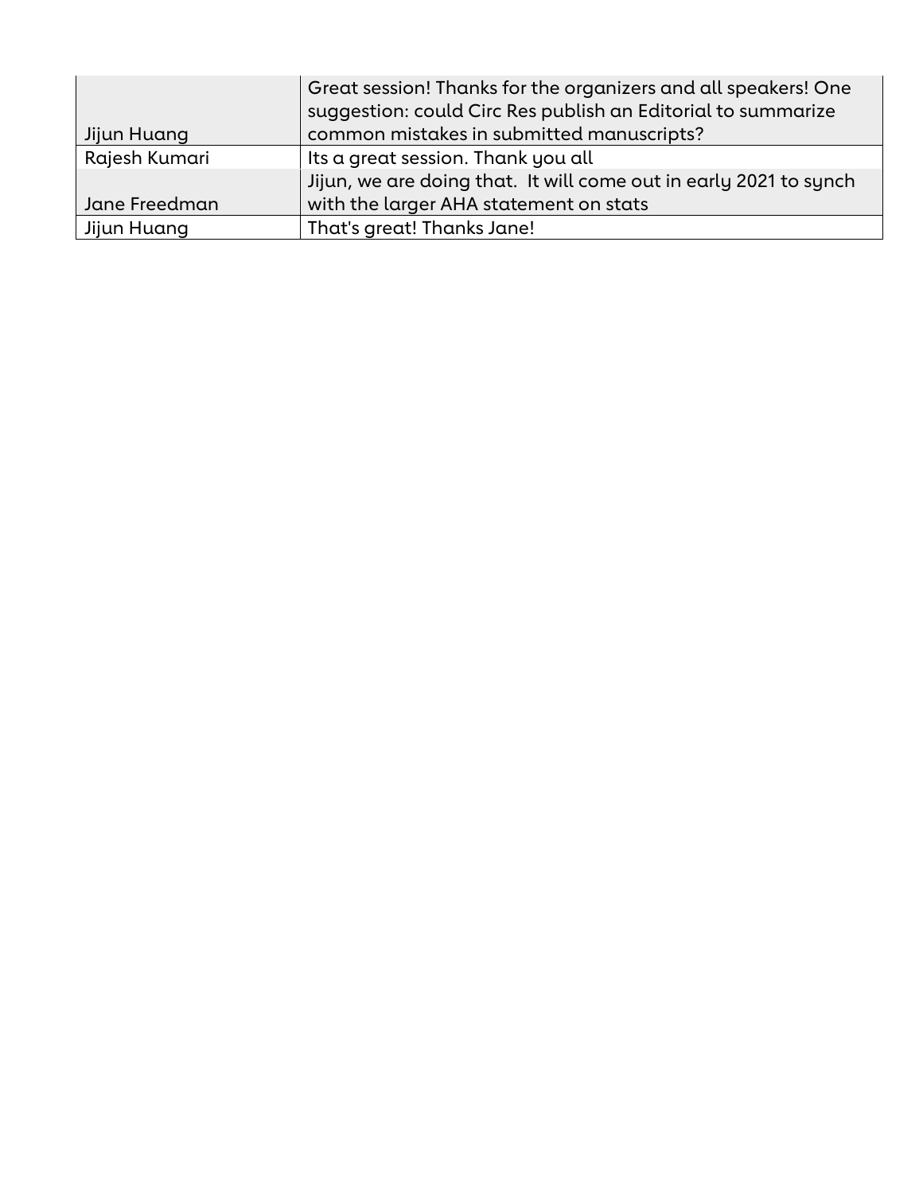| | |
|---|---|
| Jijun Huang | Great session! Thanks for the organizers and all speakers! One suggestion: could Circ Res publish an Editorial to summarize common mistakes in submitted manuscripts? |
| Rajesh Kumari | Its a great session. Thank you all |
| Jane Freedman | Jijun, we are doing that. It will come out in early 2021 to synch with the larger AHA statement on stats |
| Jijun Huang | That's great! Thanks Jane! |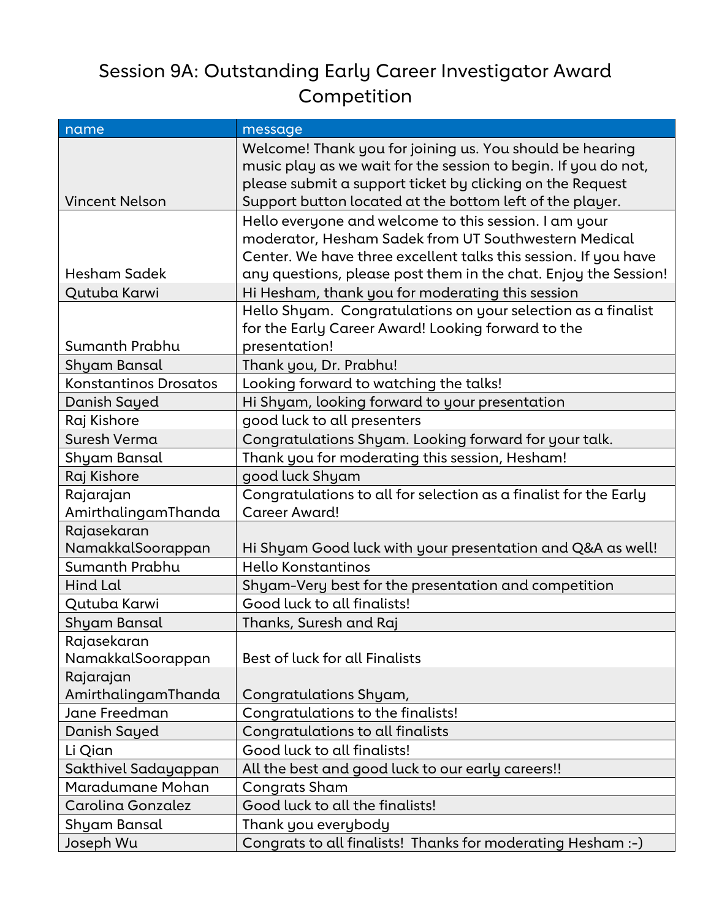# Session 9A: Outstanding Early Career Investigator Award Competition

| name | message |
|---|---|
| Vincent Nelson | Welcome! Thank you for joining us. You should be hearing music play as we wait for the session to begin. If you do not, please submit a support ticket by clicking on the Request Support button located at the bottom left of the player. |
| Hesham Sadek | Hello everyone and welcome to this session. I am your moderator, Hesham Sadek from UT Southwestern Medical Center. We have three excellent talks this session. If you have any questions, please post them in the chat. Enjoy the Session! |
| Qutuba Karwi | Hi Hesham, thank you for moderating this session |
| Sumanth Prabhu | Hello Shyam. Congratulations on your selection as a finalist for the Early Career Award! Looking forward to the presentation! |
| Shyam Bansal | Thank you, Dr. Prabhu! |
| Konstantinos Drosatos | Looking forward to watching the talks! |
| Danish Sayed | Hi Shyam, looking forward to your presentation |
| Raj Kishore | good luck to all presenters |
| Suresh Verma | Congratulations Shyam. Looking forward for your talk. |
| Shyam Bansal | Thank you for moderating this session, Hesham! |
| Raj Kishore | good luck Shyam |
| Rajarajan AmirthalingamThanda | Congratulations to all for selection as a finalist for the Early Career Award! |
| Rajasekaran NamakkalSoorappan | Hi Shyam Good luck with your presentation and Q&A as well! |
| Sumanth Prabhu | Hello Konstantinos |
| Hind Lal | Shyam-Very best for the presentation and competition |
| Qutuba Karwi | Good luck to all finalists! |
| Shyam Bansal | Thanks, Suresh and Raj |
| Rajasekaran NamakkalSoorappan | Best of luck for all Finalists |
| Rajarajan AmirthalingamThanda | Congratulations Shyam, |
| Jane Freedman | Congratulations to the finalists! |
| Danish Sayed | Congratulations to all finalists |
| Li Qian | Good luck to all finalists! |
| Sakthivel Sadayappan | All the best and good luck to our early careers!! |
| Maradumane Mohan | Congrats Sham |
| Carolina Gonzalez | Good luck to all the finalists! |
| Shyam Bansal | Thank you everybody |
| Joseph Wu | Congrats to all finalists! Thanks for moderating Hesham :-) |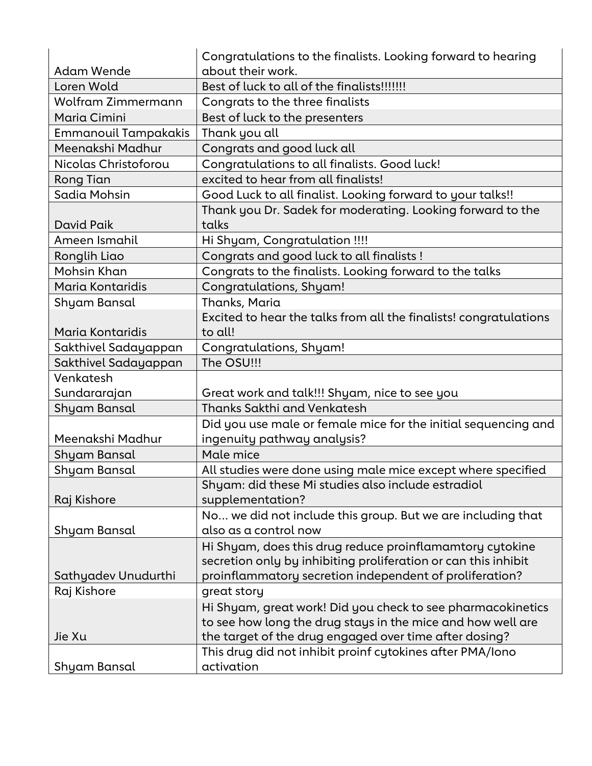| | |
|---|---|
| Adam Wende | Congratulations to the finalists. Looking forward to hearing about their work. |
| Loren Wold | Best of luck to all of the finalists!!!!!!! |
| Wolfram Zimmermann | Congrats to the three finalists |
| Maria Cimini | Best of luck to the presenters |
| Emmanouil Tampakakis | Thank you all |
| Meenakshi Madhur | Congrats and good luck all |
| Nicolas Christoforou | Congratulations to all finalists. Good luck! |
| Rong Tian | excited to hear from all finalists! |
| Sadia Mohsin | Good Luck to all finalist. Looking forward to your talks!! |
| David Paik | Thank you Dr. Sadek for moderating. Looking forward to the talks |
| Ameen Ismahil | Hi Shyam, Congratulation !!!! |
| Ronglih Liao | Congrats and good luck to all finalists ! |
| Mohsin Khan | Congrats to the finalists. Looking forward to the talks |
| Maria Kontaridis | Congratulations, Shyam! |
| Shyam Bansal | Thanks, Maria |
| Maria Kontaridis | Excited to hear the talks from all the finalists! congratulations to all! |
| Sakthivel Sadayappan | Congratulations, Shyam! |
| Sakthivel Sadayappan | The OSU!!! |
| Venkatesh Sundararajan | Great work and talk!!! Shyam, nice to see you |
| Shyam Bansal | Thanks Sakthi and Venkatesh |
| Meenakshi Madhur | Did you use male or female mice for the initial sequencing and ingenuity pathway analysis? |
| Shyam Bansal | Male mice |
| Shyam Bansal | All studies were done using male mice except where specified |
| Raj Kishore | Shyam: did these Mi studies also include estradiol supplementation? |
| Shyam Bansal | No... we did not include this group. But we are including that also as a control now |
| Sathyadev Unudurthi | Hi Shyam, does this drug reduce proinflamamtory cytokine secretion only by inhibiting proliferation or can this inhibit proinflammatory secretion independent of proliferation? |
| Raj Kishore | great story |
| Jie Xu | Hi Shyam, great work! Did you check to see pharmacokinetics to see how long the drug stays in the mice and how well are the target of the drug engaged over time after dosing? |
| Shyam Bansal | This drug did not inhibit proinf cytokines after PMA/Iono activation |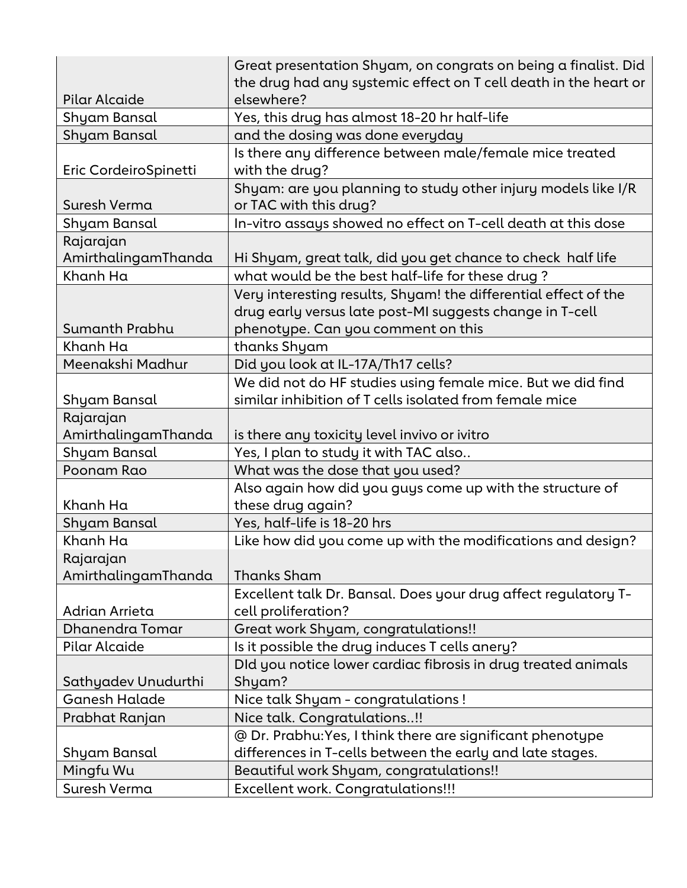| | |
|---|---|
| Pilar Alcaide | Great presentation Shyam, on congrats on being a finalist. Did the drug had any systemic effect on T cell death in the heart or elsewhere? |
| Shyam Bansal | Yes, this drug has almost 18-20 hr half-life |
| Shyam Bansal | and the dosing was done everyday |
| Eric CordeiroSpinetti | Is there any difference between male/female mice treated with the drug? |
| Suresh Verma | Shyam: are you planning to study other injury models like I/R or TAC with this drug? |
| Shyam Bansal | In-vitro assays showed no effect on T-cell death at this dose |
| Rajarajan AmirthalingamThanda | Hi Shyam, great talk, did you get chance to check half life |
| Khanh Ha | what would be the best half-life for these drug ? |
| Sumanth Prabhu | Very interesting results, Shyam! the differential effect of the drug early versus late post-MI suggests change in T-cell phenotype. Can you comment on this |
| Khanh Ha | thanks Shyam |
| Meenakshi Madhur | Did you look at IL-17A/Th17 cells? |
| Shyam Bansal | We did not do HF studies using female mice. But we did find similar inhibition of T cells isolated from female mice |
| Rajarajan AmirthalingamThanda | is there any toxicity level invivo or ivitro |
| Shyam Bansal | Yes, I plan to study it with TAC also.. |
| Poonam Rao | What was the dose that you used? |
| Khanh Ha | Also again how did you guys come up with the structure of these drug again? |
| Shyam Bansal | Yes, half-life is 18-20 hrs |
| Khanh Ha | Like how did you come up with the modifications and design? |
| Rajarajan AmirthalingamThanda | Thanks Sham |
| Adrian Arrieta | Excellent talk Dr. Bansal. Does your drug affect regulatory T-cell proliferation? |
| Dhanendra Tomar | Great work Shyam, congratulations!! |
| Pilar Alcaide | Is it possible the drug induces T cells anery? |
| Sathyadev Unudurthi | DId you notice lower cardiac fibrosis in drug treated animals Shyam? |
| Ganesh Halade | Nice talk Shyam - congratulations ! |
| Prabhat Ranjan | Nice talk. Congratulations..!! |
| Shyam Bansal | @ Dr. Prabhu:Yes, I think there are significant phenotype differences in T-cells between the early and late stages. |
| Mingfu Wu | Beautiful work Shyam, congratulations!! |
| Suresh Verma | Excellent work. Congratulations!!! |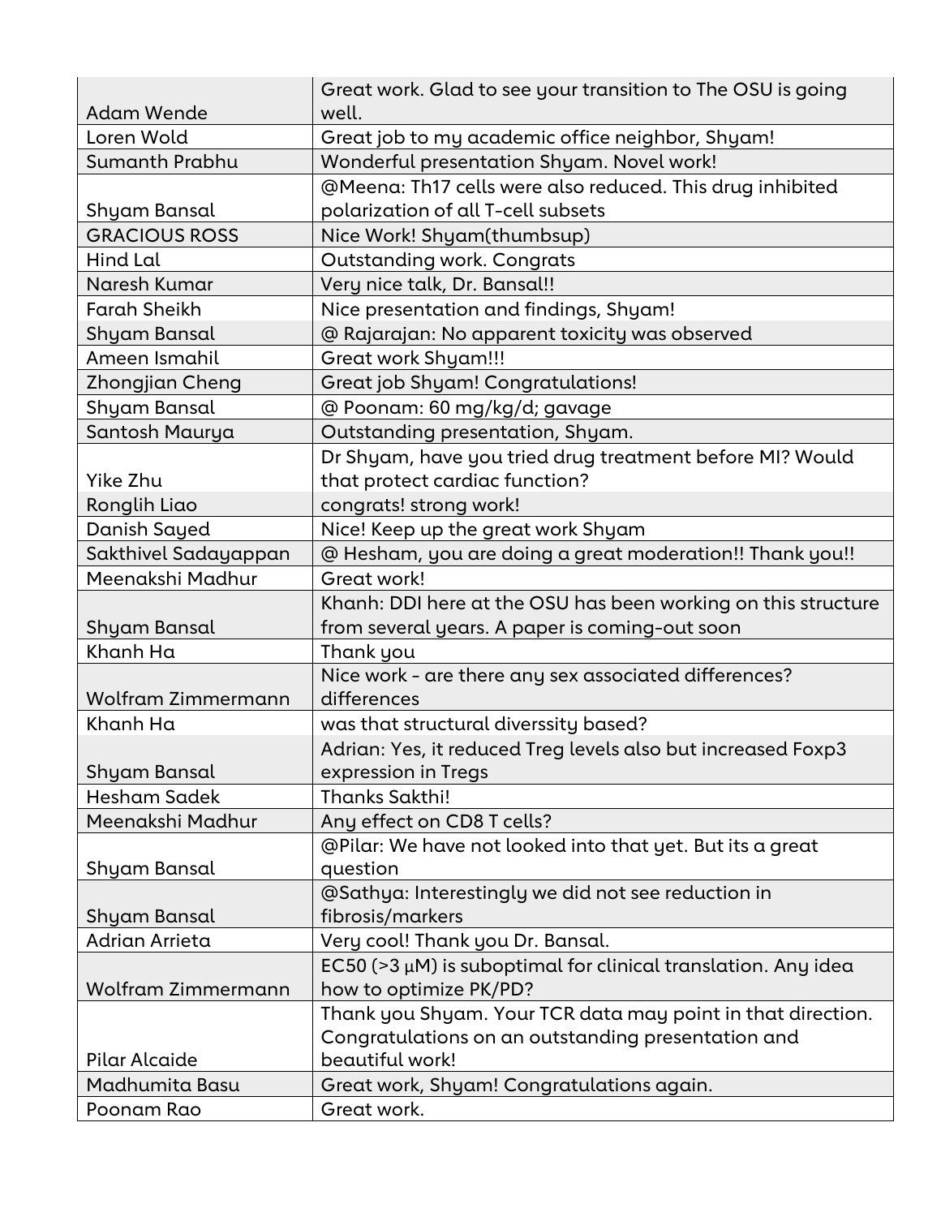| | |
|---|---|
| Adam Wende | Great work. Glad to see your transition to The OSU is going well. |
| Loren Wold | Great job to my academic office neighbor, Shyam! |
| Sumanth Prabhu | Wonderful presentation Shyam. Novel work! |
| Shyam Bansal | @Meena: Th17 cells were also reduced. This drug inhibited polarization of all T-cell subsets |
| GRACIOUS ROSS | Nice Work! Shyam(thumbsup) |
| Hind Lal | Outstanding work. Congrats |
| Naresh Kumar | Very nice talk, Dr. Bansal!! |
| Farah Sheikh | Nice presentation and findings, Shyam! |
| Shyam Bansal | @ Rajarajan: No apparent toxicity was observed |
| Ameen Ismahil | Great work Shyam!!! |
| Zhongjian Cheng | Great job Shyam! Congratulations! |
| Shyam Bansal | @ Poonam: 60 mg/kg/d; gavage |
| Santosh Maurya | Outstanding presentation, Shyam. |
| Yike Zhu | Dr Shyam, have you tried drug treatment before MI? Would that protect cardiac function? |
| Ronglih Liao | congrats! strong work! |
| Danish Sayed | Nice! Keep up the great work Shyam |
| Sakthivel Sadayappan | @ Hesham, you are doing a great moderation!! Thank you!! |
| Meenakshi Madhur | Great work! |
| Shyam Bansal | Khanh: DDI here at the OSU has been working on this structure from several years. A paper is coming-out soon |
| Khanh Ha | Thank you |
| Wolfram Zimmermann | Nice work - are there any sex associated differences? differences |
| Khanh Ha | was that structural diverssity based? |
| Shyam Bansal | Adrian: Yes, it reduced Treg levels also but increased Foxp3 expression in Tregs |
| Hesham Sadek | Thanks Sakthi! |
| Meenakshi Madhur | Any effect on CD8 T cells? |
| Shyam Bansal | @Pilar: We have not looked into that yet. But its a great question |
| Shyam Bansal | @Sathya: Interestingly we did not see reduction in fibrosis/markers |
| Adrian Arrieta | Very cool! Thank you Dr. Bansal. |
| Wolfram Zimmermann | EC50 (>3 μM) is suboptimal for clinical translation. Any idea how to optimize PK/PD? |
| Pilar Alcaide | Thank you Shyam. Your TCR data may point in that direction. Congratulations on an outstanding presentation and beautiful work! |
| Madhumita Basu | Great work, Shyam! Congratulations again. |
| Poonam Rao | Great work. |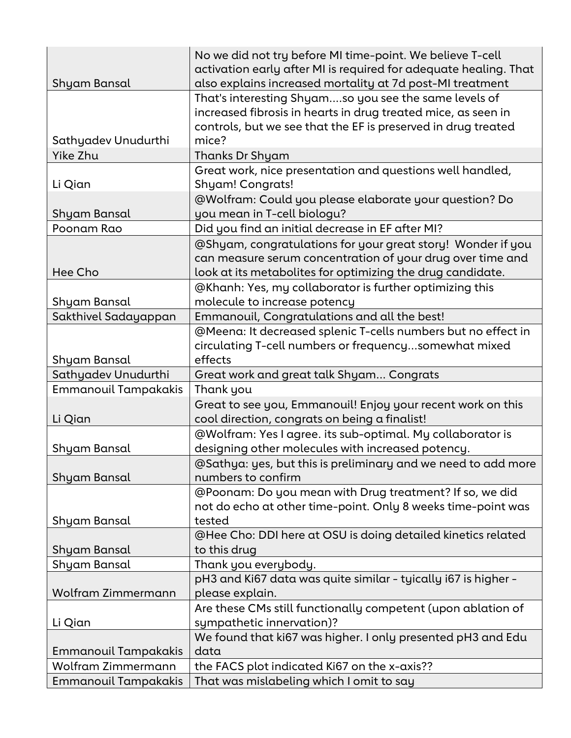| | |
|---|---|
| Shyam Bansal | No we did not try before MI time-point. We believe T-cell activation early after MI is required for adequate healing. That also explains increased mortality at 7d post-MI treatment |
| Sathyadev Unudurthi | That's interesting Shyam....so you see the same levels of increased fibrosis in hearts in drug treated mice, as seen in controls, but we see that the EF is preserved in drug treated mice? |
| Yike Zhu | Thanks Dr Shyam |
| Li Qian | Great work, nice presentation and questions well handled, Shyam! Congrats! |
| Shyam Bansal | @Wolfram: Could you please elaborate your question? Do you mean in T-cell biologu? |
| Poonam Rao | Did you find an initial decrease in EF after MI? |
| Hee Cho | @Shyam, congratulations for your great story! Wonder if you can measure serum concentration of your drug over time and look at its metabolites for optimizing the drug candidate. |
| Shyam Bansal | @Khanh: Yes, my collaborator is further optimizing this molecule to increase potency |
| Sakthivel Sadayappan | Emmanouil, Congratulations and all the best! |
| Shyam Bansal | @Meena: It decreased splenic T-cells numbers but no effect in circulating T-cell numbers or frequency...somewhat mixed effects |
| Sathyadev Unudurthi | Great work and great talk Shyam... Congrats |
| Emmanouil Tampakakis | Thank you |
| Li Qian | Great to see you, Emmanouil! Enjoy your recent work on this cool direction, congrats on being a finalist! |
| Shyam Bansal | @Wolfram: Yes I agree. its sub-optimal. My collaborator is designing other molecules with increased potency. |
| Shyam Bansal | @Sathya: yes, but this is preliminary and we need to add more numbers to confirm |
| Shyam Bansal | @Poonam: Do you mean with Drug treatment? If so, we did not do echo at other time-point. Only 8 weeks time-point was tested |
| Shyam Bansal | @Hee Cho: DDI here at OSU is doing detailed kinetics related to this drug |
| Shyam Bansal | Thank you everybody. |
| Wolfram Zimmermann | pH3 and Ki67 data was quite similar - tyically i67 is higher - please explain. |
| Li Qian | Are these CMs still functionally competent (upon ablation of sympathetic innervation)? |
| Emmanouil Tampakakis | We found that ki67 was higher. I only presented pH3 and Edu data |
| Wolfram Zimmermann | the FACS plot indicated Ki67 on the x-axis?? |
| Emmanouil Tampakakis | That was mislabeling which I omit to say |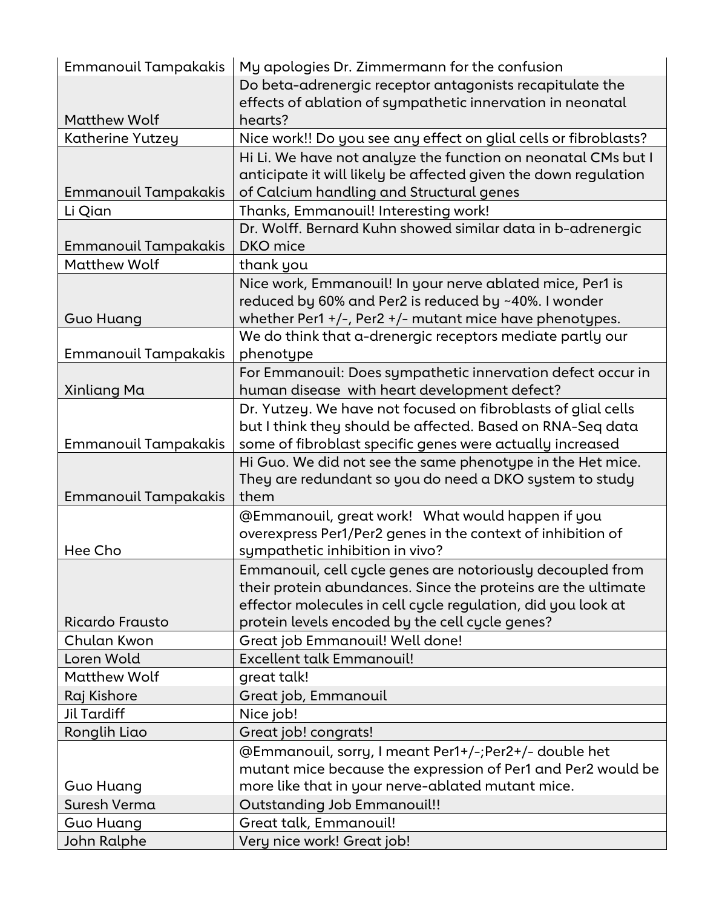| Emmanouil Tampakakis | My apologies Dr. Zimmermann for the confusion |
|---|---|
| Matthew Wolf | Do beta-adrenergic receptor antagonists recapitulate the effects of ablation of sympathetic innervation in neonatal hearts? |
| Katherine Yutzey | Nice work!! Do you see any effect on glial cells or fibroblasts? |
| Emmanouil Tampakakis | Hi Li. We have not analyze the function on neonatal CMs but I anticipate it will likely be affected given the down regulation of Calcium handling and Structural genes |
| Li Qian | Thanks, Emmanouil! Interesting work! |
| Emmanouil Tampakakis | Dr. Wolff. Bernard Kuhn showed similar data in b-adrenergic DKO mice |
| Matthew Wolf | thank you |
| Guo Huang | Nice work, Emmanouil! In your nerve ablated mice, Per1 is reduced by 60% and Per2 is reduced by ~40%. I wonder whether Per1 +/-, Per2 +/- mutant mice have phenotypes. |
| Emmanouil Tampakakis | We do think that a-drenergic receptors mediate partly our phenotype |
| Xinliang Ma | For Emmanouil: Does sympathetic innervation defect occur in human disease with heart development defect? |
| Emmanouil Tampakakis | Dr. Yutzey. We have not focused on fibroblasts of glial cells but I think they should be affected. Based on RNA-Seq data some of fibroblast specific genes were actually increased |
| Emmanouil Tampakakis | Hi Guo. We did not see the same phenotype in the Het mice. They are redundant so you do need a DKO system to study them |
| Hee Cho | @Emmanouil, great work! What would happen if you overexpress Per1/Per2 genes in the context of inhibition of sympathetic inhibition in vivo? |
| Ricardo Frausto | Emmanouil, cell cycle genes are notoriously decoupled from their protein abundances. Since the proteins are the ultimate effector molecules in cell cycle regulation, did you look at protein levels encoded by the cell cycle genes? |
| Chulan Kwon | Great job Emmanouil! Well done! |
| Loren Wold | Excellent talk Emmanouil! |
| Matthew Wolf | great talk! |
| Raj Kishore | Great job, Emmanouil |
| Jil Tardiff | Nice job! |
| Ronglih Liao | Great job! congrats! |
| Guo Huang | @Emmanouil, sorry, I meant Per1+/-;Per2+/- double het mutant mice because the expression of Per1 and Per2 would be more like that in your nerve-ablated mutant mice. |
| Suresh Verma | Outstanding Job Emmanouil!! |
| Guo Huang | Great talk, Emmanouil! |
| John Ralphe | Very nice work! Great job! |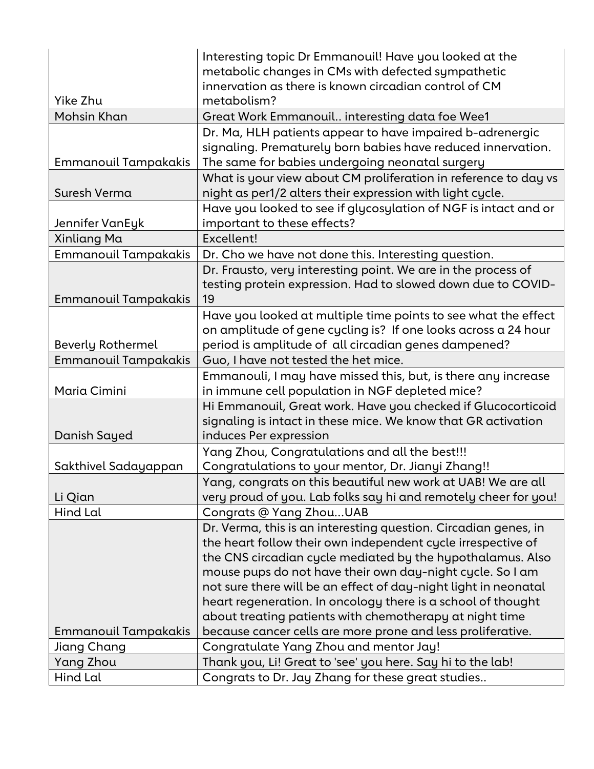| | |
|---|---|
| Yike Zhu | Interesting topic Dr Emmanouil! Have you looked at the metabolic changes in CMs with defected sympathetic innervation as there is known circadian control of CM metabolism? |
| Mohsin Khan | Great Work Emmanouil.. interesting data foe Wee1 |
| Emmanouil Tampakakis | Dr. Ma, HLH patients appear to have impaired b-adrenergic signaling. Prematurely born babies have reduced innervation. The same for babies undergoing neonatal surgery |
| Suresh Verma | What is your view about CM proliferation in reference to day vs night as per1/2 alters their expression with light cycle. |
| Jennifer VanEyk | Have you looked to see if glycosylation of NGF is intact and or important to these effects? |
| Xinliang Ma | Excellent! |
| Emmanouil Tampakakis | Dr. Cho we have not done this. Interesting question. |
| Emmanouil Tampakakis | Dr. Frausto, very interesting point. We are in the process of testing protein expression. Had to slowed down due to COVID-19 |
| Beverly Rothermel | Have you looked at multiple time points to see what the effect on amplitude of gene cycling is? If one looks across a 24 hour period is amplitude of all circadian genes dampened? |
| Emmanouil Tampakakis | Guo, I have not tested the het mice. |
| Maria Cimini | Emmanouli, I may have missed this, but, is there any increase in immune cell population in NGF depleted mice? |
| Danish Sayed | Hi Emmanouil, Great work. Have you checked if Glucocorticoid signaling is intact in these mice. We know that GR activation induces Per expression |
| Sakthivel Sadayappan | Yang Zhou, Congratulations and all the best!!! Congratulations to your mentor, Dr. Jianyi Zhang!! |
| Li Qian | Yang, congrats on this beautiful new work at UAB! We are all very proud of you. Lab folks say hi and remotely cheer for you! |
| Hind Lal | Congrats @ Yang Zhou...UAB |
| Emmanouil Tampakakis | Dr. Verma, this is an interesting question. Circadian genes, in the heart follow their own independent cycle irrespective of the CNS circadian cycle mediated by the hypothalamus. Also mouse pups do not have their own day-night cycle. So I am not sure there will be an effect of day-night light in neonatal heart regeneration. In oncology there is a school of thought about treating patients with chemotherapy at night time because cancer cells are more prone and less proliferative. |
| Jiang Chang | Congratulate Yang Zhou and mentor Jay! |
| Yang Zhou | Thank you, Li! Great to 'see' you here. Say hi to the lab! |
| Hind Lal | Congrats to Dr. Jay Zhang for these great studies.. |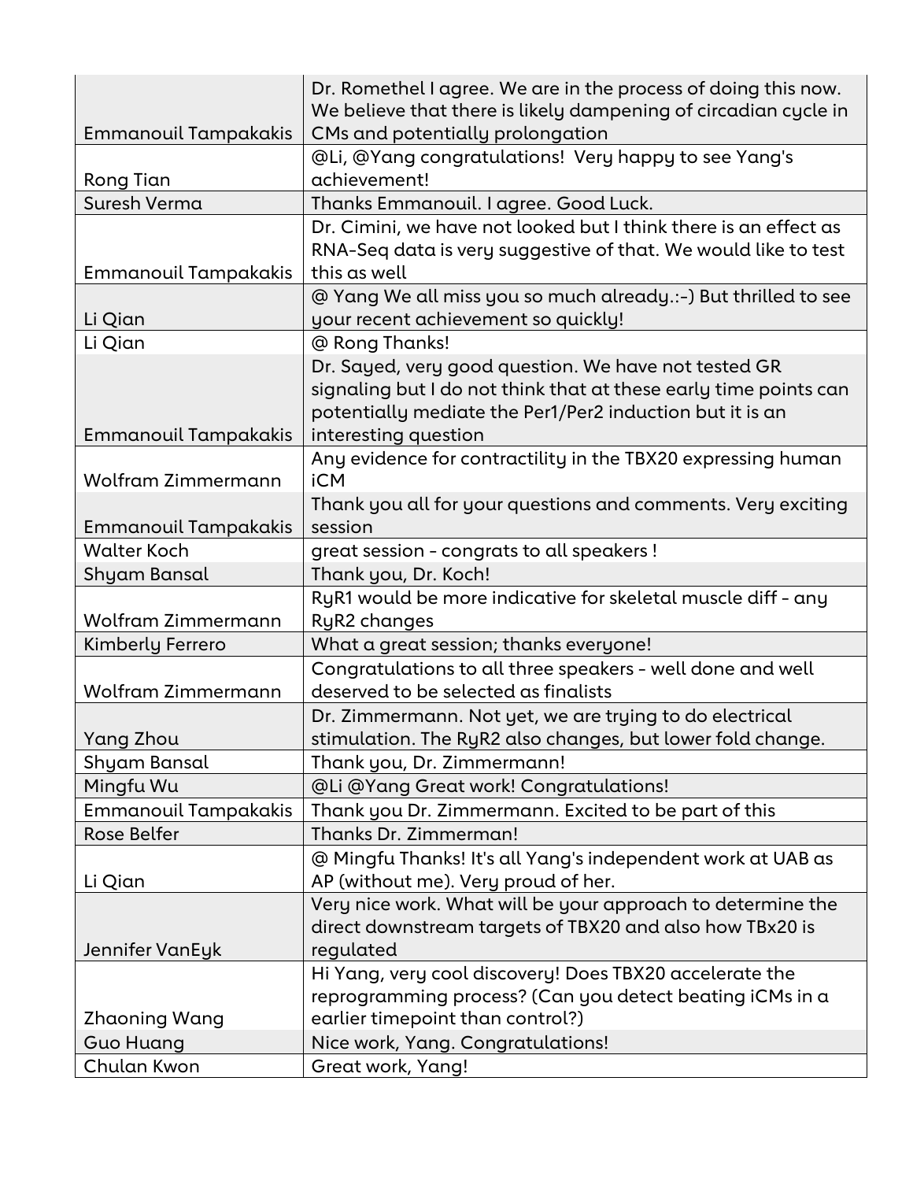| | |
|---|---|
| Emmanouil Tampakakis | Dr. Romethel I agree. We are in the process of doing this now. We believe that there is likely dampening of circadian cycle in CMs and potentially prolongation |
| Rong Tian | @Li, @Yang congratulations! Very happy to see Yang's achievement! |
| Suresh Verma | Thanks Emmanouil. I agree. Good Luck. |
| Emmanouil Tampakakis | Dr. Cimini, we have not looked but I think there is an effect as RNA-Seq data is very suggestive of that. We would like to test this as well |
| Li Qian | @ Yang We all miss you so much already.:-) But thrilled to see your recent achievement so quickly! |
| Li Qian | @ Rong Thanks! |
| Emmanouil Tampakakis | Dr. Sayed, very good question. We have not tested GR signaling but I do not think that at these early time points can potentially mediate the Per1/Per2 induction but it is an interesting question |
| Wolfram Zimmermann | Any evidence for contractility in the TBX20 expressing human iCM |
| Emmanouil Tampakakis | Thank you all for your questions and comments. Very exciting session |
| Walter Koch | great session - congrats to all speakers ! |
| Shyam Bansal | Thank you, Dr. Koch! |
| Wolfram Zimmermann | RyR1 would be more indicative for skeletal muscle diff - any RyR2 changes |
| Kimberly Ferrero | What a great session; thanks everyone! |
| Wolfram Zimmermann | Congratulations to all three speakers - well done and well deserved to be selected as finalists |
| Yang Zhou | Dr. Zimmermann. Not yet, we are trying to do electrical stimulation. The RyR2 also changes, but lower fold change. |
| Shyam Bansal | Thank you, Dr. Zimmermann! |
| Mingfu Wu | @Li @Yang Great work! Congratulations! |
| Emmanouil Tampakakis | Thank you Dr. Zimmermann. Excited to be part of this |
| Rose Belfer | Thanks Dr. Zimmerman! |
| Li Qian | @ Mingfu Thanks! It's all Yang's independent work at UAB as AP (without me). Very proud of her. |
| Jennifer VanEyk | Very nice work. What will be your approach to determine the direct downstream targets of TBX20 and also how TBx20 is regulated |
| Zhaoning Wang | Hi Yang, very cool discovery! Does TBX20 accelerate the reprogramming process? (Can you detect beating iCMs in a earlier timepoint than control?) |
| Guo Huang | Nice work, Yang. Congratulations! |
| Chulan Kwon | Great work, Yang! |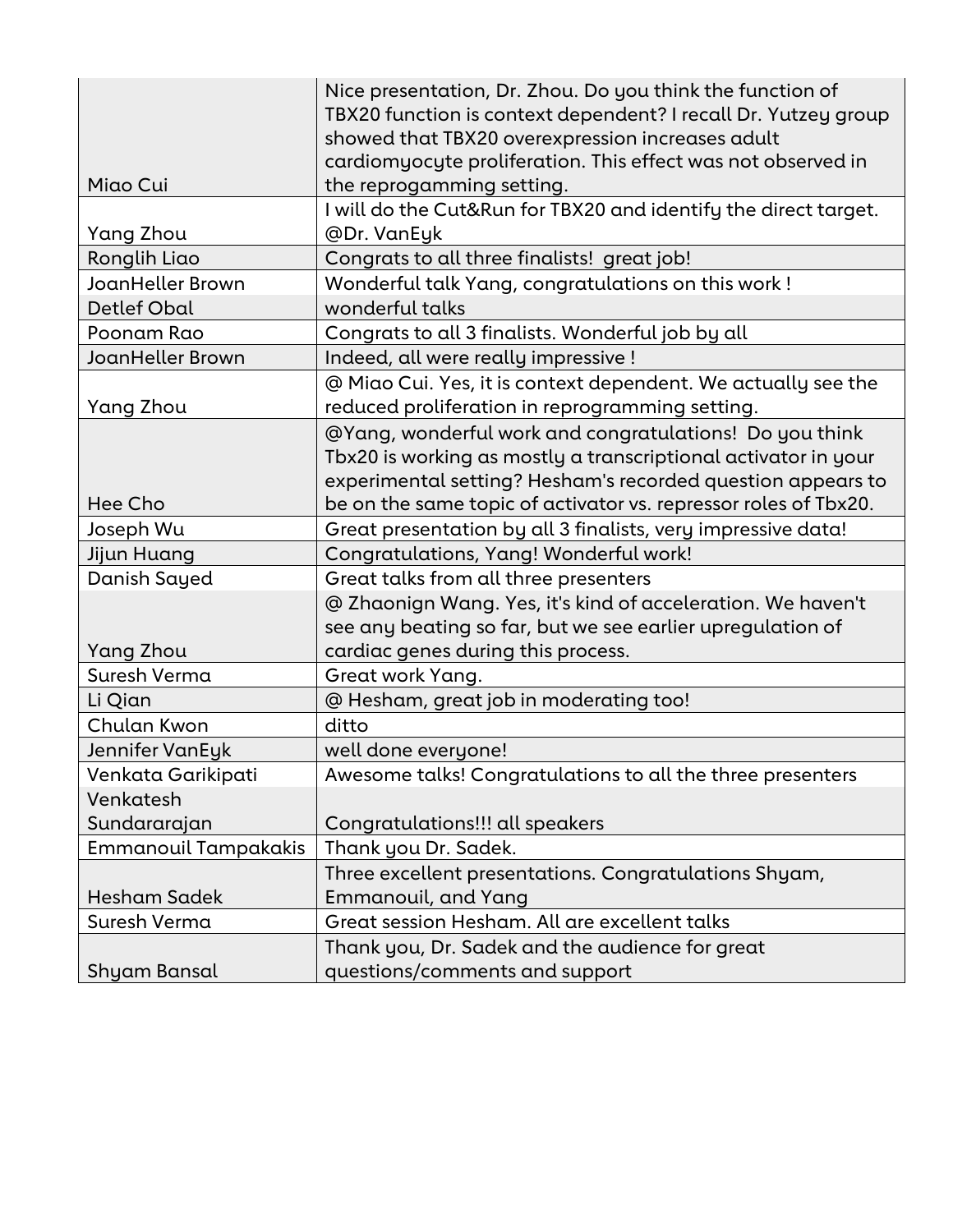| | |
|---|---|
| Miao Cui | Nice presentation, Dr. Zhou. Do you think the function of TBX20 function is context dependent? I recall Dr. Yutzey group showed that TBX20 overexpression increases adult cardiomyocyte proliferation. This effect was not observed in the reprogamming setting. |
| Yang Zhou | I will do the Cut&Run for TBX20 and identify the direct target. @Dr. VanEyk |
| Ronglih Liao | Congrats to all three finalists!  great job! |
| JoanHeller Brown | Wonderful talk Yang, congratulations on this work ! |
| Detlef Obal | wonderful talks |
| Poonam Rao | Congrats to all 3 finalists. Wonderful job by all |
| JoanHeller Brown | Indeed, all were really impressive ! |
| Yang Zhou | @ Miao Cui. Yes, it is context dependent. We actually see the reduced proliferation in reprogramming setting. |
| Hee Cho | @Yang, wonderful work and congratulations!  Do you think Tbx20 is working as mostly a transcriptional activator in your experimental setting? Hesham's recorded question appears to be on the same topic of activator vs. repressor roles of Tbx20. |
| Joseph Wu | Great presentation by all 3 finalists, very impressive data! |
| Jijun Huang | Congratulations, Yang! Wonderful work! |
| Danish Sayed | Great talks from all three presenters |
| Yang Zhou | @ Zhaonign Wang. Yes, it's kind of acceleration. We haven't see any beating so far, but we see earlier upregulation of cardiac genes during this process. |
| Suresh Verma | Great work Yang. |
| Li Qian | @ Hesham, great job in moderating too! |
| Chulan Kwon | ditto |
| Jennifer VanEyk | well done everyone! |
| Venkata Garikipati | Awesome talks! Congratulations to all the three presenters |
| Venkatesh Sundararajan | Congratulations!!! all speakers |
| Emmanouil Tampakakis | Thank you Dr. Sadek. |
| Hesham Sadek | Three excellent presentations. Congratulations Shyam, Emmanouil, and Yang |
| Suresh Verma | Great session Hesham. All are excellent talks |
| Shyam Bansal | Thank you, Dr. Sadek and the audience for great questions/comments and support |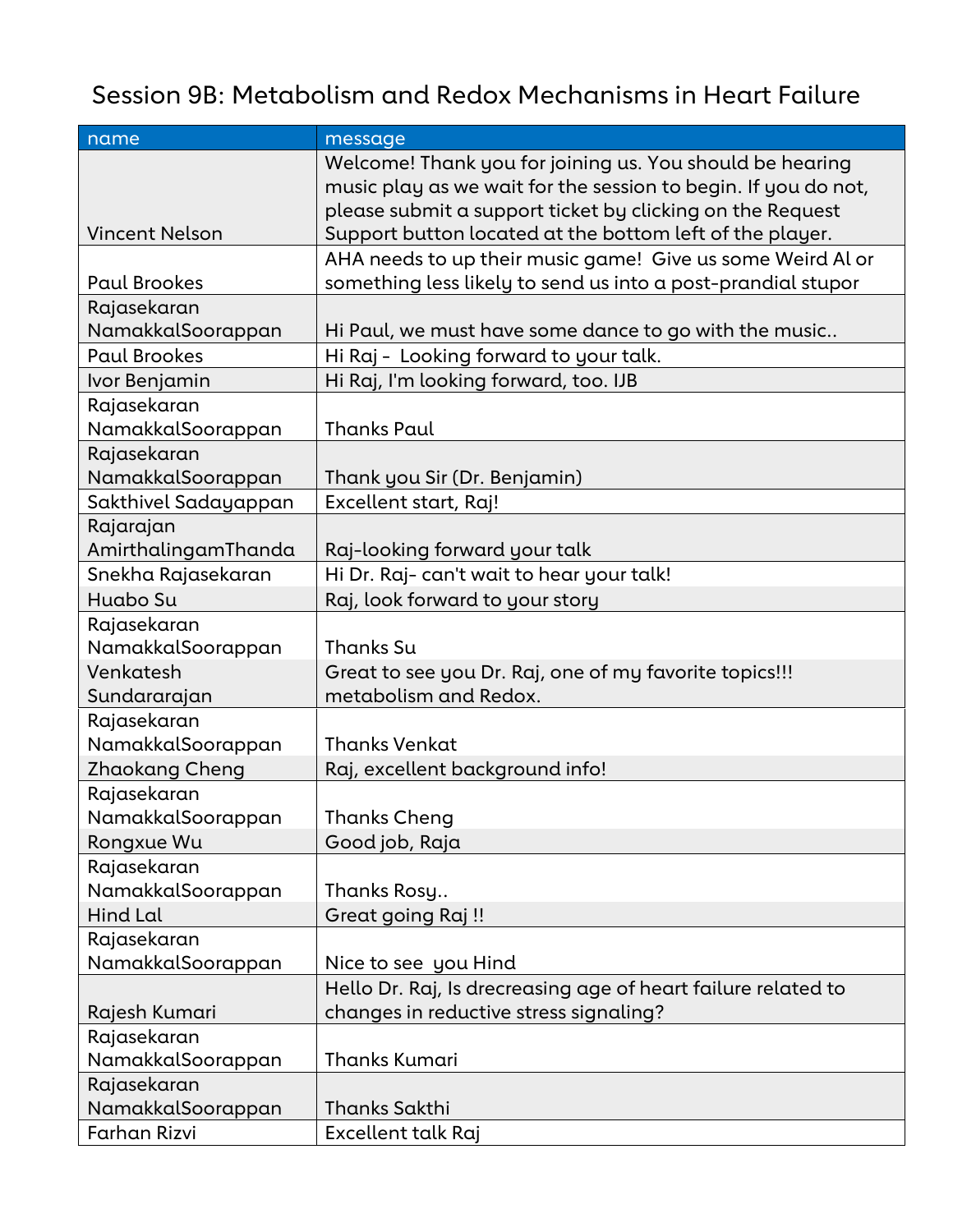# Session 9B: Metabolism and Redox Mechanisms in Heart Failure

| name | message |
|---|---|
| Vincent Nelson | Welcome! Thank you for joining us. You should be hearing music play as we wait for the session to begin. If you do not, please submit a support ticket by clicking on the Request Support button located at the bottom left of the player. |
| Paul Brookes | AHA needs to up their music game! Give us some Weird Al or something less likely to send us into a post-prandial stupor |
| Rajasekaran NamakkalSoorappan | Hi Paul, we must have some dance to go with the music.. |
| Paul Brookes | Hi Raj - Looking forward to your talk. |
| Ivor Benjamin | Hi Raj, I'm looking forward, too. IJB |
| Rajasekaran NamakkalSoorappan | Thanks Paul |
| Rajasekaran NamakkalSoorappan | Thank you Sir (Dr. Benjamin) |
| Sakthivel Sadayappan | Excellent start, Raj! |
| Rajarajan AmirthalingamThanda | Raj-looking forward your talk |
| Snekha Rajasekaran | Hi Dr. Raj- can't wait to hear your talk! |
| Huabo Su | Raj, look forward to your story |
| Rajasekaran NamakkalSoorappan | Thanks Su |
| Venkatesh Sundararajan | Great to see you Dr. Raj, one of my favorite topics!!! metabolism and Redox. |
| Rajasekaran NamakkalSoorappan | Thanks Venkat |
| Zhaokang Cheng | Raj, excellent background info! |
| Rajasekaran NamakkalSoorappan | Thanks Cheng |
| Rongxue Wu | Good job, Raja |
| Rajasekaran NamakkalSoorappan | Thanks Rosy.. |
| Hind Lal | Great going Raj !! |
| Rajasekaran NamakkalSoorappan | Nice to see you Hind |
| Rajesh Kumari | Hello Dr. Raj, Is drecreasing age of heart failure related to changes in reductive stress signaling? |
| Rajasekaran NamakkalSoorappan | Thanks Kumari |
| Rajasekaran NamakkalSoorappan | Thanks Sakthi |
| Farhan Rizvi | Excellent talk Raj |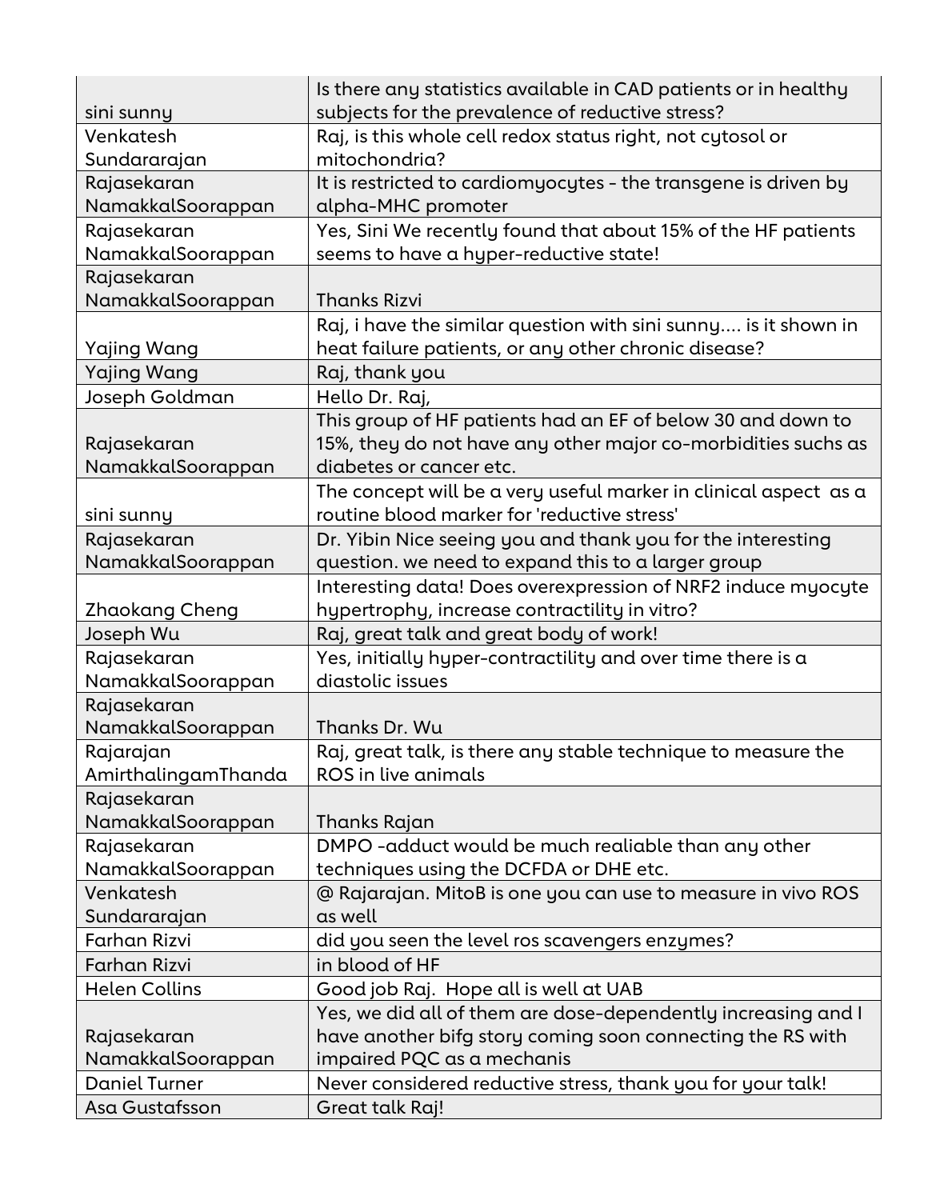| | |
|---|---|
| sini sunny | Is there any statistics available in CAD patients or in healthy subjects for the prevalence of reductive stress? |
| Venkatesh Sundararajan | Raj, is this whole cell redox status right, not cytosol or mitochondria? |
| Rajasekaran NamakkalSoorappan | It is restricted to cardiomyocytes - the transgene is driven by alpha-MHC promoter |
| Rajasekaran NamakkalSoorappan | Yes, Sini We recently found that about 15% of the HF patients seems to have a hyper-reductive state! |
| Rajasekaran NamakkalSoorappan | Thanks Rizvi |
| Yajing Wang | Raj, i have the similar question with sini sunny.... is it shown in heat failure patients, or any other chronic disease? |
| Yajing Wang | Raj, thank you |
| Joseph Goldman | Hello Dr. Raj, |
| Rajasekaran NamakkalSoorappan | This group of HF patients had an EF of below 30 and down to 15%, they do not have any other major co-morbidities suchs as diabetes or cancer etc. |
| sini sunny | The concept will be a very useful marker in clinical aspect as a routine blood marker for 'reductive stress' |
| Rajasekaran NamakkalSoorappan | Dr. Yibin Nice seeing you and thank you for the interesting question. we need to expand this to a larger group |
| Zhaokang Cheng | Interesting data! Does overexpression of NRF2 induce myocyte hypertrophy, increase contractility in vitro? |
| Joseph Wu | Raj, great talk and great body of work! |
| Rajasekaran NamakkalSoorappan | Yes, initially hyper-contractility and over time there is a diastolic issues |
| Rajasekaran NamakkalSoorappan | Thanks Dr. Wu |
| Rajarajan AmirthalingamThanda | Raj, great talk, is there any stable technique to measure the ROS in live animals |
| Rajasekaran NamakkalSoorappan | Thanks Rajan |
| Rajasekaran NamakkalSoorappan | DMPO -adduct would be much realiable than any other techniques using the DCFDA or DHE etc. |
| Venkatesh Sundararajan | @ Rajarajan. MitoB is one you can use to measure in vivo ROS as well |
| Farhan Rizvi | did you seen the level ros scavengers enzymes? |
| Farhan Rizvi | in blood of HF |
| Helen Collins | Good job Raj. Hope all is well at UAB |
| Rajasekaran NamakkalSoorappan | Yes, we did all of them are dose-dependently increasing and I have another bifg story coming soon connecting the RS with impaired PQC as a mechanis |
| Daniel Turner | Never considered reductive stress, thank you for your talk! |
| Asa Gustafsson | Great talk Raj! |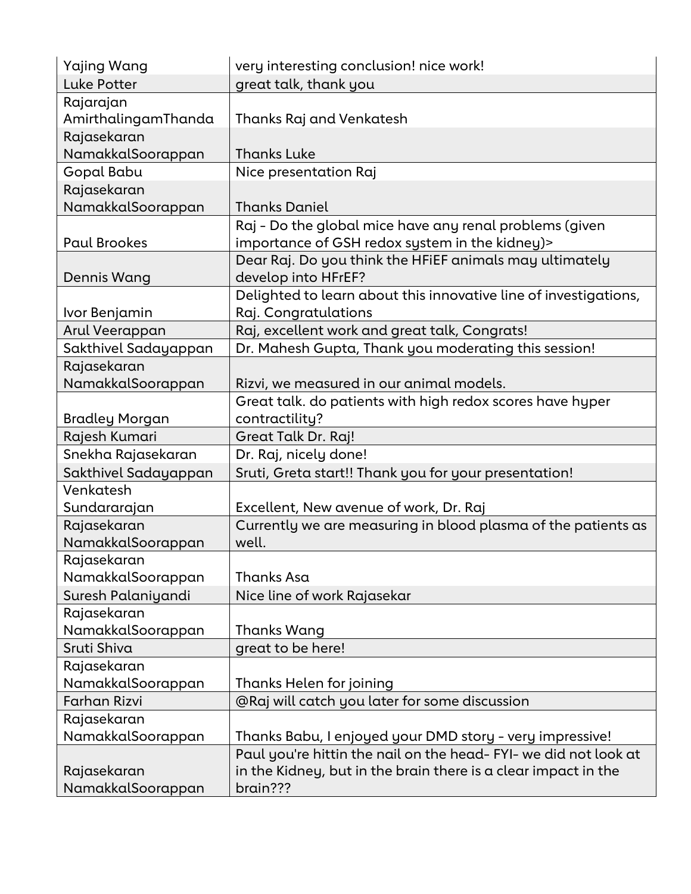| Yajing Wang | very interesting conclusion! nice work! |
|---|---|
| Luke Potter | great talk, thank you |
| Rajarajan AmirthalingamThanda | Thanks Raj and Venkatesh |
| Rajasekaran NamakkalSoorappan | Thanks Luke |
| Gopal Babu | Nice presentation Raj |
| Rajasekaran NamakkalSoorappan | Thanks Daniel |
| Paul Brookes | Raj - Do the global mice have any renal problems (given importance of GSH redox system in the kidney)> |
| Dennis Wang | Dear Raj. Do you think the HFiEF animals may ultimately develop into HFrEF? |
| Ivor Benjamin | Delighted to learn about this innovative line of investigations, Raj. Congratulations |
| Arul Veerappan | Raj, excellent work and great talk, Congrats! |
| Sakthivel Sadayappan | Dr. Mahesh Gupta, Thank you moderating this session! |
| Rajasekaran NamakkalSoorappan | Rizvi, we measured in our animal models. |
| Bradley Morgan | Great talk. do patients with high redox scores have hyper contractility? |
| Rajesh Kumari | Great Talk Dr. Raj! |
| Snekha Rajasekaran | Dr. Raj, nicely done! |
| Sakthivel Sadayappan | Sruti, Greta start!! Thank you for your presentation! |
| Venkatesh Sundararajan | Excellent, New avenue of work, Dr. Raj |
| Rajasekaran NamakkalSoorappan | Currently we are measuring in blood plasma of the patients as well. |
| Rajasekaran NamakkalSoorappan | Thanks Asa |
| Suresh Palaniyandi | Nice line of work Rajasekar |
| Rajasekaran NamakkalSoorappan | Thanks Wang |
| Sruti Shiva | great to be here! |
| Rajasekaran NamakkalSoorappan | Thanks Helen for joining |
| Farhan Rizvi | @Raj will catch you later for some discussion |
| Rajasekaran NamakkalSoorappan | Thanks Babu, I enjoyed your DMD story - very impressive! |
| Rajasekaran NamakkalSoorappan | Paul you're hittin the nail on the head- FYI- we did not look at in the Kidney, but in the brain there is a clear impact in the brain??? |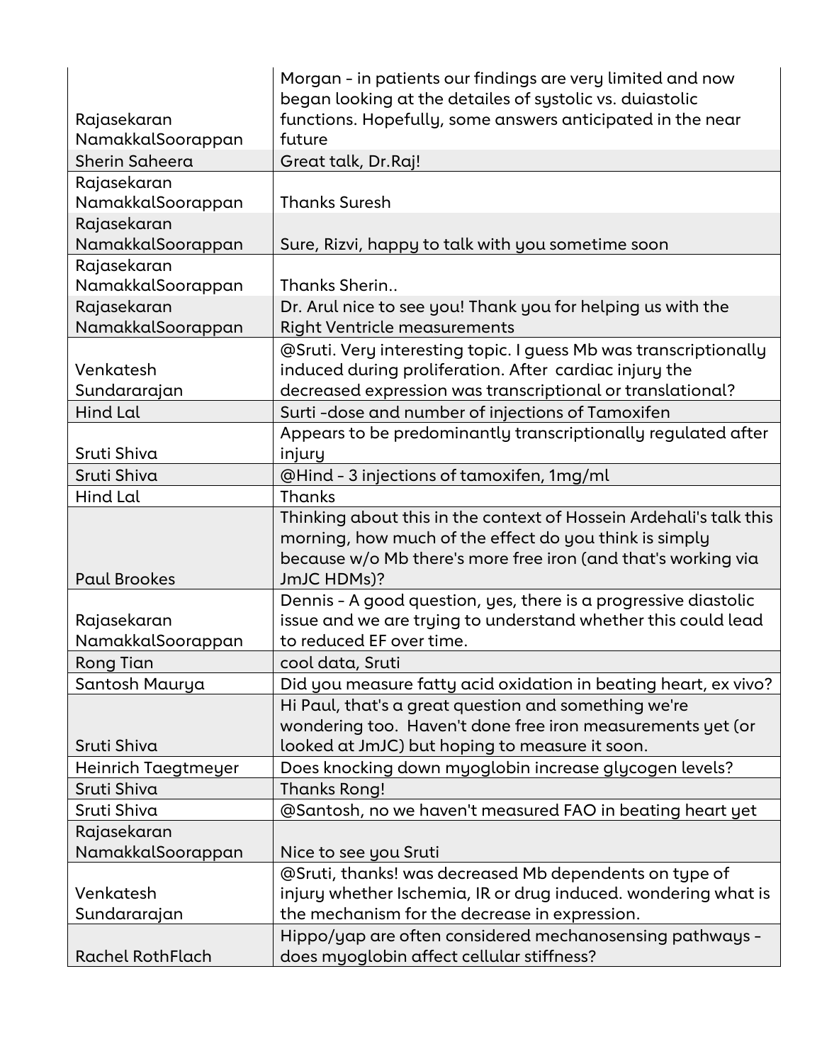| | |
|---|---|
| Rajasekaran NamakkalSoorappan | Morgan - in patients our findings are very limited and now began looking at the detailes of systolic vs. duiastolic functions. Hopefully, some answers anticipated in the near future |
| Sherin Saheera | Great talk, Dr.Raj! |
| Rajasekaran NamakkalSoorappan | Thanks Suresh |
| Rajasekaran NamakkalSoorappan | Sure, Rizvi, happy to talk with you sometime soon |
| Rajasekaran NamakkalSoorappan | Thanks Sherin.. |
| Rajasekaran NamakkalSoorappan | Dr. Arul nice to see you! Thank you for helping us with the Right Ventricle measurements |
| Venkatesh Sundararajan | @Sruti. Very interesting topic. I guess Mb was transcriptionally induced during proliferation. After cardiac injury the decreased expression was transcriptional or translational? |
| Hind Lal | Surti -dose and number of injections of Tamoxifen |
| Sruti Shiva | Appears to be predominantly transcriptionally regulated after injury |
| Sruti Shiva | @Hind - 3 injections of tamoxifen, 1mg/ml |
| Hind Lal | Thanks |
| Paul Brookes | Thinking about this in the context of Hossein Ardehali's talk this morning, how much of the effect do you think is simply because w/o Mb there's more free iron (and that's working via JmJC HDMs)? |
| Rajasekaran NamakkalSoorappan | Dennis - A good question, yes, there is a progressive diastolic issue and we are trying to understand whether this could lead to reduced EF over time. |
| Rong Tian | cool data, Sruti |
| Santosh Maurya | Did you measure fatty acid oxidation in beating heart, ex vivo? |
| Sruti Shiva | Hi Paul, that's a great question and something we're wondering too. Haven't done free iron measurements yet (or looked at JmJC) but hoping to measure it soon. |
| Heinrich Taegtmeyer | Does knocking down myoglobin increase glycogen levels? |
| Sruti Shiva | Thanks Rong! |
| Sruti Shiva | @Santosh, no we haven't measured FAO in beating heart yet |
| Rajasekaran NamakkalSoorappan | Nice to see you Sruti |
| Venkatesh Sundararajan | @Sruti, thanks! was decreased Mb dependents on type of injury whether Ischemia, IR or drug induced. wondering what is the mechanism for the decrease in expression. |
| Rachel RothFlach | Hippo/yap are often considered mechanosensing pathways - does myoglobin affect cellular stiffness? |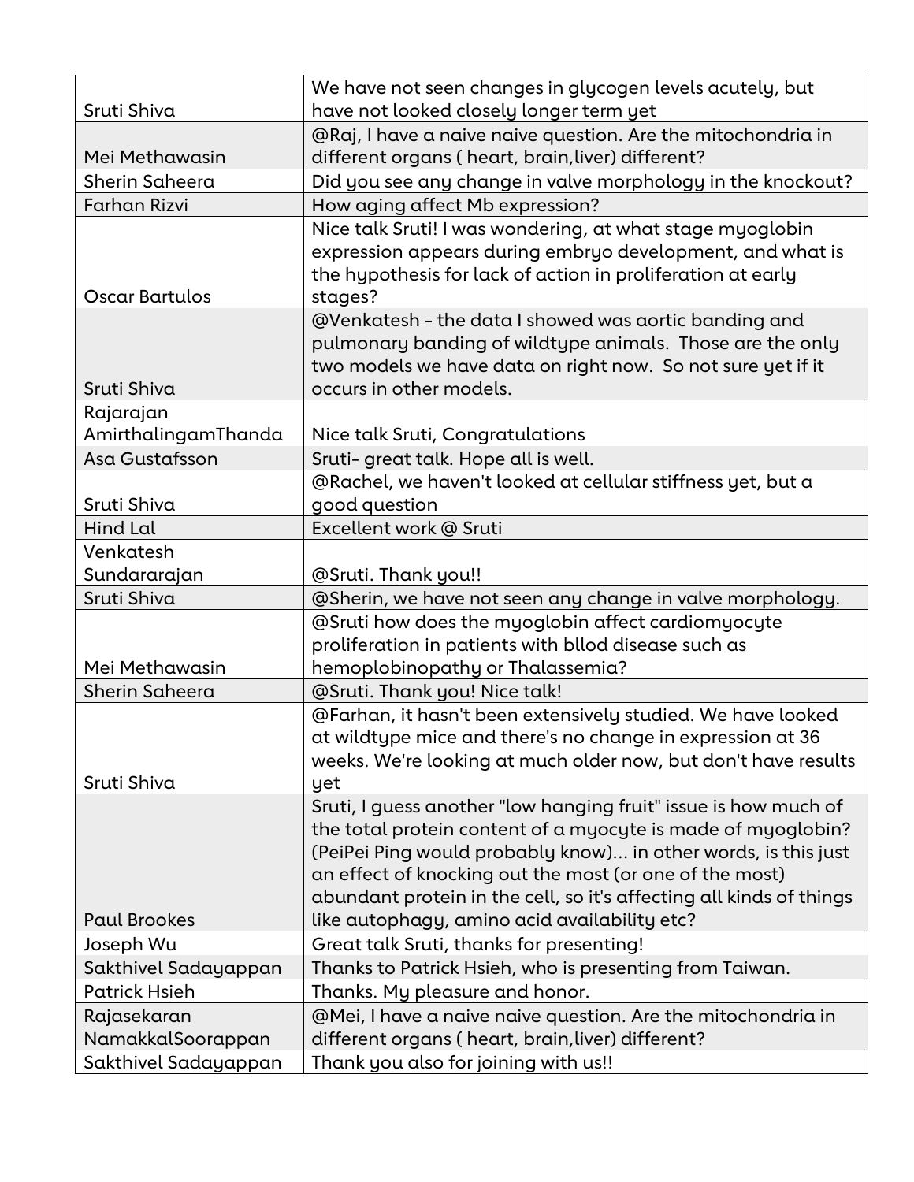| | |
|---|---|
| Sruti Shiva | We have not seen changes in glycogen levels acutely, but have not looked closely longer term yet |
| Mei Methawasin | @Raj, I have a naive naive question. Are the mitochondria in different organs ( heart, brain,liver) different? |
| Sherin Saheera | Did you see any change in valve morphology in the knockout? |
| Farhan Rizvi | How aging affect Mb expression? |
| Oscar Bartulos | Nice talk Sruti! I was wondering, at what stage myoglobin expression appears during embryo development, and what is the hypothesis for lack of action in proliferation at early stages? |
| Sruti Shiva | @Venkatesh - the data I showed was aortic banding and pulmonary banding of wildtype animals. Those are the only two models we have data on right now. So not sure yet if it occurs in other models. |
| Rajarajan AmirthalingamThanda | Nice talk Sruti, Congratulations |
| Asa Gustafsson | Sruti- great talk. Hope all is well. |
| Sruti Shiva | @Rachel, we haven't looked at cellular stiffness yet, but a good question |
| Hind Lal | Excellent work @ Sruti |
| Venkatesh Sundararajan | @Sruti. Thank you!! |
| Sruti Shiva | @Sherin, we have not seen any change in valve morphology. |
| Mei Methawasin | @Sruti how does the myoglobin affect cardiomyocyte proliferation in patients with bllod disease such as hemoplobinopathy or Thalassemia? |
| Sherin Saheera | @Sruti. Thank you! Nice talk! |
| Sruti Shiva | @Farhan, it hasn't been extensively studied. We have looked at wildtype mice and there's no change in expression at 36 weeks. We're looking at much older now, but don't have results yet |
| Paul Brookes | Sruti, I guess another "low hanging fruit" issue is how much of the total protein content of a myocyte is made of myoglobin? (PeiPei Ping would probably know)... in other words, is this just an effect of knocking out the most (or one of the most) abundant protein in the cell, so it's affecting all kinds of things like autophagy, amino acid availability etc? |
| Joseph Wu | Great talk Sruti, thanks for presenting! |
| Sakthivel Sadayappan | Thanks to Patrick Hsieh, who is presenting from Taiwan. |
| Patrick Hsieh | Thanks. My pleasure and honor. |
| Rajasekaran NamakkalSoorappan | @Mei, I have a naive naive question. Are the mitochondria in different organs ( heart, brain,liver) different? |
| Sakthivel Sadayappan | Thank you also for joining with us!! |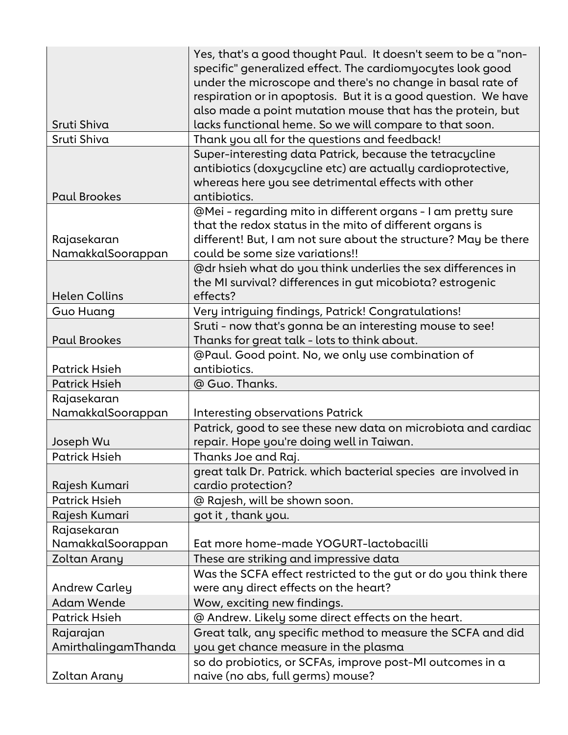| | |
|---|---|
| Sruti Shiva | Yes, that's a good thought Paul. It doesn't seem to be a "non-specific" generalized effect. The cardiomyocytes look good under the microscope and there's no change in basal rate of respiration or in apoptosis. But it is a good question. We have also made a point mutation mouse that has the protein, but lacks functional heme. So we will compare to that soon. |
| Sruti Shiva | Thank you all for the questions and feedback! |
| Paul Brookes | Super-interesting data Patrick, because the tetracycline antibiotics (doxycycline etc) are actually cardioprotective, whereas here you see detrimental effects with other antibiotics. |
| Rajasekaran NamakkalSoorappan | @Mei - regarding mito in different organs - I am pretty sure that the redox status in the mito of different organs is different! But, I am not sure about the structure? May be there could be some size variations!! |
| Helen Collins | @dr hsieh what do you think underlies the sex differences in the MI survival? differences in gut micobiota? estrogenic effects? |
| Guo Huang | Very intriguing findings, Patrick! Congratulations! |
| Paul Brookes | Sruti - now that's gonna be an interesting mouse to see! Thanks for great talk - lots to think about. |
| Patrick Hsieh | @Paul. Good point. No, we only use combination of antibiotics. |
| Patrick Hsieh | @ Guo. Thanks. |
| Rajasekaran NamakkalSoorappan | Interesting observations Patrick |
| Joseph Wu | Patrick, good to see these new data on microbiota and cardiac repair. Hope you're doing well in Taiwan. |
| Patrick Hsieh | Thanks Joe and Raj. |
| Rajesh Kumari | great talk Dr. Patrick. which bacterial species are involved in cardio protection? |
| Patrick Hsieh | @ Rajesh, will be shown soon. |
| Rajesh Kumari | got it , thank you. |
| Rajasekaran NamakkalSoorappan | Eat more home-made YOGURT-lactobacilli |
| Zoltan Arany | These are striking and impressive data |
| Andrew Carley | Was the SCFA effect restricted to the gut or do you think there were any direct effects on the heart? |
| Adam Wende | Wow, exciting new findings. |
| Patrick Hsieh | @ Andrew. Likely some direct effects on the heart. |
| Rajarajan AmirthalingamThanda | Great talk, any specific method to measure the SCFA and did you get chance measure in the plasma |
| Zoltan Arany | so do probiotics, or SCFAs, improve post-MI outcomes in a naive (no abs, full germs) mouse? |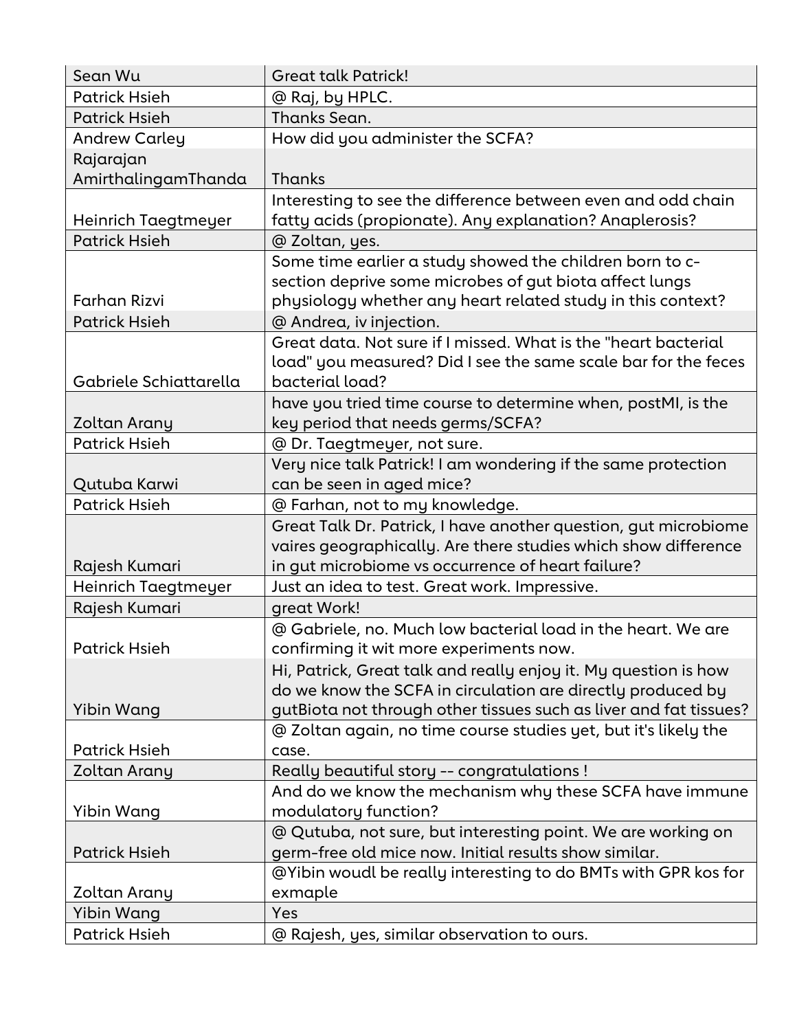| Sean Wu | Great talk Patrick! |
|---|---|
| Patrick Hsieh | @ Raj, by HPLC. |
| Patrick Hsieh | Thanks Sean. |
| Andrew Carley | How did you administer the SCFA? |
| Rajarajan AmirthalingamThanda | Thanks |
| Heinrich Taegtmeyer | Interesting to see the difference between even and odd chain fatty acids (propionate). Any explanation? Anaplerosis? |
| Patrick Hsieh | @ Zoltan, yes. |
| Farhan Rizvi | Some time earlier a study showed the children born to c-section deprive some microbes of gut biota affect lungs physiology whether any heart related study in this context? |
| Patrick Hsieh | @ Andrea, iv injection. |
| Gabriele Schiattarella | Great data. Not sure if I missed. What is the "heart bacterial load" you measured? Did I see the same scale bar for the feces bacterial load? |
| Zoltan Arany | have you tried time course to determine when, postMI, is the key period that needs germs/SCFA? |
| Patrick Hsieh | @ Dr. Taegtmeyer, not sure. |
| Qutuba Karwi | Very nice talk Patrick! I am wondering if the same protection can be seen in aged mice? |
| Patrick Hsieh | @ Farhan, not to my knowledge. |
| Rajesh Kumari | Great Talk Dr. Patrick, I have another question, gut microbiome vaires geographically. Are there studies which show difference in gut microbiome vs occurrence of heart failure? |
| Heinrich Taegtmeyer | Just an idea to test. Great work. Impressive. |
| Rajesh Kumari | great Work! |
| Patrick Hsieh | @ Gabriele, no. Much low bacterial load in the heart. We are confirming it wit more experiments now. |
| Yibin Wang | Hi, Patrick, Great talk and really enjoy it. My question is how do we know the SCFA in circulation are directly produced by gutBiota not through other tissues such as liver and fat tissues? |
| Patrick Hsieh | @ Zoltan again, no time course studies yet, but it's likely the case. |
| Zoltan Arany | Really beautiful story -- congratulations ! |
| Yibin Wang | And do we know the mechanism why these SCFA have immune modulatory function? |
| Patrick Hsieh | @ Qutuba, not sure, but interesting point. We are working on germ-free old mice now. Initial results show similar. |
| Zoltan Arany | @Yibin woudl be really interesting to do BMTs with GPR kos for exmaple |
| Yibin Wang | Yes |
| Patrick Hsieh | @ Rajesh, yes, similar observation to ours. |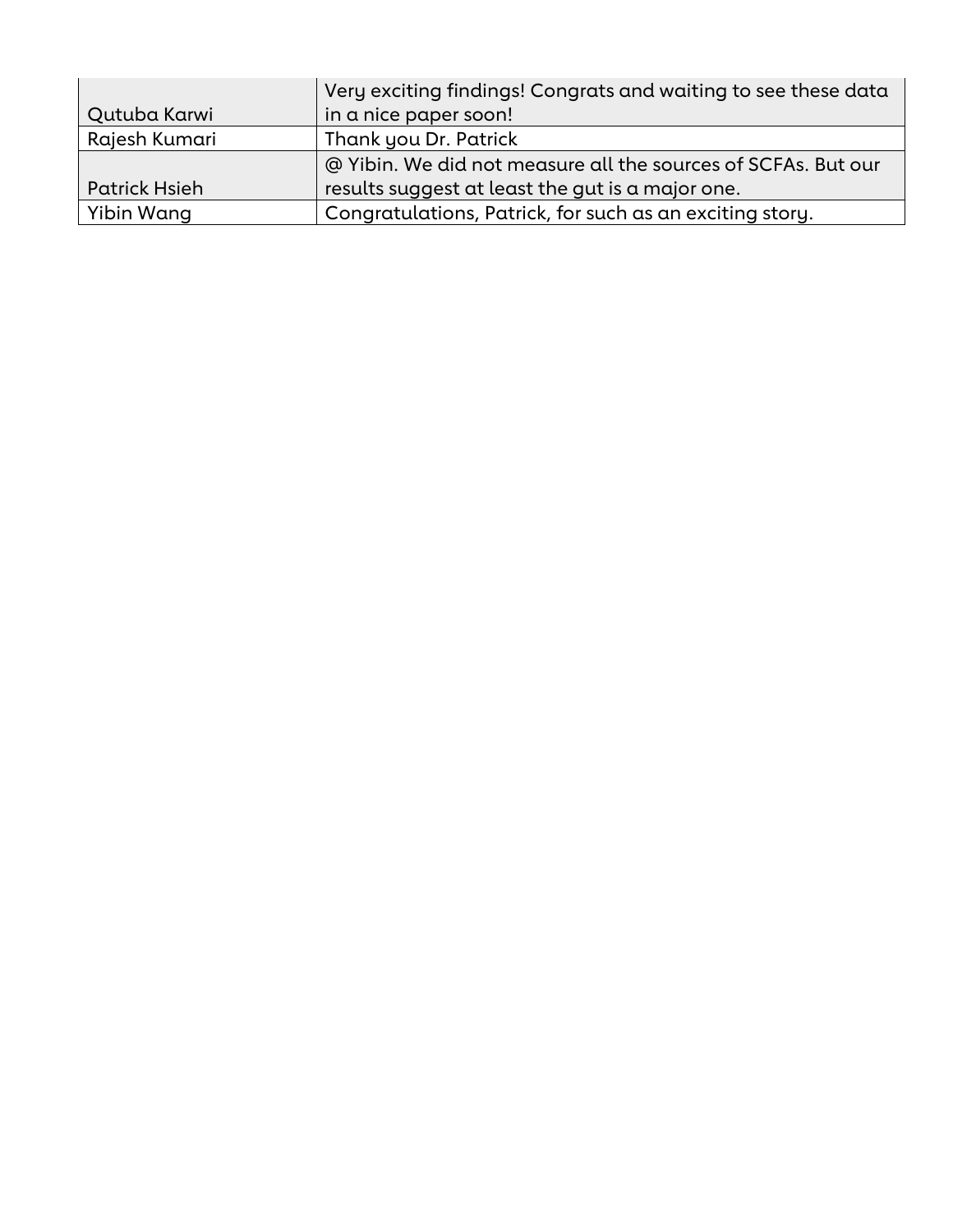| | |
|---|---|
| Qutuba Karwi | Very exciting findings! Congrats and waiting to see these data in a nice paper soon! |
| Rajesh Kumari | Thank you Dr. Patrick |
| Patrick Hsieh | @ Yibin. We did not measure all the sources of SCFAs. But our results suggest at least the gut is a major one. |
| Yibin Wang | Congratulations, Patrick, for such as an exciting story. |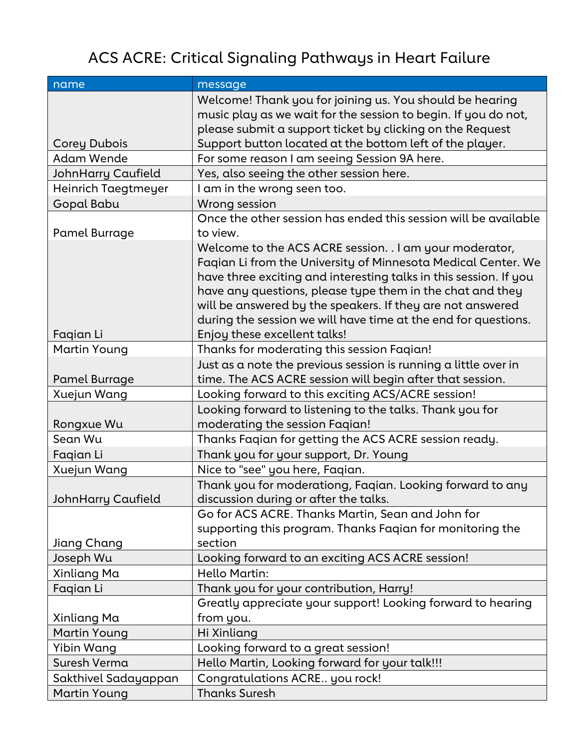# ACS ACRE: Critical Signaling Pathways in Heart Failure

| name | message |
|---|---|
| Corey Dubois | Welcome! Thank you for joining us. You should be hearing music play as we wait for the session to begin. If you do not, please submit a support ticket by clicking on the Request Support button located at the bottom left of the player. |
| Adam Wende | For some reason I am seeing Session 9A here. |
| JohnHarry Caufield | Yes, also seeing the other session here. |
| Heinrich Taegtmeyer | I am in the wrong seen too. |
| Gopal Babu | Wrong session |
| Pamel Burrage | Once the other session has ended this session will be available to view. |
| Faqian Li | Welcome to the ACS ACRE session. . I am your moderator, Faqian Li from the University of Minnesota Medical Center. We have three exciting and interesting talks in this session. If you have any questions, please type them in the chat and they will be answered by the speakers. If they are not answered during the session we will have time at the end for questions. Enjoy these excellent talks! |
| Martin Young | Thanks for moderating this session Faqian! |
| Pamel Burrage | Just as a note the previous session is running a little over in time. The ACS ACRE session will begin after that session. |
| Xuejun Wang | Looking forward to this exciting ACS/ACRE session! |
| Rongxue Wu | Looking forward to listening to the talks. Thank you for moderating the session Faqian! |
| Sean Wu | Thanks Faqian for getting the ACS ACRE session ready. |
| Faqian Li | Thank you for your support, Dr. Young |
| Xuejun Wang | Nice to "see" you here, Faqian. |
| JohnHarry Caufield | Thank you for moderationg, Faqian. Looking forward to any discussion during or after the talks. |
| Jiang Chang | Go for ACS ACRE. Thanks Martin, Sean and John for supporting this program. Thanks Faqian for monitoring the section |
| Joseph Wu | Looking forward to an exciting ACS ACRE session! |
| Xinliang Ma | Hello Martin: |
| Faqian Li | Thank you for your contribution, Harry! |
| Xinliang Ma | Greatly appreciate your support! Looking forward to hearing from you. |
| Martin Young | Hi Xinliang |
| Yibin Wang | Looking forward to a great session! |
| Suresh Verma | Hello Martin, Looking forward for your talk!!! |
| Sakthivel Sadayappan | Congratulations ACRE.. you rock! |
| Martin Young | Thanks Suresh |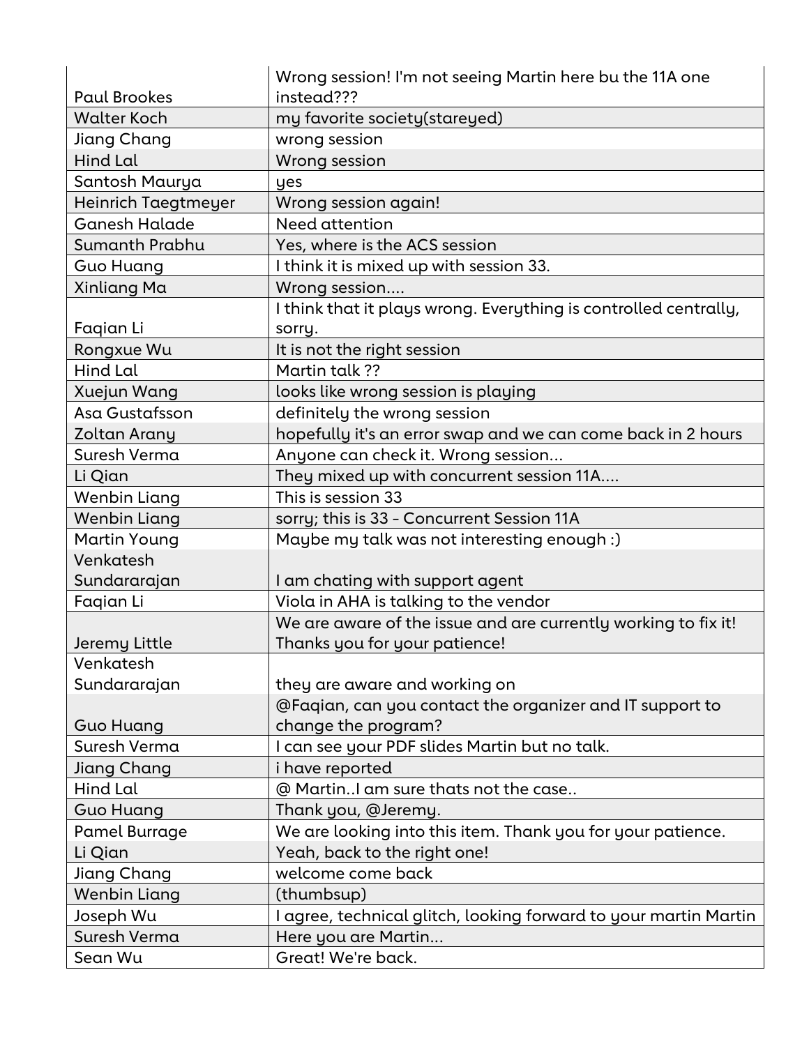| | |
|---|---|
| Paul Brookes | Wrong session! I'm not seeing Martin here bu the 11A one instead??? |
| Walter Koch | my favorite society(stareyed) |
| Jiang Chang | wrong session |
| Hind Lal | Wrong session |
| Santosh Maurya | yes |
| Heinrich Taegtmeyer | Wrong session again! |
| Ganesh Halade | Need attention |
| Sumanth Prabhu | Yes, where is the ACS session |
| Guo Huang | I think it is mixed up with session 33. |
| Xinliang Ma | Wrong session.... |
| Faqian Li | I think that it plays wrong. Everything is controlled centrally, sorry. |
| Rongxue Wu | It is not the right session |
| Hind Lal | Martin talk ?? |
| Xuejun Wang | looks like wrong session is playing |
| Asa Gustafsson | definitely the wrong session |
| Zoltan Arany | hopefully it's an error swap and we can come back in 2 hours |
| Suresh Verma | Anyone can check it. Wrong session... |
| Li Qian | They mixed up with concurrent session 11A.... |
| Wenbin Liang | This is session 33 |
| Wenbin Liang | sorry; this is 33 - Concurrent Session 11A |
| Martin Young | Maybe my talk was not interesting enough :) |
| Venkatesh Sundararajan | I am chating with support agent |
| Faqian Li | Viola in AHA is talking to the vendor |
| Jeremy Little | We are aware of the issue and are currently working to fix it! Thanks you for your patience! |
| Venkatesh Sundararajan | they are aware and working on |
| Guo Huang | @Faqian, can you contact the organizer and IT support to change the program? |
| Suresh Verma | I can see your PDF slides Martin but no talk. |
| Jiang Chang | i have reported |
| Hind Lal | @ Martin..I am sure thats not the case.. |
| Guo Huang | Thank you, @Jeremy. |
| Pamel Burrage | We are looking into this item. Thank you for your patience. |
| Li Qian | Yeah, back to the right one! |
| Jiang Chang | welcome come back |
| Wenbin Liang | (thumbsup) |
| Joseph Wu | I agree, technical glitch, looking forward to your martin Martin |
| Suresh Verma | Here you are Martin... |
| Sean Wu | Great! We're back. |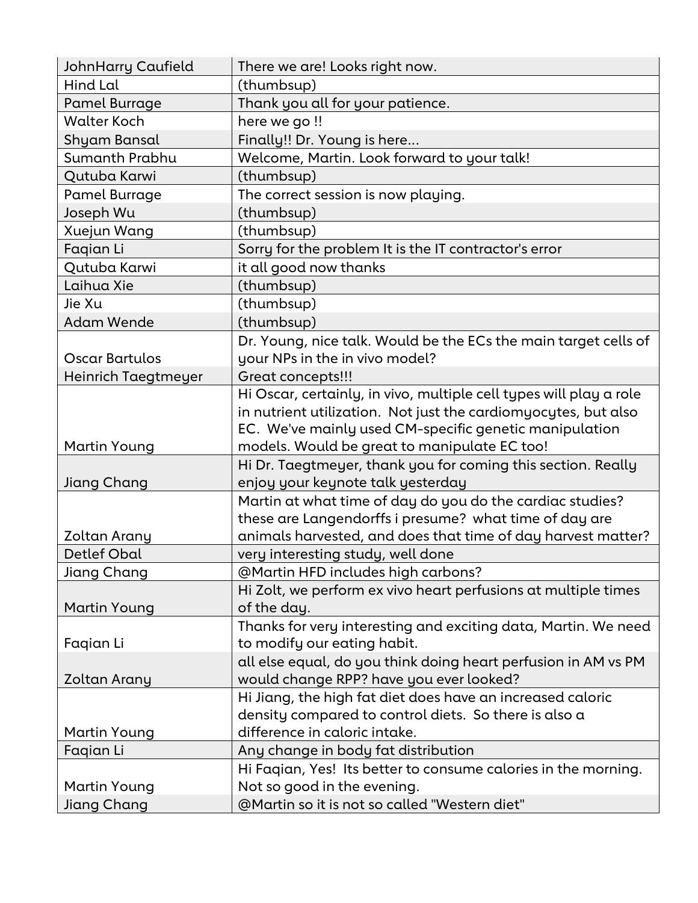| | |
|---|---|
| JohnHarry Caufield | There we are! Looks right now. |
| Hind Lal | (thumbsup) |
| Pamel Burrage | Thank you all for your patience. |
| Walter Koch | here we go !! |
| Shyam Bansal | Finally!! Dr. Young is here... |
| Sumanth Prabhu | Welcome, Martin. Look forward to your talk! |
| Qutuba Karwi | (thumbsup) |
| Pamel Burrage | The correct session is now playing. |
| Joseph Wu | (thumbsup) |
| Xuejun Wang | (thumbsup) |
| Faqian Li | Sorry for the problem It is the IT contractor's error |
| Qutuba Karwi | it all good now thanks |
| Laihua Xie | (thumbsup) |
| Jie Xu | (thumbsup) |
| Adam Wende | (thumbsup) |
| Oscar Bartulos | Dr. Young, nice talk. Would be the ECs the main target cells of your NPs in the in vivo model? |
| Heinrich Taegtmeyer | Great concepts!!! |
| Martin Young | Hi Oscar, certainly, in vivo, multiple cell types will play a role in nutrient utilization. Not just the cardiomyocytes, but also EC. We've mainly used CM-specific genetic manipulation models. Would be great to manipulate EC too! |
| Jiang Chang | Hi Dr. Taegtmeyer, thank you for coming this section. Really enjoy your keynote talk yesterday |
| Zoltan Arany | Martin at what time of day do you do the cardiac studies? these are Langendorffs i presume? what time of day are animals harvested, and does that time of day harvest matter? |
| Detlef Obal | very interesting study, well done |
| Jiang Chang | @Martin HFD includes high carbons? |
| Martin Young | Hi Zolt, we perform ex vivo heart perfusions at multiple times of the day. |
| Faqian Li | Thanks for very interesting and exciting data, Martin. We need to modify our eating habit. |
| Zoltan Arany | all else equal, do you think doing heart perfusion in AM vs PM would change RPP? have you ever looked? |
| Martin Young | Hi Jiang, the high fat diet does have an increased caloric density compared to control diets. So there is also a difference in caloric intake. |
| Faqian Li | Any change in body fat distribution |
| Martin Young | Hi Faqian, Yes! Its better to consume calories in the morning. Not so good in the evening. |
| Jiang Chang | @Martin so it is not so called "Western diet" |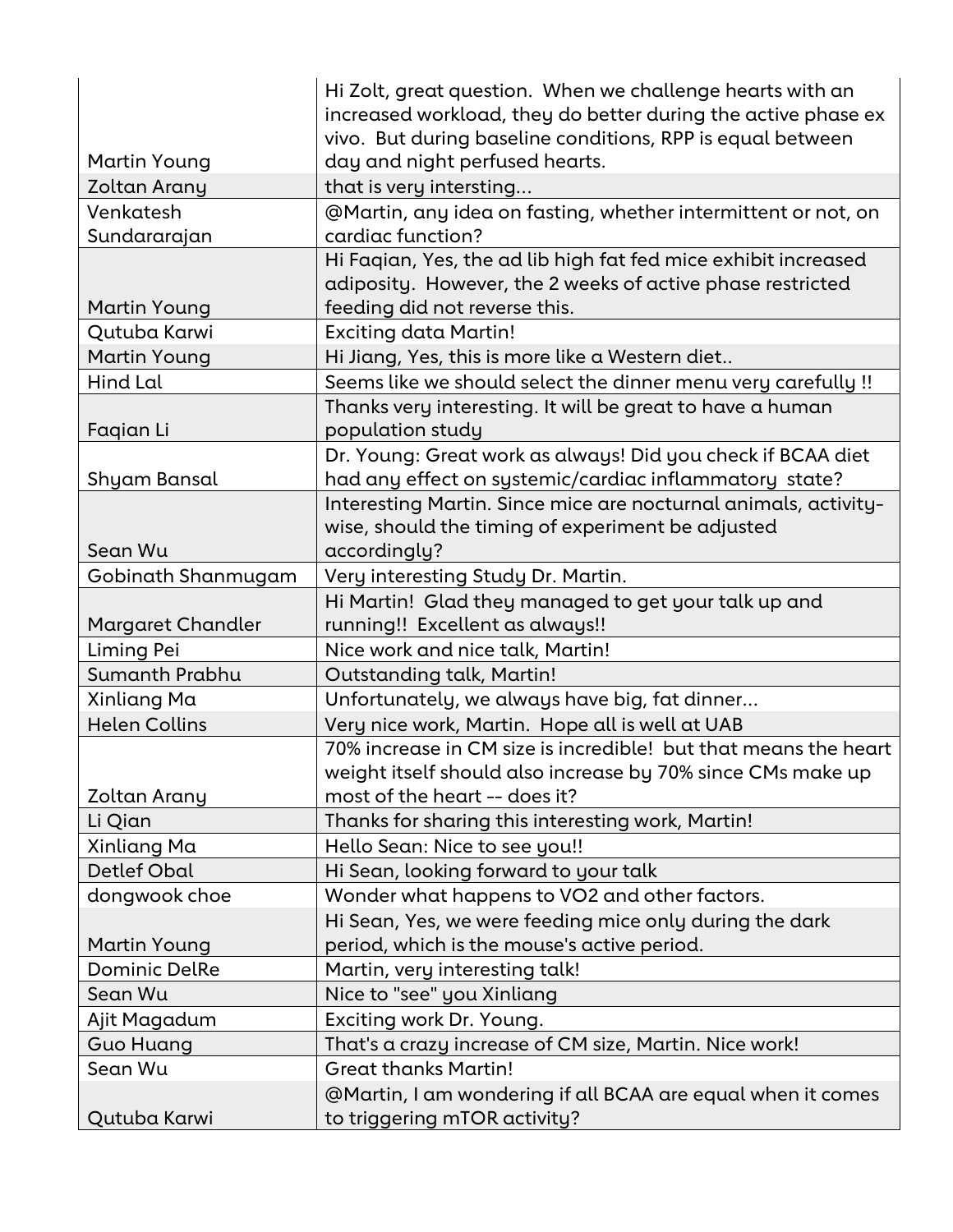| | |
|---|---|
| Martin Young | Hi Zolt, great question. When we challenge hearts with an increased workload, they do better during the active phase ex vivo. But during baseline conditions, RPP is equal between day and night perfused hearts. |
| Zoltan Arany | that is very intersting... |
| Venkatesh Sundararajan | @Martin, any idea on fasting, whether intermittent or not, on cardiac function? |
| Martin Young | Hi Faqian, Yes, the ad lib high fat fed mice exhibit increased adiposity. However, the 2 weeks of active phase restricted feeding did not reverse this. |
| Qutuba Karwi | Exciting data Martin! |
| Martin Young | Hi Jiang, Yes, this is more like a Western diet.. |
| Hind Lal | Seems like we should select the dinner menu very carefully !! |
| Faqian Li | Thanks very interesting. It will be great to have a human population study |
| Shyam Bansal | Dr. Young: Great work as always! Did you check if BCAA diet had any effect on systemic/cardiac inflammatory state? |
| Sean Wu | Interesting Martin. Since mice are nocturnal animals, activity-wise, should the timing of experiment be adjusted accordingly? |
| Gobinath Shanmugam | Very interesting Study Dr. Martin. |
| Margaret Chandler | Hi Martin! Glad they managed to get your talk up and running!! Excellent as always!! |
| Liming Pei | Nice work and nice talk, Martin! |
| Sumanth Prabhu | Outstanding talk, Martin! |
| Xinliang Ma | Unfortunately, we always have big, fat dinner... |
| Helen Collins | Very nice work, Martin. Hope all is well at UAB |
| Zoltan Arany | 70% increase in CM size is incredible! but that means the heart weight itself should also increase by 70% since CMs make up most of the heart -- does it? |
| Li Qian | Thanks for sharing this interesting work, Martin! |
| Xinliang Ma | Hello Sean: Nice to see you!! |
| Detlef Obal | Hi Sean, looking forward to your talk |
| dongwook choe | Wonder what happens to VO2 and other factors. |
| Martin Young | Hi Sean, Yes, we were feeding mice only during the dark period, which is the mouse's active period. |
| Dominic DelRe | Martin, very interesting talk! |
| Sean Wu | Nice to "see" you Xinliang |
| Ajit Magadum | Exciting work Dr. Young. |
| Guo Huang | That's a crazy increase of CM size, Martin. Nice work! |
| Sean Wu | Great thanks Martin! |
| Qutuba Karwi | @Martin, I am wondering if all BCAA are equal when it comes to triggering mTOR activity? |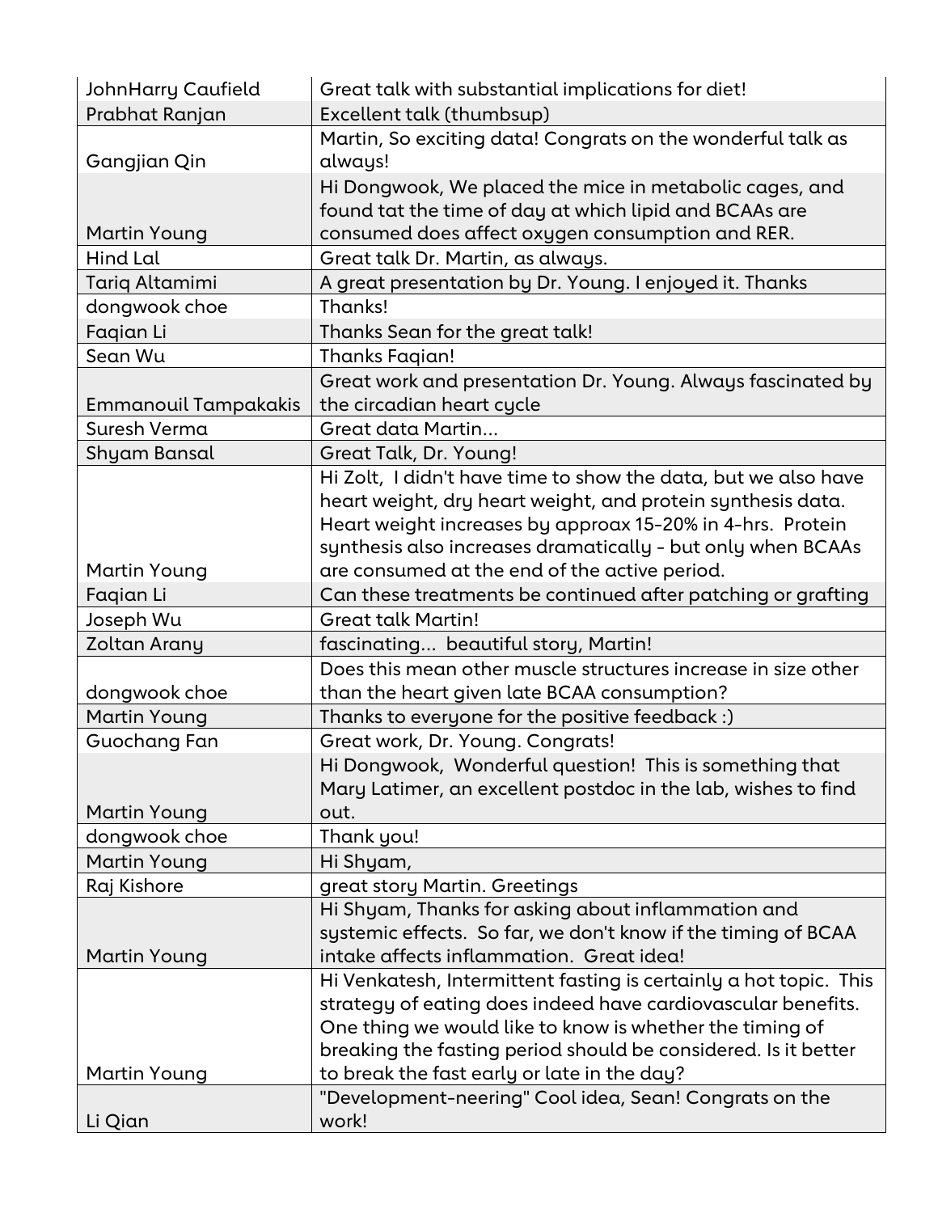| | |
|---|---|
| JohnHarry Caufield | Great talk with substantial implications for diet! |
| Prabhat Ranjan | Excellent talk (thumbsup) |
| Gangjian Qin | Martin, So exciting data! Congrats on the wonderful talk as always! |
| Martin Young | Hi Dongwook, We placed the mice in metabolic cages, and found tat the time of day at which lipid and BCAAs are consumed does affect oxygen consumption and RER. |
| Hind Lal | Great talk Dr. Martin, as always. |
| Tariq Altamimi | A great presentation by Dr. Young. I enjoyed it. Thanks |
| dongwook choe | Thanks! |
| Faqian Li | Thanks Sean for the great talk! |
| Sean Wu | Thanks Faqian! |
| Emmanouil Tampakakis | Great work and presentation Dr. Young. Always fascinated by the circadian heart cycle |
| Suresh Verma | Great data Martin... |
| Shyam Bansal | Great Talk, Dr. Young! |
| Martin Young | Hi Zolt, I didn't have time to show the data, but we also have heart weight, dry heart weight, and protein synthesis data. Heart weight increases by approax 15-20% in 4-hrs. Protein synthesis also increases dramatically - but only when BCAAs are consumed at the end of the active period. |
| Faqian Li | Can these treatments be continued after patching or grafting |
| Joseph Wu | Great talk Martin! |
| Zoltan Arany | fascinating... beautiful story, Martin! |
| dongwook choe | Does this mean other muscle structures increase in size other than the heart given late BCAA consumption? |
| Martin Young | Thanks to everyone for the positive feedback :) |
| Guochang Fan | Great work, Dr. Young. Congrats! |
| Martin Young | Hi Dongwook, Wonderful question! This is something that Mary Latimer, an excellent postdoc in the lab, wishes to find out. |
| dongwook choe | Thank you! |
| Martin Young | Hi Shyam, |
| Raj Kishore | great story Martin. Greetings |
| Martin Young | Hi Shyam, Thanks for asking about inflammation and systemic effects. So far, we don't know if the timing of BCAA intake affects inflammation. Great idea! |
| Martin Young | Hi Venkatesh, Intermittent fasting is certainly a hot topic. This strategy of eating does indeed have cardiovascular benefits. One thing we would like to know is whether the timing of breaking the fasting period should be considered. Is it better to break the fast early or late in the day? |
| Li Qian | "Development-neering" Cool idea, Sean! Congrats on the work! |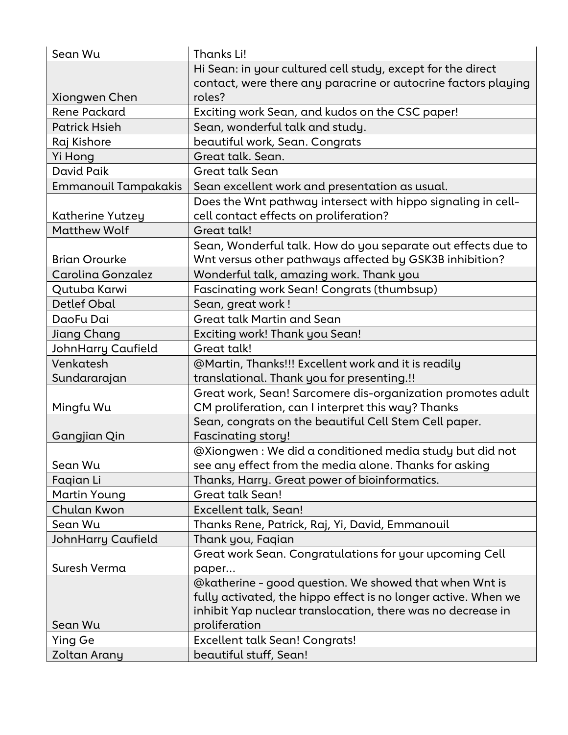| Sean Wu | Thanks Li! |
|---|---|
| Xiongwen Chen | Hi Sean: in your cultured cell study, except for the direct contact, were there any paracrine or autocrine factors playing roles? |
| Rene Packard | Exciting work Sean, and kudos on the CSC paper! |
| Patrick Hsieh | Sean, wonderful talk and study. |
| Raj Kishore | beautiful work, Sean. Congrats |
| Yi Hong | Great talk. Sean. |
| David Paik | Great talk Sean |
| Emmanouil Tampakakis | Sean excellent work and presentation as usual. |
| Katherine Yutzey | Does the Wnt pathway intersect with hippo signaling in cell-cell contact effects on proliferation? |
| Matthew Wolf | Great talk! |
| Brian Orourke | Sean, Wonderful talk. How do you separate out effects due to Wnt versus other pathways affected by GSK3B inhibition? |
| Carolina Gonzalez | Wonderful talk, amazing work. Thank you |
| Qutuba Karwi | Fascinating work Sean! Congrats (thumbsup) |
| Detlef Obal | Sean, great work ! |
| DaoFu Dai | Great talk Martin and Sean |
| Jiang Chang | Exciting work! Thank you Sean! |
| JohnHarry Caufield | Great talk! |
| Venkatesh Sundararajan | @Martin, Thanks!!! Excellent work and it is readily translational. Thank you for presenting.!! |
| Mingfu Wu | Great work, Sean! Sarcomere dis-organization promotes adult CM proliferation, can I interpret this way? Thanks |
| Gangjian Qin | Sean, congrats on the beautiful Cell Stem Cell paper. Fascinating story! |
| Sean Wu | @Xiongwen : We did a conditioned media study but did not see any effect from the media alone. Thanks for asking |
| Faqian Li | Thanks, Harry. Great power of bioinformatics. |
| Martin Young | Great talk Sean! |
| Chulan Kwon | Excellent talk, Sean! |
| Sean Wu | Thanks Rene, Patrick, Raj, Yi, David, Emmanouil |
| JohnHarry Caufield | Thank you, Faqian |
| Suresh Verma | Great work Sean. Congratulations for your upcoming Cell paper... |
| Sean Wu | @katherine - good question. We showed that when Wnt is fully activated, the hippo effect is no longer active. When we inhibit Yap nuclear translocation, there was no decrease in proliferation |
| Ying Ge | Excellent talk Sean! Congrats! |
| Zoltan Arany | beautiful stuff, Sean! |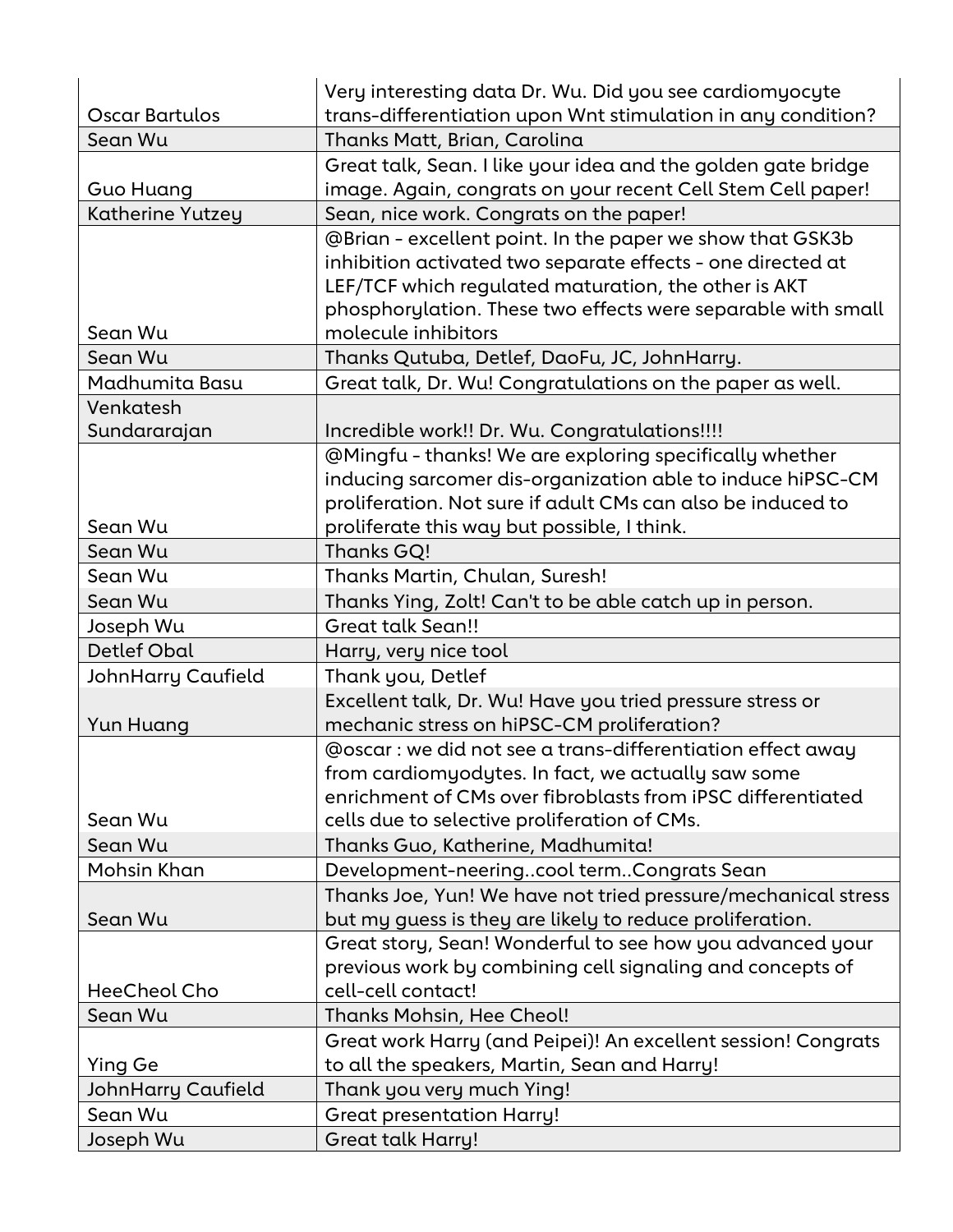| | |
|---|---|
| Oscar Bartulos | Very interesting data Dr. Wu. Did you see cardiomyocyte trans-differentiation upon Wnt stimulation in any condition? |
| Sean Wu | Thanks Matt, Brian, Carolina |
| Guo Huang | Great talk, Sean. I like your idea and the golden gate bridge image. Again, congrats on your recent Cell Stem Cell paper! |
| Katherine Yutzey | Sean, nice work. Congrats on the paper! |
| Sean Wu | @Brian - excellent point. In the paper we show that GSK3b inhibition activated two separate effects - one directed at LEF/TCF which regulated maturation, the other is AKT phosphorylation. These two effects were separable with small molecule inhibitors |
| Sean Wu | Thanks Qutuba, Detlef, DaoFu, JC, JohnHarry. |
| Madhumita Basu | Great talk, Dr. Wu! Congratulations on the paper as well. |
| Venkatesh Sundararajan | Incredible work!! Dr. Wu. Congratulations!!!! |
| Sean Wu | @Mingfu - thanks! We are exploring specifically whether inducing sarcomer dis-organization able to induce hiPSC-CM proliferation. Not sure if adult CMs can also be induced to proliferate this way but possible, I think. |
| Sean Wu | Thanks GQ! |
| Sean Wu | Thanks Martin, Chulan, Suresh! |
| Sean Wu | Thanks Ying, Zolt! Can't to be able catch up in person. |
| Joseph Wu | Great talk Sean!! |
| Detlef Obal | Harry, very nice tool |
| JohnHarry Caufield | Thank you, Detlef |
| Yun Huang | Excellent talk, Dr. Wu! Have you tried pressure stress or mechanic stress on hiPSC-CM proliferation? |
| Sean Wu | @oscar : we did not see a trans-differentiation effect away from cardiomyodytes. In fact, we actually saw some enrichment of CMs over fibroblasts from iPSC differentiated cells due to selective proliferation of CMs. |
| Sean Wu | Thanks Guo, Katherine, Madhumita! |
| Mohsin Khan | Development-neering..cool term..Congrats Sean |
| Sean Wu | Thanks Joe, Yun! We have not tried pressure/mechanical stress but my guess is they are likely to reduce proliferation. |
| HeeCheol Cho | Great story, Sean! Wonderful to see how you advanced your previous work by combining cell signaling and concepts of cell-cell contact! |
| Sean Wu | Thanks Mohsin, Hee Cheol! |
| Ying Ge | Great work Harry (and Peipei)! An excellent session! Congrats to all the speakers, Martin, Sean and Harry! |
| JohnHarry Caufield | Thank you very much Ying! |
| Sean Wu | Great presentation Harry! |
| Joseph Wu | Great talk Harry! |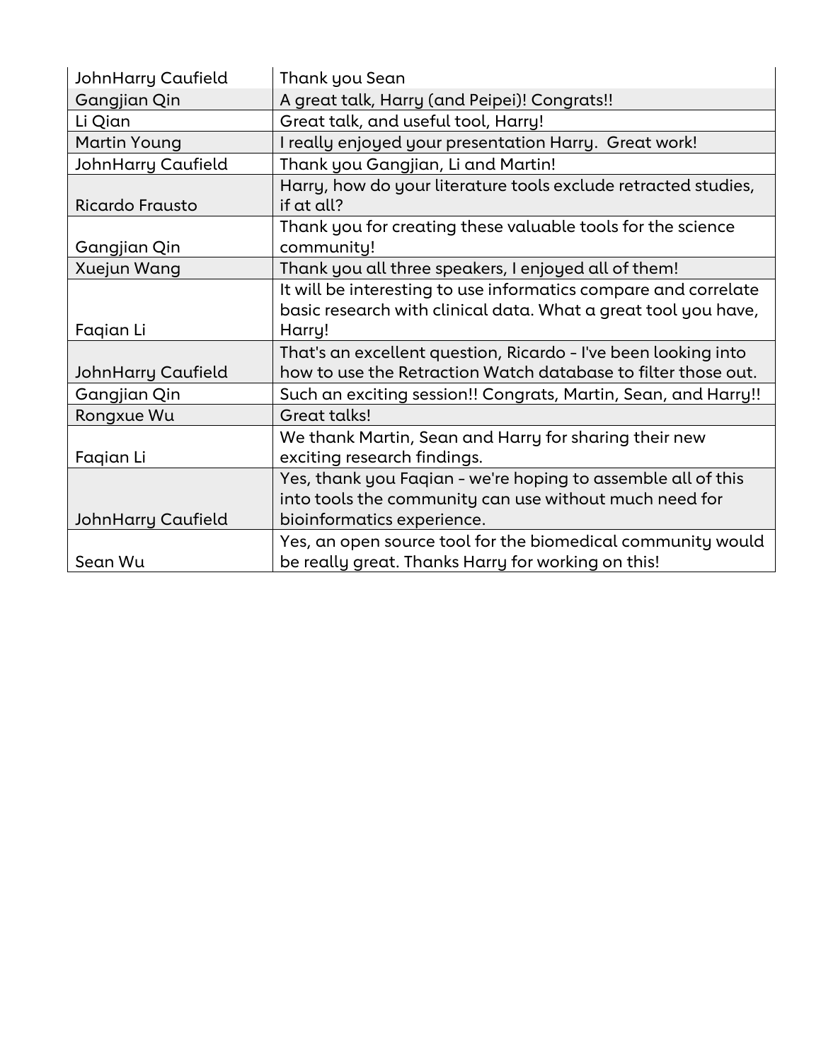| JohnHarry Caufield | Thank you Sean |
|---|---|
| Gangjian Qin | A great talk, Harry (and Peipei)! Congrats!! |
| Li Qian | Great talk, and useful tool, Harry! |
| Martin Young | I really enjoyed your presentation Harry. Great work! |
| JohnHarry Caufield | Thank you Gangjian, Li and Martin! |
| Ricardo Frausto | Harry, how do your literature tools exclude retracted studies, if at all? |
| Gangjian Qin | Thank you for creating these valuable tools for the science community! |
| Xuejun Wang | Thank you all three speakers, I enjoyed all of them! |
| Faqian Li | It will be interesting to use informatics compare and correlate basic research with clinical data. What a great tool you have, Harry! |
| JohnHarry Caufield | That's an excellent question, Ricardo - I've been looking into how to use the Retraction Watch database to filter those out. |
| Gangjian Qin | Such an exciting session!! Congrats, Martin, Sean, and Harry!! |
| Rongxue Wu | Great talks! |
| Faqian Li | We thank Martin, Sean and Harry for sharing their new exciting research findings. |
| JohnHarry Caufield | Yes, thank you Faqian - we're hoping to assemble all of this into tools the community can use without much need for bioinformatics experience. |
| Sean Wu | Yes, an open source tool for the biomedical community would be really great. Thanks Harry for working on this! |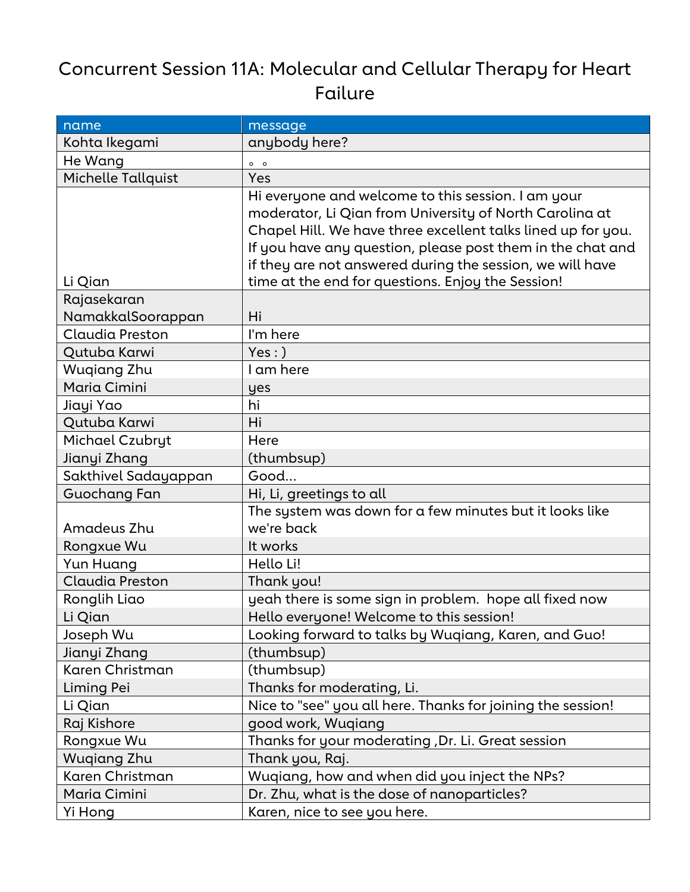# Concurrent Session 11A: Molecular and Cellular Therapy for Heart Failure

| name | message |
|---|---|
| Kohta Ikegami | anybody here? |
| He Wang | 。。 |
| Michelle Tallquist | Yes |
| Li Qian | Hi everyone and welcome to this session. I am your moderator, Li Qian from University of North Carolina at Chapel Hill. We have three excellent talks lined up for you. If you have any question, please post them in the chat and if they are not answered during the session, we will have time at the end for questions. Enjoy the Session! |
| Rajasekaran NamakkalSoorappan | Hi |
| Claudia Preston | I'm here |
| Qutuba Karwi | Yes : ) |
| Wuqiang Zhu | I am here |
| Maria Cimini | yes |
| Jiayi Yao | hi |
| Qutuba Karwi | Hi |
| Michael Czubryt | Here |
| Jianyi Zhang | (thumbsup) |
| Sakthivel Sadayappan | Good... |
| Guochang Fan | Hi, Li, greetings to all |
| Amadeus Zhu | The system was down for a few minutes but it looks like we're back |
| Rongxue Wu | It works |
| Yun Huang | Hello Li! |
| Claudia Preston | Thank you! |
| Ronglih Liao | yeah there is some sign in problem. hope all fixed now |
| Li Qian | Hello everyone! Welcome to this session! |
| Joseph Wu | Looking forward to talks by Wuqiang, Karen, and Guo! |
| Jianyi Zhang | (thumbsup) |
| Karen Christman | (thumbsup) |
| Liming Pei | Thanks for moderating, Li. |
| Li Qian | Nice to "see" you all here. Thanks for joining the session! |
| Raj Kishore | good work, Wuqiang |
| Rongxue Wu | Thanks for your moderating ,Dr. Li. Great session |
| Wuqiang Zhu | Thank you, Raj. |
| Karen Christman | Wuqiang, how and when did you inject the NPs? |
| Maria Cimini | Dr. Zhu, what is the dose of nanoparticles? |
| Yi Hong | Karen, nice to see you here. |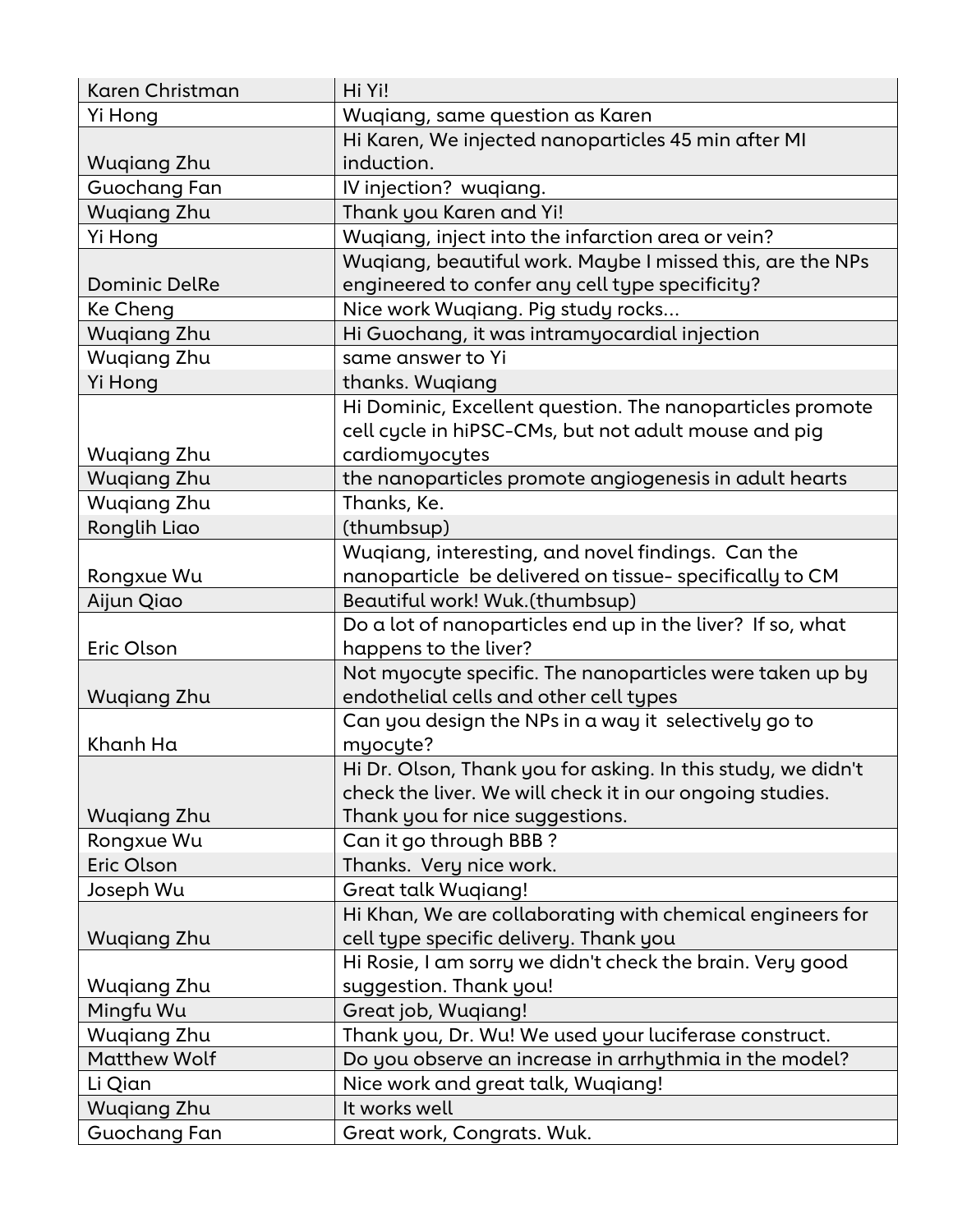| Karen Christman | Hi Yi! |
|---|---|
| Yi Hong | Wuqiang, same question as Karen |
| Wuqiang Zhu | Hi Karen, We injected nanoparticles 45 min after MI induction. |
| Guochang Fan | IV injection? wuqiang. |
| Wuqiang Zhu | Thank you Karen and Yi! |
| Yi Hong | Wuqiang, inject into the infarction area or vein? |
| Dominic DelRe | Wuqiang, beautiful work. Maybe I missed this, are the NPs engineered to confer any cell type specificity? |
| Ke Cheng | Nice work Wuqiang. Pig study rocks... |
| Wuqiang Zhu | Hi Guochang, it was intramyocardial injection |
| Wuqiang Zhu | same answer to Yi |
| Yi Hong | thanks. Wuqiang |
| Wuqiang Zhu | Hi Dominic, Excellent question. The nanoparticles promote cell cycle in hiPSC-CMs, but not adult mouse and pig cardiomyocytes |
| Wuqiang Zhu | the nanoparticles promote angiogenesis in adult hearts |
| Wuqiang Zhu | Thanks, Ke. |
| Ronglih Liao | (thumbsup) |
| Rongxue Wu | Wuqiang, interesting, and novel findings. Can the nanoparticle be delivered on tissue- specifically to CM |
| Aijun Qiao | Beautiful work! Wuk.(thumbsup) |
| Eric Olson | Do a lot of nanoparticles end up in the liver? If so, what happens to the liver? |
| Wuqiang Zhu | Not myocyte specific. The nanoparticles were taken up by endothelial cells and other cell types |
| Khanh Ha | Can you design the NPs in a way it selectively go to myocyte? |
| Wuqiang Zhu | Hi Dr. Olson, Thank you for asking. In this study, we didn't check the liver. We will check it in our ongoing studies. Thank you for nice suggestions. |
| Rongxue Wu | Can it go through BBB ? |
| Eric Olson | Thanks. Very nice work. |
| Joseph Wu | Great talk Wuqiang! |
| Wuqiang Zhu | Hi Khan, We are collaborating with chemical engineers for cell type specific delivery. Thank you |
| Wuqiang Zhu | Hi Rosie, I am sorry we didn't check the brain. Very good suggestion. Thank you! |
| Mingfu Wu | Great job, Wuqiang! |
| Wuqiang Zhu | Thank you, Dr. Wu! We used your luciferase construct. |
| Matthew Wolf | Do you observe an increase in arrhythmia in the model? |
| Li Qian | Nice work and great talk, Wuqiang! |
| Wuqiang Zhu | It works well |
| Guochang Fan | Great work, Congrats. Wuk. |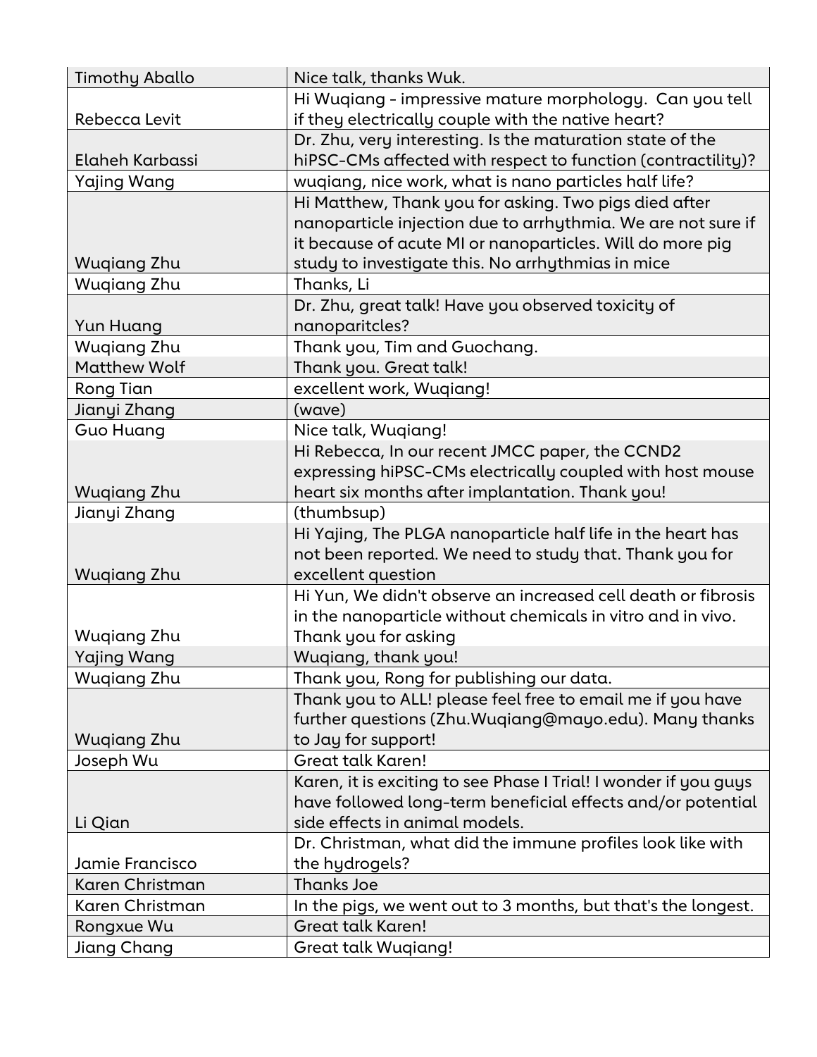| Timothy Aballo | Nice talk, thanks Wuk. |
|---|---|
| Rebecca Levit | Hi Wuqiang - impressive mature morphology. Can you tell if they electrically couple with the native heart? |
| Elaheh Karbassi | Dr. Zhu, very interesting. Is the maturation state of the hiPSC-CMs affected with respect to function (contractility)? |
| Yajing Wang | wuqiang, nice work, what is nano particles half life? |
| Wuqiang Zhu | Hi Matthew, Thank you for asking. Two pigs died after nanoparticle injection due to arrhythmia. We are not sure if it because of acute MI or nanoparticles. Will do more pig study to investigate this. No arrhythmias in mice |
| Wuqiang Zhu | Thanks, Li |
| Yun Huang | Dr. Zhu, great talk! Have you observed toxicity of nanoparitcles? |
| Wuqiang Zhu | Thank you, Tim and Guochang. |
| Matthew Wolf | Thank you. Great talk! |
| Rong Tian | excellent work, Wuqiang! |
| Jianyi Zhang | (wave) |
| Guo Huang | Nice talk, Wuqiang! |
| Wuqiang Zhu | Hi Rebecca, In our recent JMCC paper, the CCND2 expressing hiPSC-CMs electrically coupled with host mouse heart six months after implantation. Thank you! |
| Jianyi Zhang | (thumbsup) |
| Wuqiang Zhu | Hi Yajing, The PLGA nanoparticle half life in the heart has not been reported. We need to study that. Thank you for excellent question |
| Wuqiang Zhu | Hi Yun, We didn't observe an increased cell death or fibrosis in the nanoparticle without chemicals in vitro and in vivo. Thank you for asking |
| Yajing Wang | Wuqiang, thank you! |
| Wuqiang Zhu | Thank you, Rong for publishing our data. |
| Wuqiang Zhu | Thank you to ALL! please feel free to email me if you have further questions (Zhu.Wuqiang@mayo.edu). Many thanks to Jay for support! |
| Joseph Wu | Great talk Karen! |
| Li Qian | Karen, it is exciting to see Phase I Trial! I wonder if you guys have followed long-term beneficial effects and/or potential side effects in animal models. |
| Jamie Francisco | Dr. Christman, what did the immune profiles look like with the hydrogels? |
| Karen Christman | Thanks Joe |
| Karen Christman | In the pigs, we went out to 3 months, but that's the longest. |
| Rongxue Wu | Great talk Karen! |
| Jiang Chang | Great talk Wuqiang! |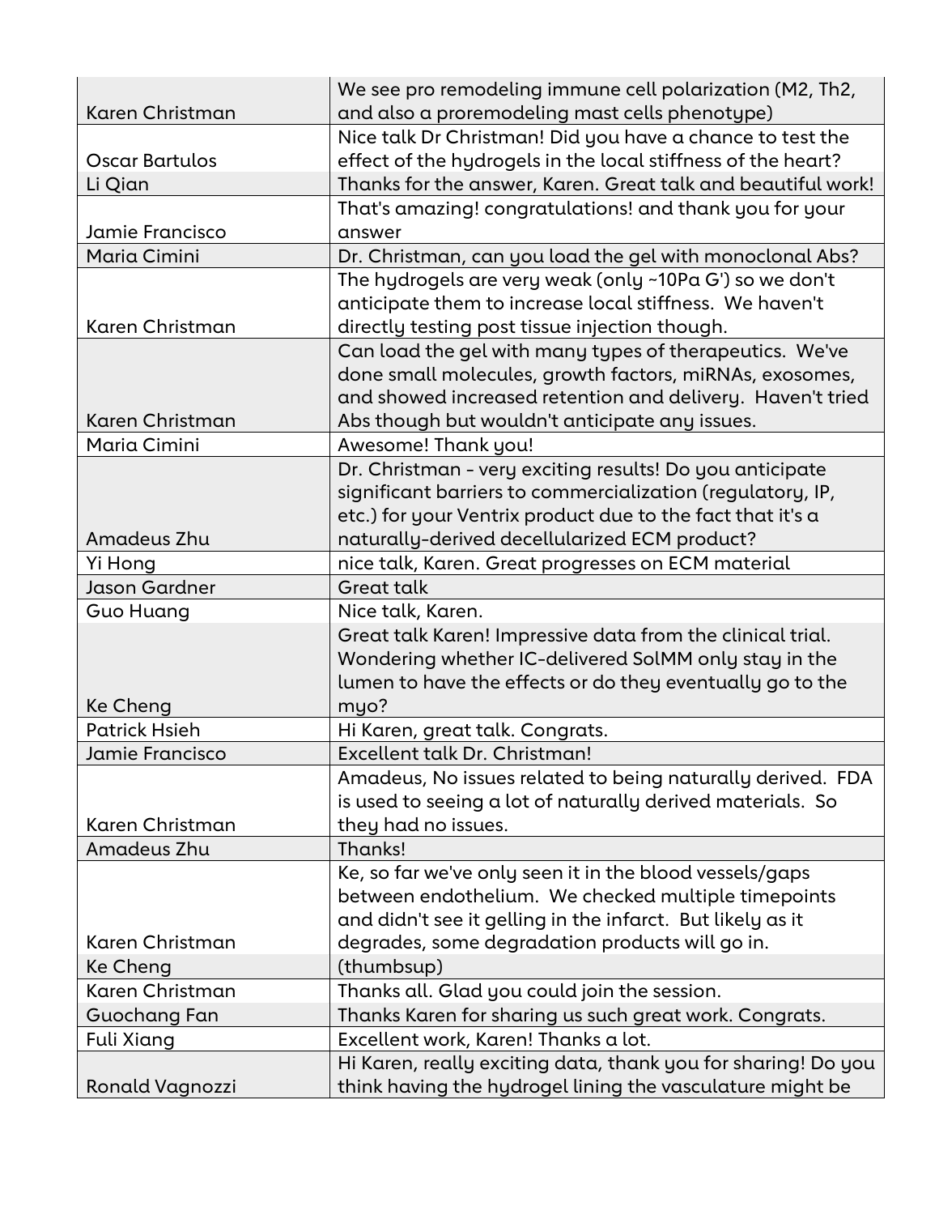| | |
|---|---|
| Karen Christman | We see pro remodeling immune cell polarization (M2, Th2, and also a proremodeling mast cells phenotype) |
| Oscar Bartulos | Nice talk Dr Christman! Did you have a chance to test the effect of the hydrogels in the local stiffness of the heart? |
| Li Qian | Thanks for the answer, Karen. Great talk and beautiful work! |
| Jamie Francisco | That's amazing! congratulations! and thank you for your answer |
| Maria Cimini | Dr. Christman, can you load the gel with monoclonal Abs? |
| Karen Christman | The hydrogels are very weak (only ~10Pa G') so we don't anticipate them to increase local stiffness. We haven't directly testing post tissue injection though. |
| Karen Christman | Can load the gel with many types of therapeutics. We've done small molecules, growth factors, miRNAs, exosomes, and showed increased retention and delivery. Haven't tried Abs though but wouldn't anticipate any issues. |
| Maria Cimini | Awesome! Thank you! |
| Amadeus Zhu | Dr. Christman - very exciting results! Do you anticipate significant barriers to commercialization (regulatory, IP, etc.) for your Ventrix product due to the fact that it's a naturally-derived decellularized ECM product? |
| Yi Hong | nice talk, Karen. Great progresses on ECM material |
| Jason Gardner | Great talk |
| Guo Huang | Nice talk, Karen. |
| Ke Cheng | Great talk Karen! Impressive data from the clinical trial. Wondering whether IC-delivered SolMM only stay in the lumen to have the effects or do they eventually go to the myo? |
| Patrick Hsieh | Hi Karen, great talk. Congrats. |
| Jamie Francisco | Excellent talk Dr. Christman! |
| Karen Christman | Amadeus, No issues related to being naturally derived. FDA is used to seeing a lot of naturally derived materials. So they had no issues. |
| Amadeus Zhu | Thanks! |
| Karen Christman | Ke, so far we've only seen it in the blood vessels/gaps between endothelium. We checked multiple timepoints and didn't see it gelling in the infarct. But likely as it degrades, some degradation products will go in. |
| Ke Cheng | (thumbsup) |
| Karen Christman | Thanks all. Glad you could join the session. |
| Guochang Fan | Thanks Karen for sharing us such great work. Congrats. |
| Fuli Xiang | Excellent work, Karen! Thanks a lot. |
| Ronald Vagnozzi | Hi Karen, really exciting data, thank you for sharing! Do you think having the hydrogel lining the vasculature might be |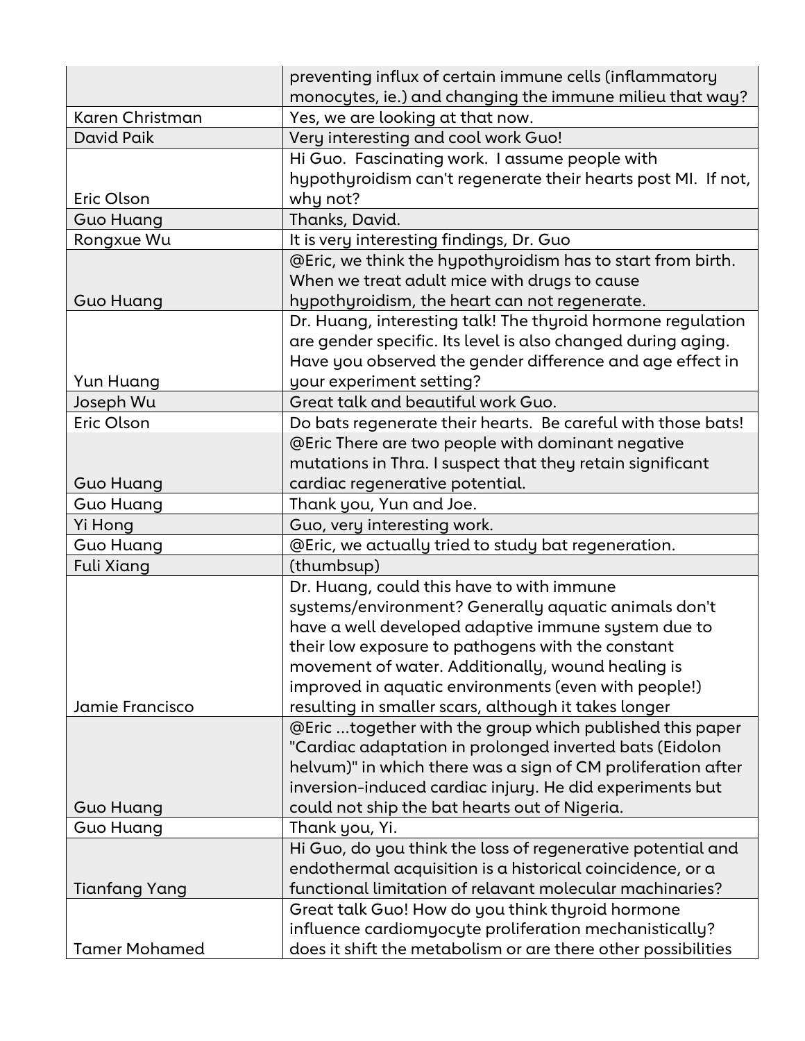| | |
|---|---|
| | preventing influx of certain immune cells (inflammatory monocytes, ie.) and changing the immune milieu that way? |
| Karen Christman | Yes, we are looking at that now. |
| David Paik | Very interesting and cool work Guo! |
| Eric Olson | Hi Guo. Fascinating work. I assume people with hypothyroidism can't regenerate their hearts post MI. If not, why not? |
| Guo Huang | Thanks, David. |
| Rongxue Wu | It is very interesting findings, Dr. Guo |
| Guo Huang | @Eric, we think the hypothyroidism has to start from birth. When we treat adult mice with drugs to cause hypothyroidism, the heart can not regenerate. |
| Yun Huang | Dr. Huang, interesting talk! The thyroid hormone regulation are gender specific. Its level is also changed during aging. Have you observed the gender difference and age effect in your experiment setting? |
| Joseph Wu | Great talk and beautiful work Guo. |
| Eric Olson | Do bats regenerate their hearts. Be careful with those bats! |
| Guo Huang | @Eric There are two people with dominant negative mutations in Thra. I suspect that they retain significant cardiac regenerative potential. |
| Guo Huang | Thank you, Yun and Joe. |
| Yi Hong | Guo, very interesting work. |
| Guo Huang | @Eric, we actually tried to study bat regeneration. |
| Fuli Xiang | (thumbsup) |
| Jamie Francisco | Dr. Huang, could this have to with immune systems/environment? Generally aquatic animals don't have a well developed adaptive immune system due to their low exposure to pathogens with the constant movement of water. Additionally, wound healing is improved in aquatic environments (even with people!) resulting in smaller scars, although it takes longer |
| Guo Huang | @Eric ...together with the group which published this paper "Cardiac adaptation in prolonged inverted bats (Eidolon helvum)" in which there was a sign of CM proliferation after inversion-induced cardiac injury. He did experiments but could not ship the bat hearts out of Nigeria. |
| Guo Huang | Thank you, Yi. |
| Tianfang Yang | Hi Guo, do you think the loss of regenerative potential and endothermal acquisition is a historical coincidence, or a functional limitation of relavant molecular machinaries? |
| Tamer Mohamed | Great talk Guo! How do you think thyroid hormone influence cardiomyocyte proliferation mechanistically? does it shift the metabolism or are there other possibilities |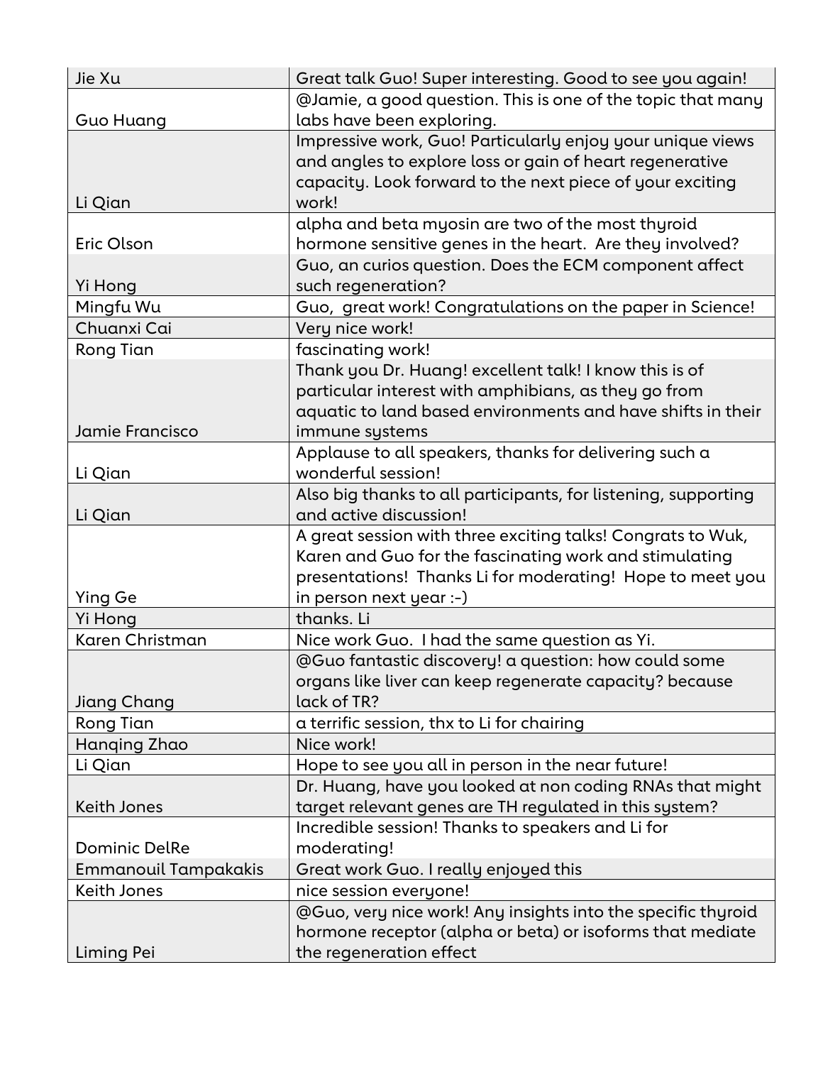| Jie Xu | Great talk Guo! Super interesting. Good to see you again! |
|---|---|
| Guo Huang | @Jamie, a good question. This is one of the topic that many labs have been exploring. |
| Li Qian | Impressive work, Guo! Particularly enjoy your unique views and angles to explore loss or gain of heart regenerative capacity. Look forward to the next piece of your exciting work! |
| Eric Olson | alpha and beta myosin are two of the most thyroid hormone sensitive genes in the heart. Are they involved? |
| Yi Hong | Guo, an curios question. Does the ECM component affect such regeneration? |
| Mingfu Wu | Guo, great work! Congratulations on the paper in Science! |
| Chuanxi Cai | Very nice work! |
| Rong Tian | fascinating work! |
| Jamie Francisco | Thank you Dr. Huang! excellent talk! I know this is of particular interest with amphibians, as they go from aquatic to land based environments and have shifts in their immune systems |
| Li Qian | Applause to all speakers, thanks for delivering such a wonderful session! |
| Li Qian | Also big thanks to all participants, for listening, supporting and active discussion! |
| Ying Ge | A great session with three exciting talks! Congrats to Wuk, Karen and Guo for the fascinating work and stimulating presentations! Thanks Li for moderating! Hope to meet you in person next year :-) |
| Yi Hong | thanks. Li |
| Karen Christman | Nice work Guo. I had the same question as Yi. |
| Jiang Chang | @Guo fantastic discovery! a question: how could some organs like liver can keep regenerate capacity? because lack of TR? |
| Rong Tian | a terrific session, thx to Li for chairing |
| Hanqing Zhao | Nice work! |
| Li Qian | Hope to see you all in person in the near future! |
| Keith Jones | Dr. Huang, have you looked at non coding RNAs that might target relevant genes are TH regulated in this system? |
| Dominic DelRe | Incredible session! Thanks to speakers and Li for moderating! |
| Emmanouil Tampakakis | Great work Guo. I really enjoyed this |
| Keith Jones | nice session everyone! |
| Liming Pei | @Guo, very nice work! Any insights into the specific thyroid hormone receptor (alpha or beta) or isoforms that mediate the regeneration effect |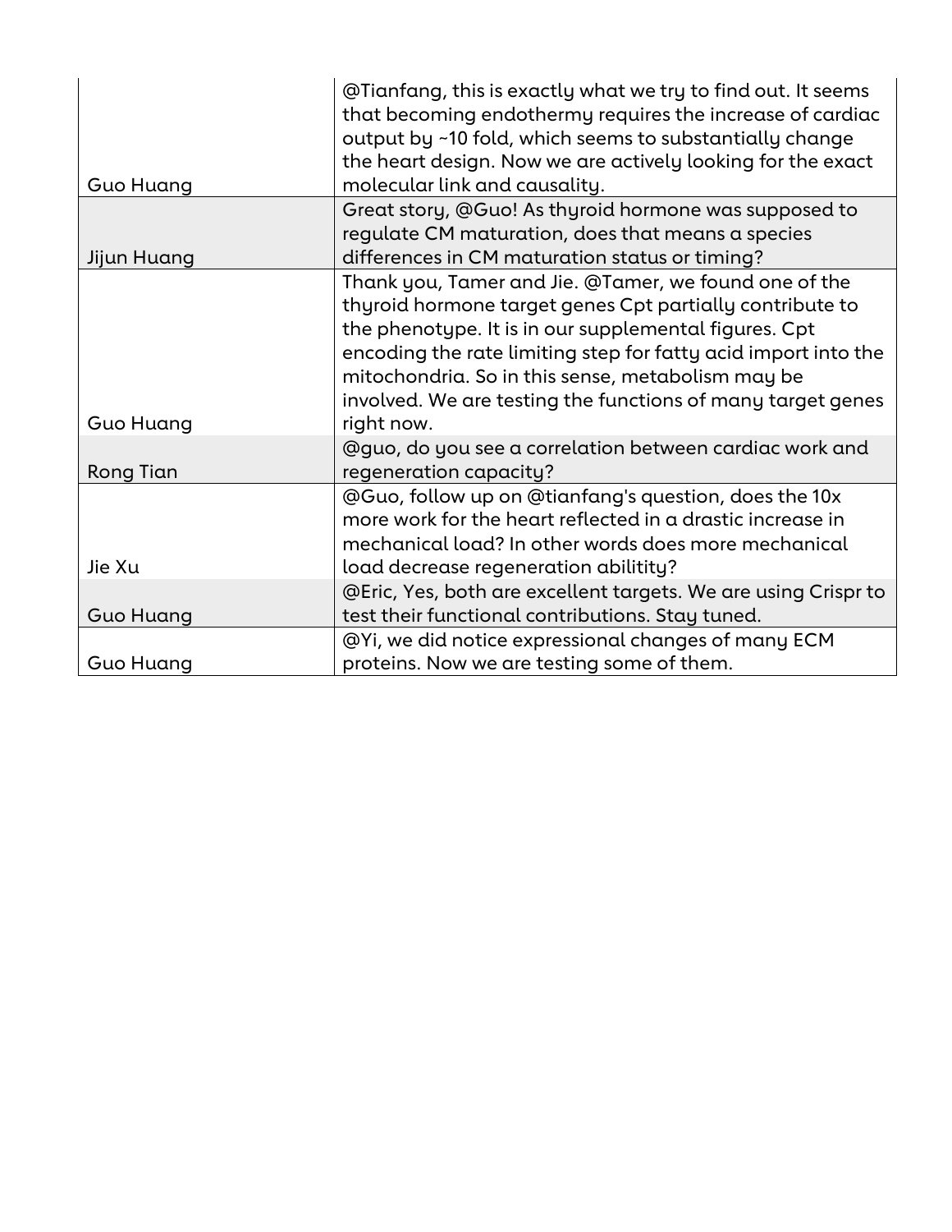| | |
|---|---|
| Guo Huang | @Tianfang, this is exactly what we try to find out. It seems that becoming endothermy requires the increase of cardiac output by ~10 fold, which seems to substantially change the heart design. Now we are actively looking for the exact molecular link and causality. |
| Jijun Huang | Great story, @Guo! As thyroid hormone was supposed to regulate CM maturation, does that means a species differences in CM maturation status or timing? |
| Guo Huang | Thank you, Tamer and Jie. @Tamer, we found one of the thyroid hormone target genes Cpt partially contribute to the phenotype. It is in our supplemental figures. Cpt encoding the rate limiting step for fatty acid import into the mitochondria. So in this sense, metabolism may be involved. We are testing the functions of many target genes right now. |
| Rong Tian | @guo, do you see a correlation between cardiac work and regeneration capacity? |
| Jie Xu | @Guo, follow up on @tianfang's question, does the 10x more work for the heart reflected in a drastic increase in mechanical load? In other words does more mechanical load decrease regeneration abilitity? |
| Guo Huang | @Eric, Yes, both are excellent targets. We are using Crispr to test their functional contributions. Stay tuned. |
| Guo Huang | @Yi, we did notice expressional changes of many ECM proteins. Now we are testing some of them. |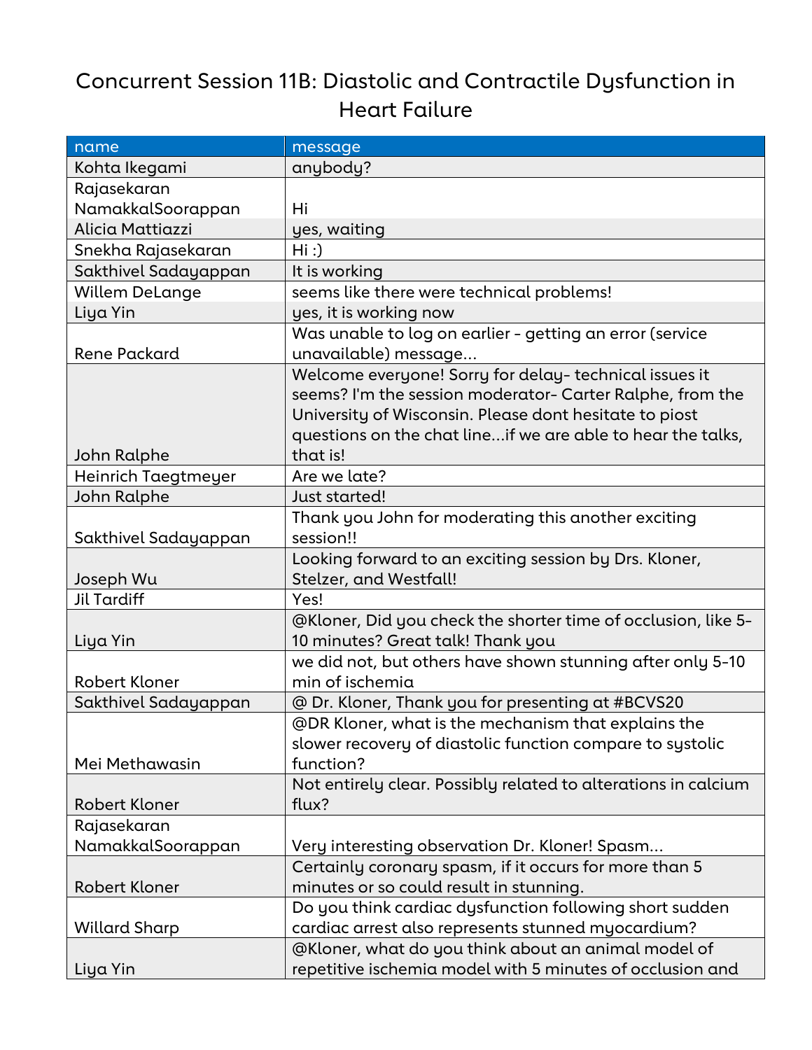# Concurrent Session 11B: Diastolic and Contractile Dysfunction in Heart Failure

| name | message |
|---|---|
| Kohta Ikegami | anybody? |
| Rajasekaran NamakkalSoorappan | Hi |
| Alicia Mattiazzi | yes, waiting |
| Snekha Rajasekaran | Hi :) |
| Sakthivel Sadayappan | It is working |
| Willem DeLange | seems like there were technical problems! |
| Liya Yin | yes, it is working now |
| Rene Packard | Was unable to log on earlier - getting an error (service unavailable) message... |
| John Ralphe | Welcome everyone! Sorry for delay- technical issues it seems? I'm the session moderator- Carter Ralphe, from the University of Wisconsin. Please dont hesitate to piost questions on the chat line...if we are able to hear the talks, that is! |
| Heinrich Taegtmeyer | Are we late? |
| John Ralphe | Just started! |
| Sakthivel Sadayappan | Thank you John for moderating this another exciting session!! |
| Joseph Wu | Looking forward to an exciting session by Drs. Kloner, Stelzer, and Westfall! |
| Jil Tardiff | Yes! |
| Liya Yin | @Kloner, Did you check the shorter time of occlusion, like 5-10 minutes? Great talk! Thank you |
| Robert Kloner | we did not, but others have shown stunning after only 5-10 min of ischemia |
| Sakthivel Sadayappan | @ Dr. Kloner, Thank you for presenting at #BCVS20 |
| Mei Methawasin | @DR Kloner, what is the mechanism that explains the slower recovery of diastolic function compare to systolic function? |
| Robert Kloner | Not entirely clear. Possibly related to alterations in calcium flux? |
| Rajasekaran NamakkalSoorappan | Very interesting observation Dr. Kloner! Spasm... |
| Robert Kloner | Certainly coronary spasm, if it occurs for more than 5 minutes or so could result in stunning. |
| Willard Sharp | Do you think cardiac dysfunction following short sudden cardiac arrest also represents stunned myocardium? |
| Liya Yin | @Kloner, what do you think about an animal model of repetitive ischemia model with 5 minutes of occlusion and |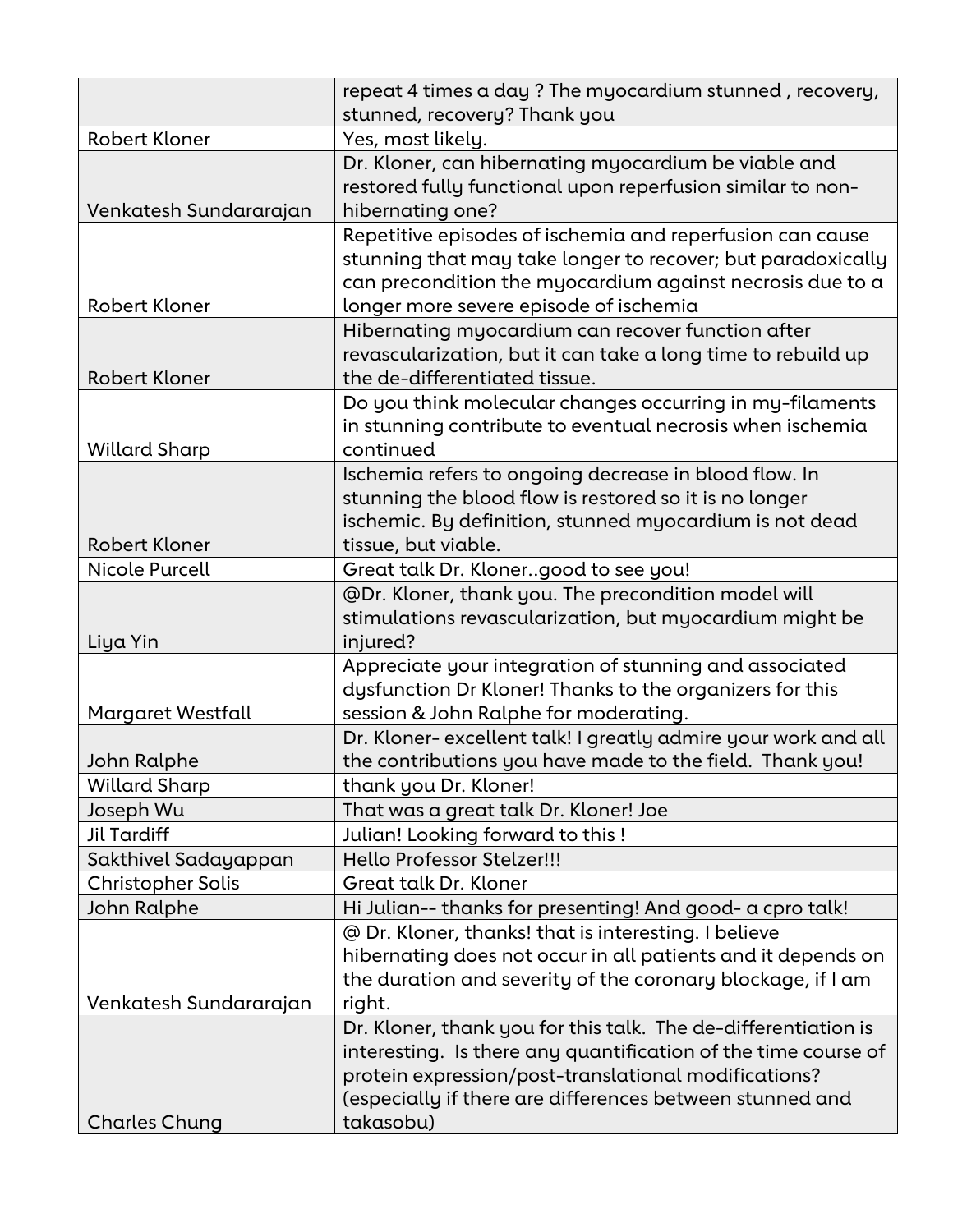| | |
|---|---|
| | repeat 4 times a day ? The myocardium stunned , recovery, stunned, recovery? Thank you |
| Robert Kloner | Yes, most likely. |
| Venkatesh Sundararajan | Dr. Kloner, can hibernating myocardium be viable and restored fully functional upon reperfusion similar to non-hibernating one? |
| Robert Kloner | Repetitive episodes of ischemia and reperfusion can cause stunning that may take longer to recover; but paradoxically can precondition the myocardium against necrosis due to a longer more severe episode of ischemia |
| Robert Kloner | Hibernating myocardium can recover function after revascularization, but it can take a long time to rebuild up the de-differentiated tissue. |
| Willard Sharp | Do you think molecular changes occurring in my-filaments in stunning contribute to eventual necrosis when ischemia continued |
| Robert Kloner | Ischemia refers to ongoing decrease in blood flow. In stunning the blood flow is restored so it is no longer ischemic. By definition, stunned myocardium is not dead tissue, but viable. |
| Nicole Purcell | Great talk Dr. Kloner..good to see you! |
| Liya Yin | @Dr. Kloner, thank you. The precondition model will stimulations revascularization, but myocardium might be injured? |
| Margaret Westfall | Appreciate your integration of stunning and associated dysfunction Dr Kloner! Thanks to the organizers for this session & John Ralphe for moderating. |
| John Ralphe | Dr. Kloner- excellent talk! I greatly admire your work and all the contributions you have made to the field. Thank you! |
| Willard Sharp | thank you Dr. Kloner! |
| Joseph Wu | That was a great talk Dr. Kloner! Joe |
| Jil Tardiff | Julian! Looking forward to this ! |
| Sakthivel Sadayappan | Hello Professor Stelzer!!! |
| Christopher Solis | Great talk Dr. Kloner |
| John Ralphe | Hi Julian-- thanks for presenting! And good- a cpro talk! |
| Venkatesh Sundararajan | @ Dr. Kloner, thanks! that is interesting. I believe hibernating does not occur in all patients and it depends on the duration and severity of the coronary blockage, if I am right. |
| Charles Chung | Dr. Kloner, thank you for this talk. The de-differentiation is interesting. Is there any quantification of the time course of protein expression/post-translational modifications? (especially if there are differences between stunned and takasobu) |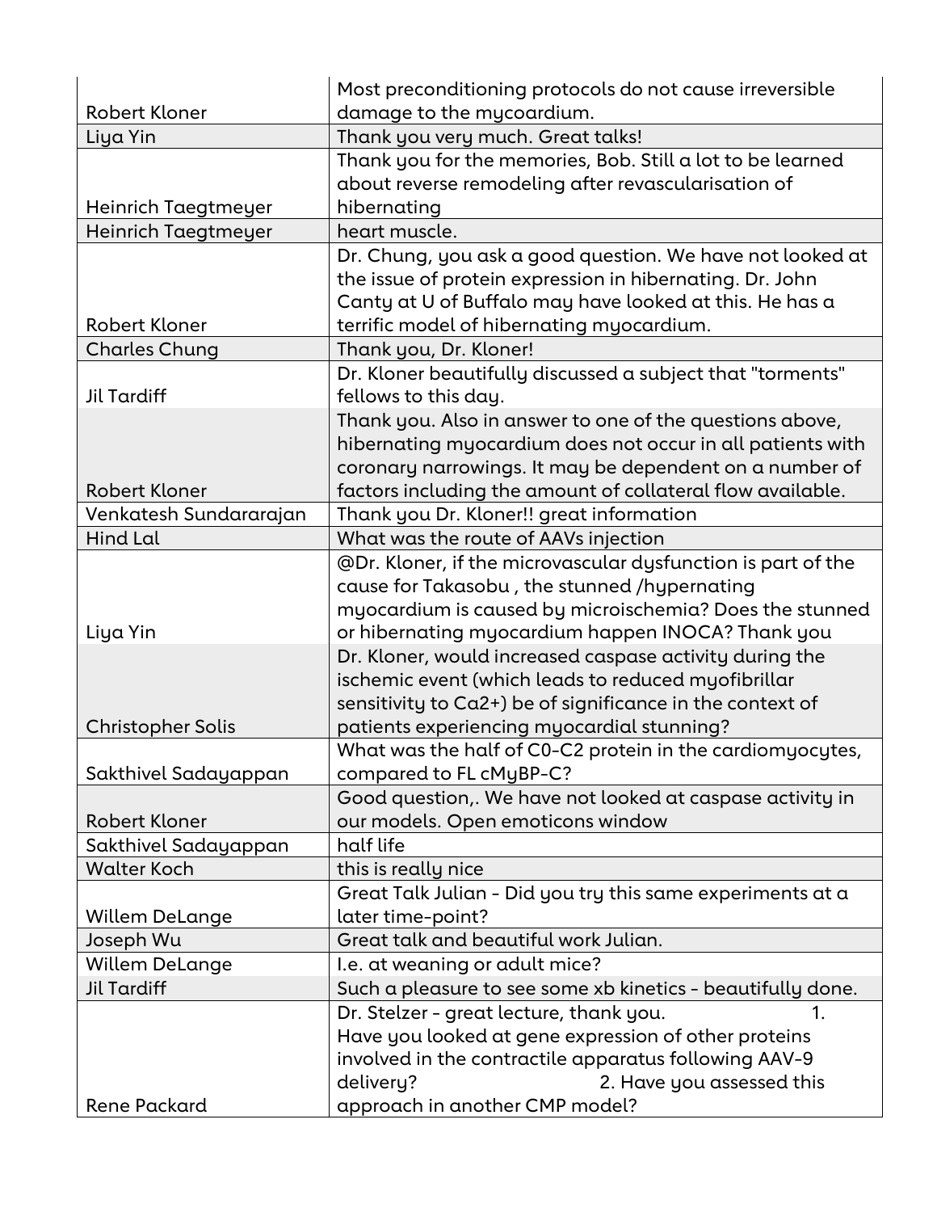| Robert Kloner | Most preconditioning protocols do not cause irreversible damage to the mycoardium. |
|---|---|
| Liya Yin | Thank you very much. Great talks! |
| Heinrich Taegtmeyer | Thank you for the memories, Bob. Still a lot to be learned about reverse remodeling after revascularisation of hibernating |
| Heinrich Taegtmeyer | heart muscle. |
| Robert Kloner | Dr. Chung, you ask a good question. We have not looked at the issue of protein expression in hibernating. Dr. John Canty at U of Buffalo may have looked at this. He has a terrific model of hibernating myocardium. |
| Charles Chung | Thank you, Dr. Kloner! |
| Jil Tardiff | Dr. Kloner beautifully discussed a subject that "torments" fellows to this day. |
| Robert Kloner | Thank you. Also in answer to one of the questions above, hibernating myocardium does not occur in all patients with coronary narrowings. It may be dependent on a number of factors including the amount of collateral flow available. |
| Venkatesh Sundararajan | Thank you Dr. Kloner!! great information |
| Hind Lal | What was the route of AAVs injection |
| Liya Yin | @Dr. Kloner, if the microvascular dysfunction is part of the cause for Takasobu , the stunned /hypernating myocardium is caused by microischemia? Does the stunned or hibernating myocardium happen INOCA? Thank you |
| Christopher Solis | Dr. Kloner, would increased caspase activity during the ischemic event (which leads to reduced myofibrillar sensitivity to Ca2+) be of significance in the context of patients experiencing myocardial stunning? |
| Sakthivel Sadayappan | What was the half of C0-C2 protein in the cardiomyocytes, compared to FL cMyBP-C? |
| Robert Kloner | Good question,. We have not looked at caspase activity in our models. Open emoticons window |
| Sakthivel Sadayappan | half life |
| Walter Koch | this is really nice |
| Willem DeLange | Great Talk Julian - Did you try this same experiments at a later time-point? |
| Joseph Wu | Great talk and beautiful work Julian. |
| Willem DeLange | I.e. at weaning or adult mice? |
| Jil Tardiff | Such a pleasure to see some xb kinetics - beautifully done. |
| Rene Packard | Dr. Stelzer - great lecture, thank you. 1. Have you looked at gene expression of other proteins involved in the contractile apparatus following AAV-9 delivery? 2. Have you assessed this approach in another CMP model? |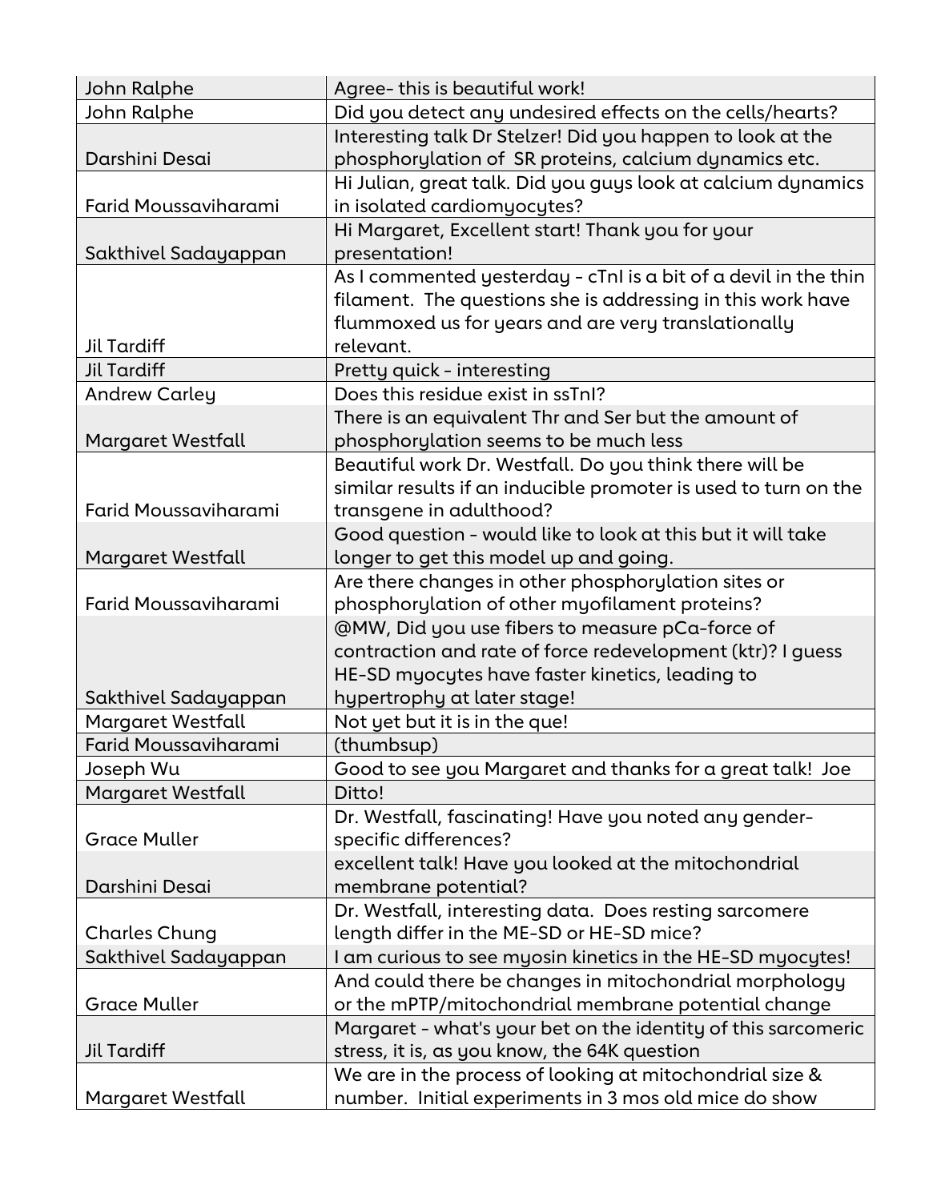| | |
|---|---|
| John Ralphe | Agree- this is beautiful work! |
| John Ralphe | Did you detect any undesired effects on the cells/hearts? |
| Darshini Desai | Interesting talk Dr Stelzer! Did you happen to look at the phosphorylation of SR proteins, calcium dynamics etc. |
| Farid Moussaviharami | Hi Julian, great talk. Did you guys look at calcium dynamics in isolated cardiomyocytes? |
| Sakthivel Sadayappan | Hi Margaret, Excellent start! Thank you for your presentation! |
| Jil Tardiff | As I commented yesterday - cTnI is a bit of a devil in the thin filament. The questions she is addressing in this work have flummoxed us for years and are very translationally relevant. |
| Jil Tardiff | Pretty quick - interesting |
| Andrew Carley | Does this residue exist in ssTnI? |
| Margaret Westfall | There is an equivalent Thr and Ser but the amount of phosphorylation seems to be much less |
| Farid Moussaviharami | Beautiful work Dr. Westfall. Do you think there will be similar results if an inducible promoter is used to turn on the transgene in adulthood? |
| Margaret Westfall | Good question - would like to look at this but it will take longer to get this model up and going. |
| Farid Moussaviharami | Are there changes in other phosphorylation sites or phosphorylation of other myofilament proteins? |
| Sakthivel Sadayappan | @MW, Did you use fibers to measure pCa-force of contraction and rate of force redevelopment (ktr)? I guess HE-SD myocytes have faster kinetics, leading to hypertrophy at later stage! |
| Margaret Westfall | Not yet but it is in the que! |
| Farid Moussaviharami | (thumbsup) |
| Joseph Wu | Good to see you Margaret and thanks for a great talk! Joe |
| Margaret Westfall | Ditto! |
| Grace Muller | Dr. Westfall, fascinating! Have you noted any gender-specific differences? |
| Darshini Desai | excellent talk! Have you looked at the mitochondrial membrane potential? |
| Charles Chung | Dr. Westfall, interesting data. Does resting sarcomere length differ in the ME-SD or HE-SD mice? |
| Sakthivel Sadayappan | I am curious to see myosin kinetics in the HE-SD myocytes! |
| Grace Muller | And could there be changes in mitochondrial morphology or the mPTP/mitochondrial membrane potential change |
| Jil Tardiff | Margaret - what's your bet on the identity of this sarcomeric stress, it is, as you know, the 64K question |
| Margaret Westfall | We are in the process of looking at mitochondrial size & number. Initial experiments in 3 mos old mice do show |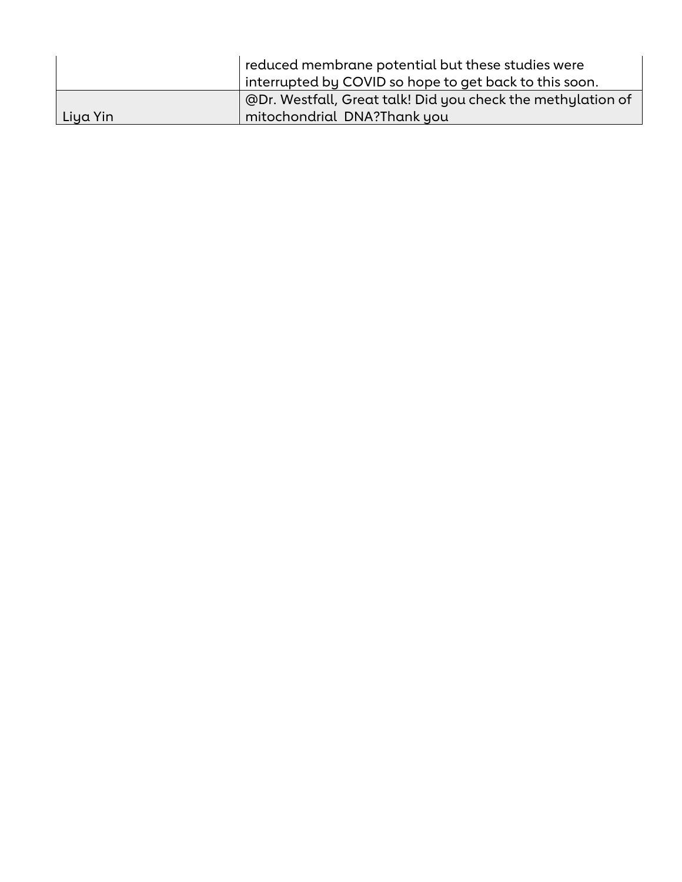| | |
|---|---|
| | reduced membrane potential but these studies were interrupted by COVID so hope to get back to this soon. |
| Liya Yin | @Dr. Westfall, Great talk! Did you check the methylation of mitochondrial DNA?Thank you |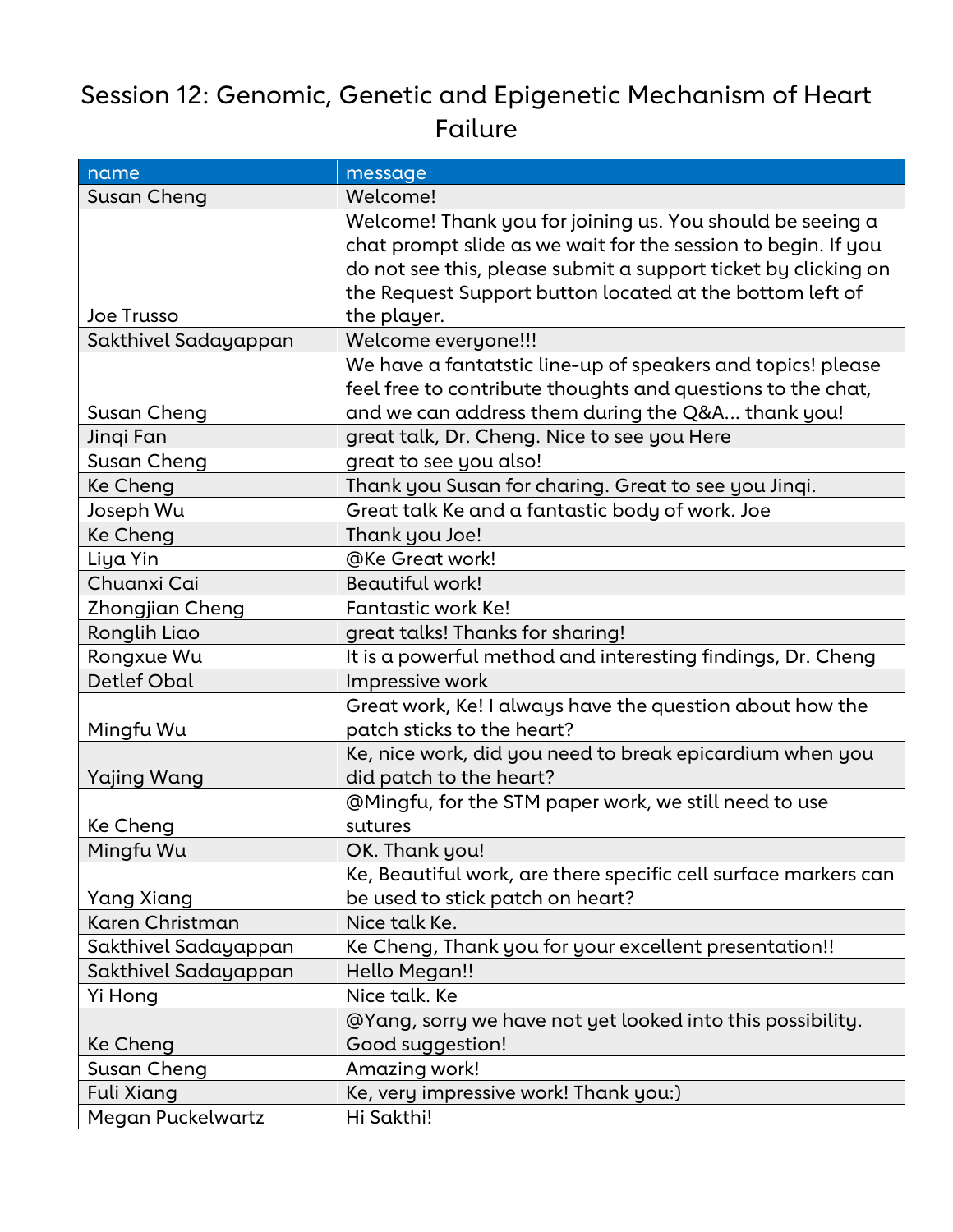# Session 12: Genomic, Genetic and Epigenetic Mechanism of Heart Failure

| name | message |
| --- | --- |
| Susan Cheng | Welcome! |
| Joe Trusso | Welcome! Thank you for joining us. You should be seeing a chat prompt slide as we wait for the session to begin. If you do not see this, please submit a support ticket by clicking on the Request Support button located at the bottom left of the player. |
| Sakthivel Sadayappan | Welcome everyone!!! |
| Susan Cheng | We have a fantatstic line-up of speakers and topics! please feel free to contribute thoughts and questions to the chat, and we can address them during the Q&A... thank you! |
| Jinqi Fan | great talk, Dr. Cheng. Nice to see you Here |
| Susan Cheng | great to see you also! |
| Ke Cheng | Thank you Susan for charing. Great to see you Jinqi. |
| Joseph Wu | Great talk Ke and a fantastic body of work. Joe |
| Ke Cheng | Thank you Joe! |
| Liya Yin | @Ke Great work! |
| Chuanxi Cai | Beautiful work! |
| Zhongjian Cheng | Fantastic work Ke! |
| Ronglih Liao | great talks! Thanks for sharing! |
| Rongxue Wu | It is a powerful method and interesting findings, Dr. Cheng |
| Detlef Obal | Impressive work |
| Mingfu Wu | Great work, Ke! I always have the question about how the patch sticks to the heart? |
| Yajing Wang | Ke, nice work, did you need to break epicardium when you did patch to the heart? |
| Ke Cheng | @Mingfu, for the STM paper work, we still need to use sutures |
| Mingfu Wu | OK. Thank you! |
| Yang Xiang | Ke, Beautiful work, are there specific cell surface markers can be used to stick patch on heart? |
| Karen Christman | Nice talk Ke. |
| Sakthivel Sadayappan | Ke Cheng, Thank you for your excellent presentation!! |
| Sakthivel Sadayappan | Hello Megan!! |
| Yi Hong | Nice talk. Ke |
| Ke Cheng | @Yang, sorry we have not yet looked into this possibility. Good suggestion! |
| Susan Cheng | Amazing work! |
| Fuli Xiang | Ke, very impressive work! Thank you:) |
| Megan Puckelwartz | Hi Sakthi! |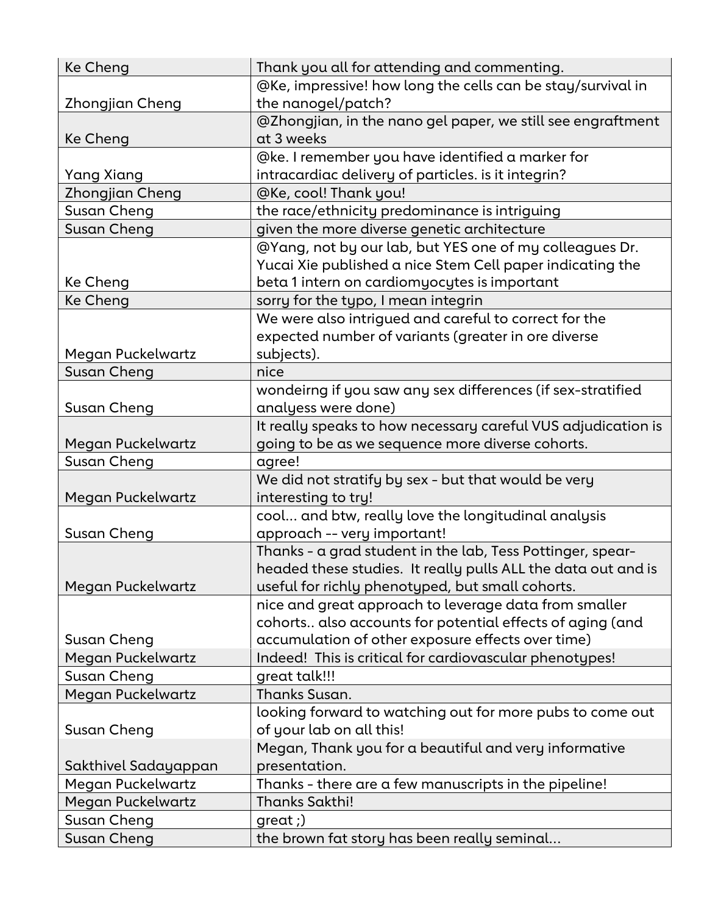| Ke Cheng | Thank you all for attending and commenting. |
|---|---|
| Zhongjian Cheng | @Ke, impressive! how long the cells can be stay/survival in the nanogel/patch? |
| Ke Cheng | @Zhongjian, in the nano gel paper, we still see engraftment at 3 weeks |
| Yang Xiang | @ke. I remember you have identified a marker for intracardiac delivery of particles. is it integrin? |
| Zhongjian Cheng | @Ke, cool! Thank you! |
| Susan Cheng | the race/ethnicity predominance is intriguing |
| Susan Cheng | given the more diverse genetic architecture |
| Ke Cheng | @Yang, not by our lab, but YES one of my colleagues Dr. Yucai Xie published a nice Stem Cell paper indicating the beta 1 intern on cardiomyocytes is important |
| Ke Cheng | sorry for the typo, I mean integrin |
| Megan Puckelwartz | We were also intrigued and careful to correct for the expected number of variants (greater in ore diverse subjects). |
| Susan Cheng | nice |
| Susan Cheng | wondeirng if you saw any sex differences (if sex-stratified analyess were done) |
| Megan Puckelwartz | It really speaks to how necessary careful VUS adjudication is going to be as we sequence more diverse cohorts. |
| Susan Cheng | agree! |
| Megan Puckelwartz | We did not stratify by sex - but that would be very interesting to try! |
| Susan Cheng | cool... and btw, really love the longitudinal analysis approach -- very important! |
| Megan Puckelwartz | Thanks - a grad student in the lab, Tess Pottinger, spear-headed these studies. It really pulls ALL the data out and is useful for richly phenotyped, but small cohorts. |
| Susan Cheng | nice and great approach to leverage data from smaller cohorts.. also accounts for potential effects of aging (and accumulation of other exposure effects over time) |
| Megan Puckelwartz | Indeed! This is critical for cardiovascular phenotypes! |
| Susan Cheng | great talk!!! |
| Megan Puckelwartz | Thanks Susan. |
| Susan Cheng | looking forward to watching out for more pubs to come out of your lab on all this! |
| Sakthivel Sadayappan | Megan, Thank you for a beautiful and very informative presentation. |
| Megan Puckelwartz | Thanks - there are a few manuscripts in the pipeline! |
| Megan Puckelwartz | Thanks Sakthi! |
| Susan Cheng | great ;) |
| Susan Cheng | the brown fat story has been really seminal... |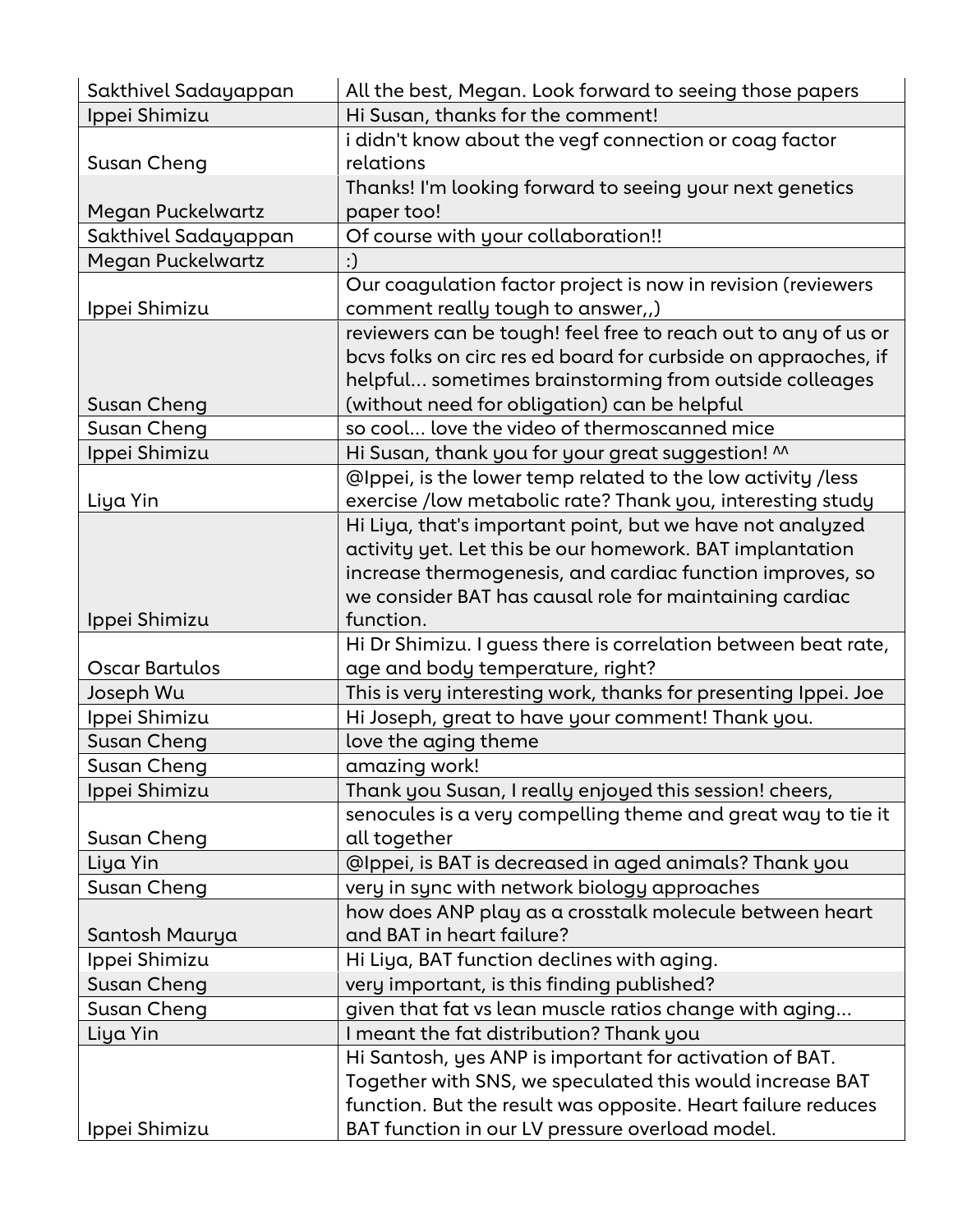| | |
|---|---|
| Sakthivel Sadayappan | All the best, Megan. Look forward to seeing those papers |
| Ippei Shimizu | Hi Susan, thanks for the comment! |
| Susan Cheng | i didn't know about the vegf connection or coag factor relations |
| Megan Puckelwartz | Thanks! I'm looking forward to seeing your next genetics paper too! |
| Sakthivel Sadayappan | Of course with your collaboration!! |
| Megan Puckelwartz | :) |
| Ippei Shimizu | Our coagulation factor project is now in revision (reviewers comment really tough to answer,,) |
| Susan Cheng | reviewers can be tough! feel free to reach out to any of us or bcvs folks on circ res ed board for curbside on appraoches, if helpful... sometimes brainstorming from outside colleages (without need for obligation) can be helpful |
| Susan Cheng | so cool... love the video of thermoscanned mice |
| Ippei Shimizu | Hi Susan, thank you for your great suggestion! ^^ |
| Liya Yin | @Ippei, is the lower temp related to the low activity /less exercise /low metabolic rate? Thank you, interesting study |
| Ippei Shimizu | Hi Liya, that's important point, but we have not analyzed activity yet. Let this be our homework. BAT implantation increase thermogenesis, and cardiac function improves, so we consider BAT has causal role for maintaining cardiac function. |
| Oscar Bartulos | Hi Dr Shimizu. I guess there is correlation between beat rate, age and body temperature, right? |
| Joseph Wu | This is very interesting work, thanks for presenting Ippei. Joe |
| Ippei Shimizu | Hi Joseph, great to have your comment! Thank you. |
| Susan Cheng | love the aging theme |
| Susan Cheng | amazing work! |
| Ippei Shimizu | Thank you Susan, I really enjoyed this session! cheers, |
| Susan Cheng | senocules is a very compelling theme and great way to tie it all together |
| Liya Yin | @Ippei, is BAT is decreased in aged animals? Thank you |
| Susan Cheng | very in sync with network biology approaches |
| Santosh Maurya | how does ANP play as a crosstalk molecule between heart and BAT in heart failure? |
| Ippei Shimizu | Hi Liya, BAT function declines with aging. |
| Susan Cheng | very important, is this finding published? |
| Susan Cheng | given that fat vs lean muscle ratios change with aging... |
| Liya Yin | I meant the fat distribution? Thank you |
| Ippei Shimizu | Hi Santosh, yes ANP is important for activation of BAT. Together with SNS, we speculated this would increase BAT function. But the result was opposite. Heart failure reduces BAT function in our LV pressure overload model. |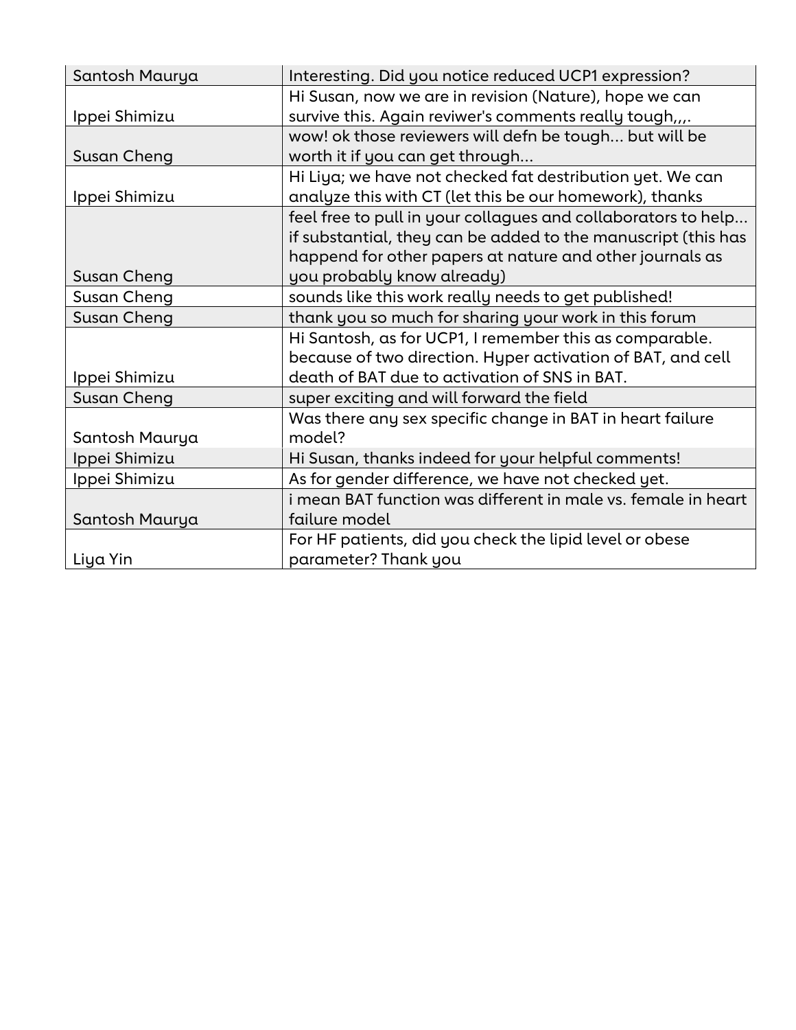| | |
|---|---|
| Santosh Maurya | Interesting. Did you notice reduced UCP1 expression? |
| Ippei Shimizu | Hi Susan, now we are in revision (Nature), hope we can survive this. Again reviwer's comments really tough,,,. |
| Susan Cheng | wow! ok those reviewers will defn be tough... but will be worth it if you can get through... |
| Ippei Shimizu | Hi Liya; we have not checked fat destribution yet. We can analyze this with CT (let this be our homework), thanks |
| Susan Cheng | feel free to pull in your collagues and collaborators to help... if substantial, they can be added to the manuscript (this has happend for other papers at nature and other journals as you probably know already) |
| Susan Cheng | sounds like this work really needs to get published! |
| Susan Cheng | thank you so much for sharing your work in this forum |
| Ippei Shimizu | Hi Santosh, as for UCP1, I remember this as comparable. because of two direction. Hyper activation of BAT, and cell death of BAT due to activation of SNS in BAT. |
| Susan Cheng | super exciting and will forward the field |
| Santosh Maurya | Was there any sex specific change in BAT in heart failure model? |
| Ippei Shimizu | Hi Susan, thanks indeed for your helpful comments! |
| Ippei Shimizu | As for gender difference, we have not checked yet. |
| Santosh Maurya | i mean BAT function was different in male vs. female in heart failure model |
| Liya Yin | For HF patients, did you check the lipid level or obese parameter? Thank you |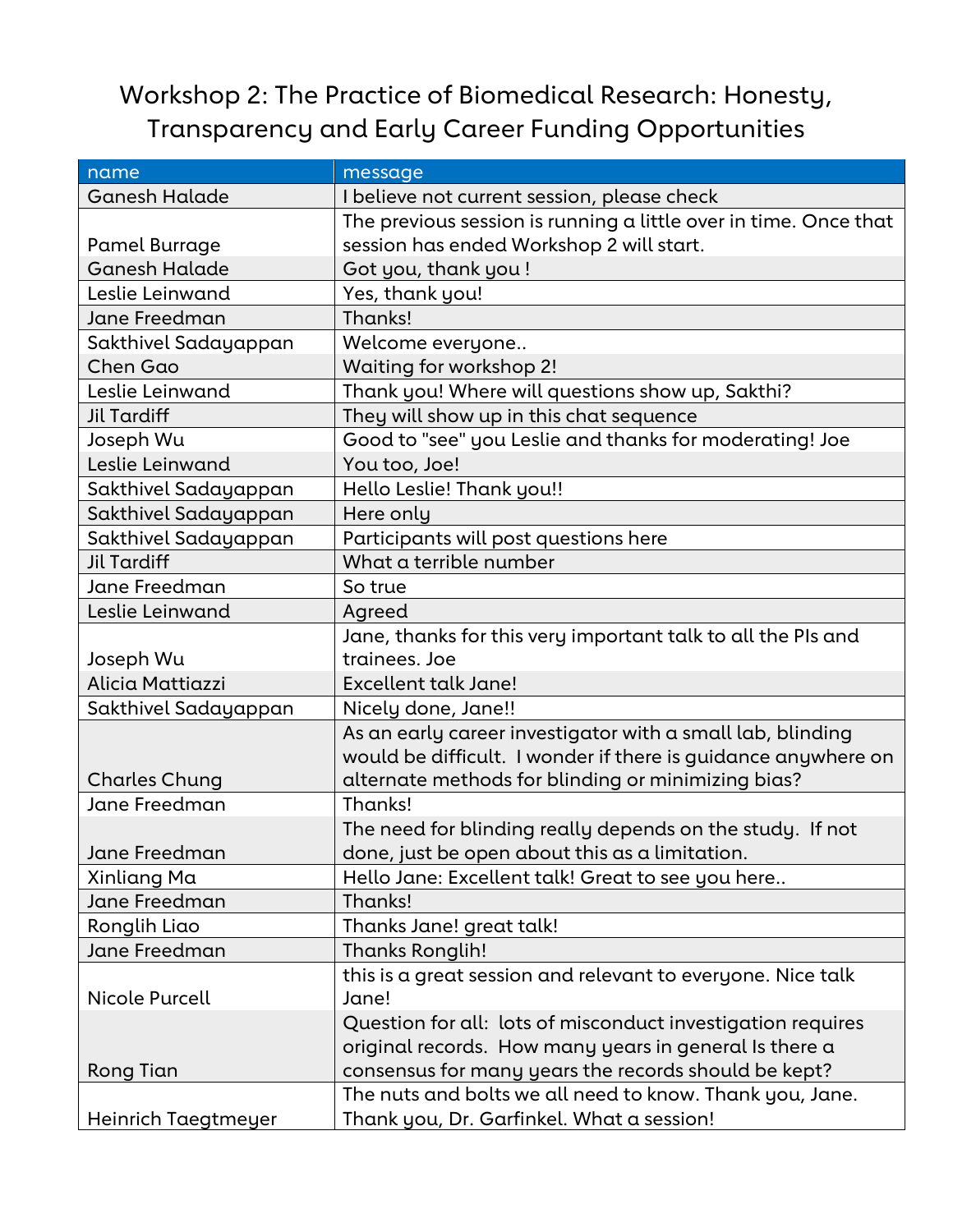# Workshop 2: The Practice of Biomedical Research: Honesty, Transparency and Early Career Funding Opportunities

| name | message |
|---|---|
| Ganesh Halade | I believe not current session, please check |
| Pamel Burrage | The previous session is running a little over in time. Once that session has ended Workshop 2 will start. |
| Ganesh Halade | Got you, thank you ! |
| Leslie Leinwand | Yes, thank you! |
| Jane Freedman | Thanks! |
| Sakthivel Sadayappan | Welcome everyone.. |
| Chen Gao | Waiting for workshop 2! |
| Leslie Leinwand | Thank you! Where will questions show up, Sakthi? |
| Jil Tardiff | They will show up in this chat sequence |
| Joseph Wu | Good to "see" you Leslie and thanks for moderating! Joe |
| Leslie Leinwand | You too, Joe! |
| Sakthivel Sadayappan | Hello Leslie! Thank you!! |
| Sakthivel Sadayappan | Here only |
| Sakthivel Sadayappan | Participants will post questions here |
| Jil Tardiff | What a terrible number |
| Jane Freedman | So true |
| Leslie Leinwand | Agreed |
| Joseph Wu | Jane, thanks for this very important talk to all the PIs and trainees. Joe |
| Alicia Mattiazzi | Excellent talk Jane! |
| Sakthivel Sadayappan | Nicely done, Jane!! |
| Charles Chung | As an early career investigator with a small lab, blinding would be difficult. I wonder if there is guidance anywhere on alternate methods for blinding or minimizing bias? |
| Jane Freedman | Thanks! |
| Jane Freedman | The need for blinding really depends on the study. If not done, just be open about this as a limitation. |
| Xinliang Ma | Hello Jane: Excellent talk! Great to see you here.. |
| Jane Freedman | Thanks! |
| Ronglih Liao | Thanks Jane! great talk! |
| Jane Freedman | Thanks Ronglih! |
| Nicole Purcell | this is a great session and relevant to everyone. Nice talk Jane! |
| Rong Tian | Question for all: lots of misconduct investigation requires original records. How many years in general Is there a consensus for many years the records should be kept? |
| Heinrich Taegtmeyer | The nuts and bolts we all need to know. Thank you, Jane. Thank you, Dr. Garfinkel. What a session! |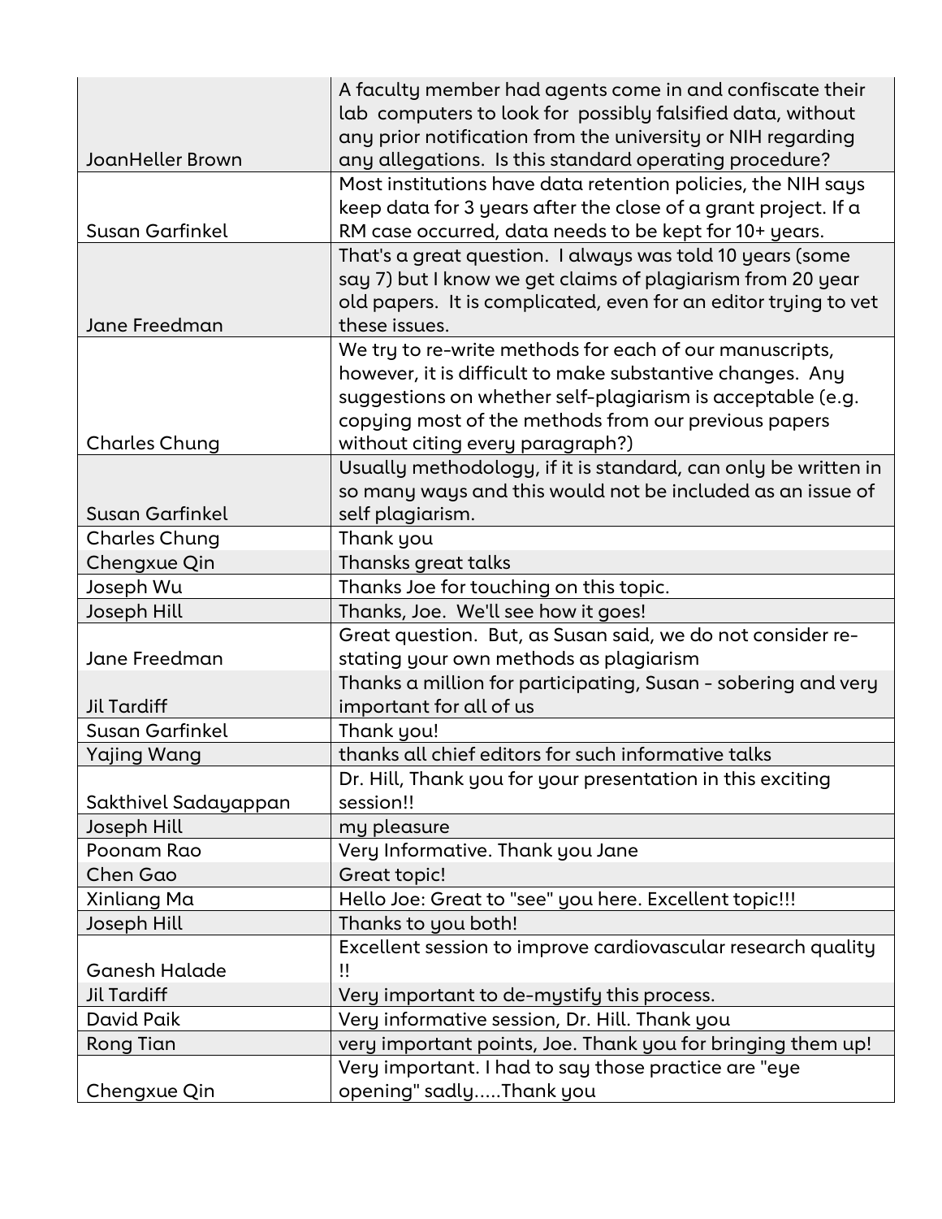| | |
|---|---|
| JoanHeller Brown | A faculty member had agents come in and confiscate their lab computers to look for possibly falsified data, without any prior notification from the university or NIH regarding any allegations. Is this standard operating procedure? |
| Susan Garfinkel | Most institutions have data retention policies, the NIH says keep data for 3 years after the close of a grant project. If a RM case occurred, data needs to be kept for 10+ years. |
| Jane Freedman | That's a great question. I always was told 10 years (some say 7) but I know we get claims of plagiarism from 20 year old papers. It is complicated, even for an editor trying to vet these issues. |
| Charles Chung | We try to re-write methods for each of our manuscripts, however, it is difficult to make substantive changes. Any suggestions on whether self-plagiarism is acceptable (e.g. copying most of the methods from our previous papers without citing every paragraph?) |
| Susan Garfinkel | Usually methodology, if it is standard, can only be written in so many ways and this would not be included as an issue of self plagiarism. |
| Charles Chung | Thank you |
| Chengxue Qin | Thansks great talks |
| Joseph Wu | Thanks Joe for touching on this topic. |
| Joseph Hill | Thanks, Joe. We'll see how it goes! |
| Jane Freedman | Great question. But, as Susan said, we do not consider re-stating your own methods as plagiarism |
| Jil Tardiff | Thanks a million for participating, Susan - sobering and very important for all of us |
| Susan Garfinkel | Thank you! |
| Yajing Wang | thanks all chief editors for such informative talks |
| Sakthivel Sadayappan | Dr. Hill, Thank you for your presentation in this exciting session!! |
| Joseph Hill | my pleasure |
| Poonam Rao | Very Informative. Thank you Jane |
| Chen Gao | Great topic! |
| Xinliang Ma | Hello Joe: Great to "see" you here. Excellent topic!!! |
| Joseph Hill | Thanks to you both! |
| Ganesh Halade | Excellent session to improve cardiovascular research quality !! |
| Jil Tardiff | Very important to de-mystify this process. |
| David Paik | Very informative session, Dr. Hill. Thank you |
| Rong Tian | very important points, Joe. Thank you for bringing them up! |
| Chengxue Qin | Very important. I had to say those practice are "eye opening" sadly.....Thank you |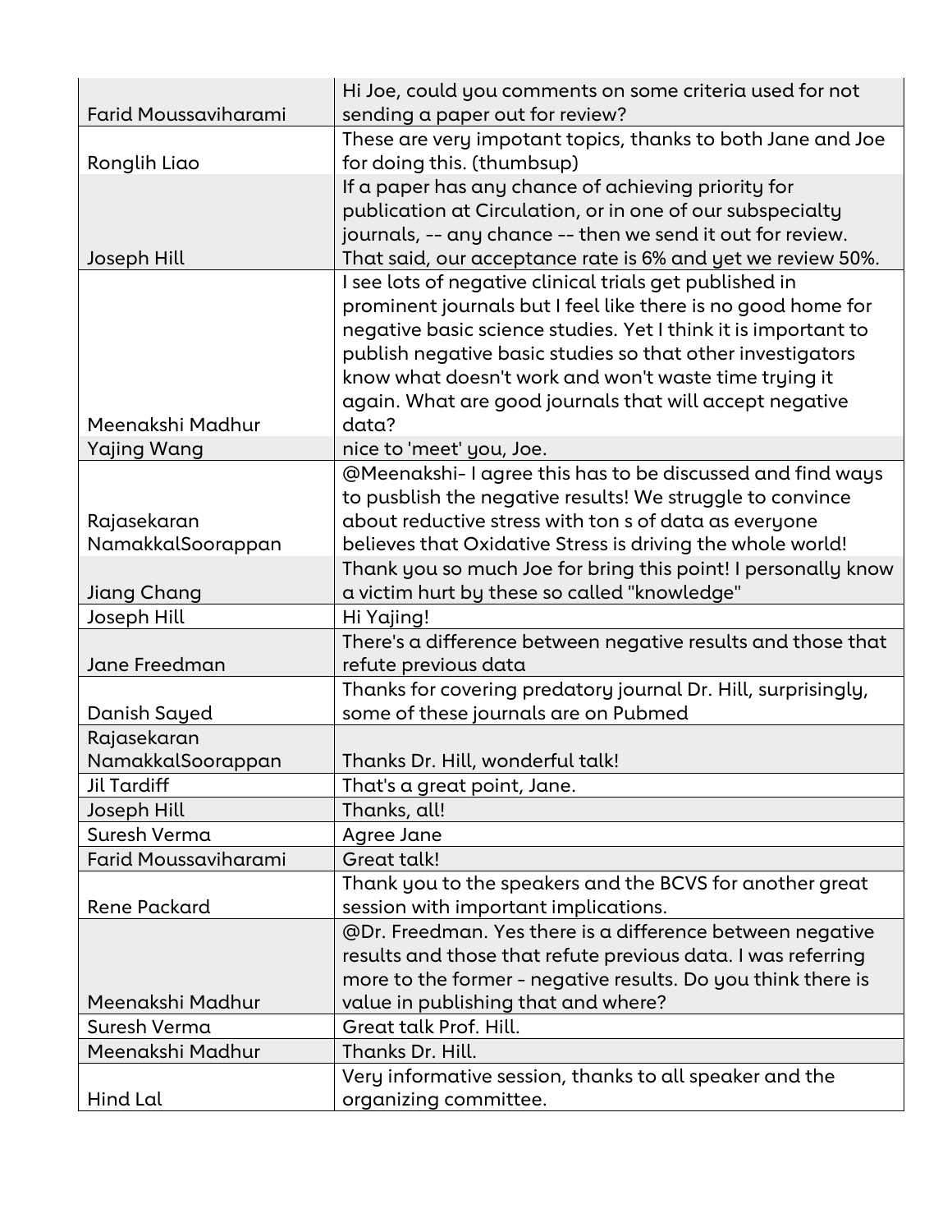| | |
|---|---|
| Farid Moussaviharami | Hi Joe, could you comments on some criteria used for not sending a paper out for review? |
| Ronglih Liao | These are very impotant topics, thanks to both Jane and Joe for doing this. (thumbsup) |
| Joseph Hill | If a paper has any chance of achieving priority for publication at Circulation, or in one of our subspecialty journals, -- any chance -- then we send it out for review. That said, our acceptance rate is 6% and yet we review 50%. |
| Meenakshi Madhur | I see lots of negative clinical trials get published in prominent journals but I feel like there is no good home for negative basic science studies. Yet I think it is important to publish negative basic studies so that other investigators know what doesn't work and won't waste time trying it again. What are good journals that will accept negative data? |
| Yajing Wang | nice to 'meet' you, Joe. |
| Rajasekaran NamakkalSoorappan | @Meenakshi- I agree this has to be discussed and find ways to pusblish the negative results! We struggle to convince about reductive stress with ton s of data as everyone believes that Oxidative Stress is driving the whole world! |
| Jiang Chang | Thank you so much Joe for bring this point! I personally know a victim hurt by these so called "knowledge" |
| Joseph Hill | Hi Yajing! |
| Jane Freedman | There's a difference between negative results and those that refute previous data |
| Danish Sayed | Thanks for covering predatory journal Dr. Hill, surprisingly, some of these journals are on Pubmed |
| Rajasekaran NamakkalSoorappan | Thanks Dr. Hill, wonderful talk! |
| Jil Tardiff | That's a great point, Jane. |
| Joseph Hill | Thanks, all! |
| Suresh Verma | Agree Jane |
| Farid Moussaviharami | Great talk! |
| Rene Packard | Thank you to the speakers and the BCVS for another great session with important implications. |
| Meenakshi Madhur | @Dr. Freedman. Yes there is a difference between negative results and those that refute previous data. I was referring more to the former - negative results. Do you think there is value in publishing that and where? |
| Suresh Verma | Great talk Prof. Hill. |
| Meenakshi Madhur | Thanks Dr. Hill. |
| Hind Lal | Very informative session, thanks to all speaker and the organizing committee. |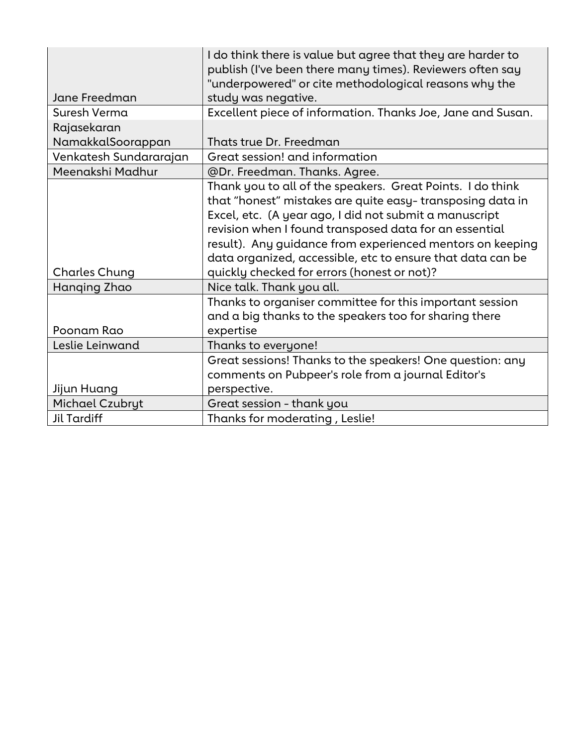| | |
|---|---|
| Jane Freedman | I do think there is value but agree that they are harder to publish (I've been there many times). Reviewers often say "underpowered" or cite methodological reasons why the study was negative. |
| Suresh Verma | Excellent piece of information. Thanks Joe, Jane and Susan. |
| Rajasekaran NamakkalSoorappan | Thats true Dr. Freedman |
| Venkatesh Sundararajan | Great session! and information |
| Meenakshi Madhur | @Dr. Freedman. Thanks. Agree. |
| Charles Chung | Thank you to all of the speakers. Great Points. I do think that "honest" mistakes are quite easy- transposing data in Excel, etc. (A year ago, I did not submit a manuscript revision when I found transposed data for an essential result). Any guidance from experienced mentors on keeping data organized, accessible, etc to ensure that data can be quickly checked for errors (honest or not)? |
| Hanqing Zhao | Nice talk. Thank you all. |
| Poonam Rao | Thanks to organiser committee for this important session and a big thanks to the speakers too for sharing there expertise |
| Leslie Leinwand | Thanks to everyone! |
| Jijun Huang | Great sessions! Thanks to the speakers! One question: any comments on Pubpeer's role from a journal Editor's perspective. |
| Michael Czubryt | Great session - thank you |
| Jil Tardiff | Thanks for moderating , Leslie! |